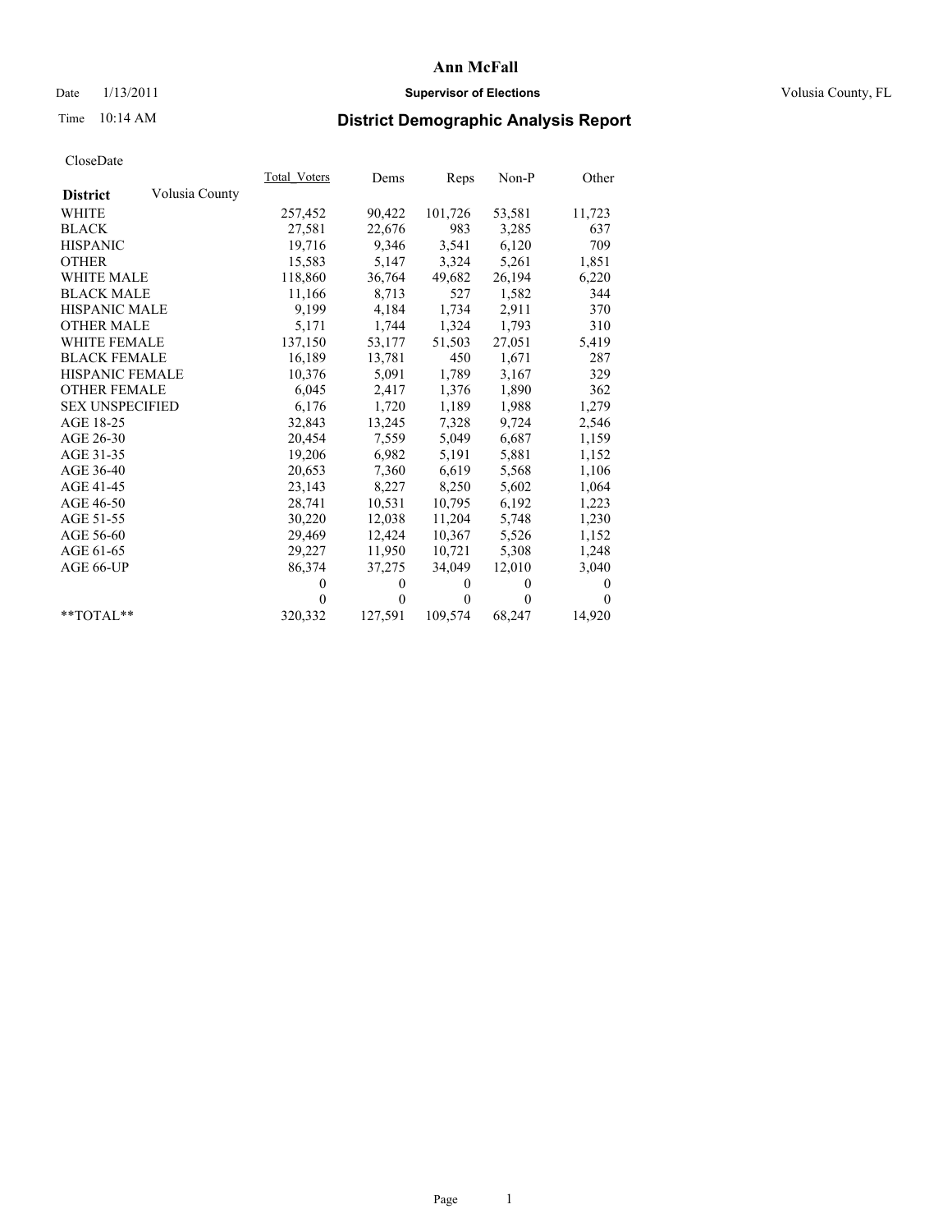# Ann McFall

Date 1/13/2011 **Supervisor of Elections** Volusia County, FL

Time 10:14 AM

## District Demographic Analysis Report

CloseDate

| **District** Volusia County | Total_Voters | Dems | Reps | Non-P | Other |
|---|---|---|---|---|---|
| WHITE | 257,452 | 90,422 | 101,726 | 53,581 | 11,723 |
| BLACK | 27,581 | 22,676 | 983 | 3,285 | 637 |
| HISPANIC | 19,716 | 9,346 | 3,541 | 6,120 | 709 |
| OTHER | 15,583 | 5,147 | 3,324 | 5,261 | 1,851 |
| WHITE MALE | 118,860 | 36,764 | 49,682 | 26,194 | 6,220 |
| BLACK MALE | 11,166 | 8,713 | 527 | 1,582 | 344 |
| HISPANIC MALE | 9,199 | 4,184 | 1,734 | 2,911 | 370 |
| OTHER MALE | 5,171 | 1,744 | 1,324 | 1,793 | 310 |
| WHITE FEMALE | 137,150 | 53,177 | 51,503 | 27,051 | 5,419 |
| BLACK FEMALE | 16,189 | 13,781 | 450 | 1,671 | 287 |
| HISPANIC FEMALE | 10,376 | 5,091 | 1,789 | 3,167 | 329 |
| OTHER FEMALE | 6,045 | 2,417 | 1,376 | 1,890 | 362 |
| SEX UNSPECIFIED | 6,176 | 1,720 | 1,189 | 1,988 | 1,279 |
| AGE 18-25 | 32,843 | 13,245 | 7,328 | 9,724 | 2,546 |
| AGE 26-30 | 20,454 | 7,559 | 5,049 | 6,687 | 1,159 |
| AGE 31-35 | 19,206 | 6,982 | 5,191 | 5,881 | 1,152 |
| AGE 36-40 | 20,653 | 7,360 | 6,619 | 5,568 | 1,106 |
| AGE 41-45 | 23,143 | 8,227 | 8,250 | 5,602 | 1,064 |
| AGE 46-50 | 28,741 | 10,531 | 10,795 | 6,192 | 1,223 |
| AGE 51-55 | 30,220 | 12,038 | 11,204 | 5,748 | 1,230 |
| AGE 56-60 | 29,469 | 12,424 | 10,367 | 5,526 | 1,152 |
| AGE 61-65 | 29,227 | 11,950 | 10,721 | 5,308 | 1,248 |
| AGE 66-UP | 86,374 | 37,275 | 34,049 | 12,010 | 3,040 |
| | 0 | 0 | 0 | 0 | 0 |
| | 0 | 0 | 0 | 0 | 0 |
| **TOTAL** | 320,332 | 127,591 | 109,574 | 68,247 | 14,920 |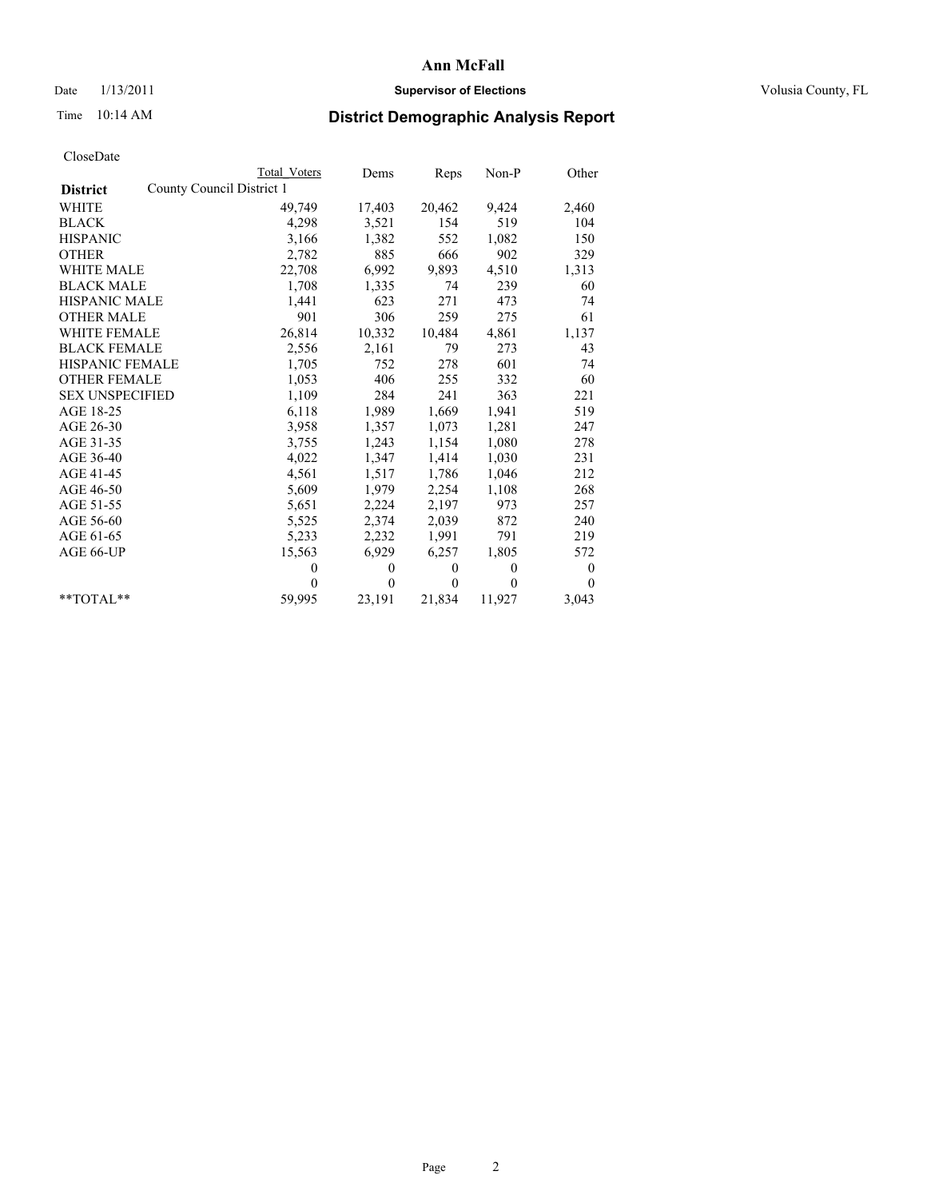**Ann McFall**

Date 1/13/2011 **Supervisor of Elections** Volusia County, FL

Time 10:14 AM

## District Demographic Analysis Report

CloseDate

| District | Total Voters | Dems | Reps | Non-P | Other |
|---|---|---|---|---|---|
| County Council District 1 | | | | | |
| WHITE | 49,749 | 17,403 | 20,462 | 9,424 | 2,460 |
| BLACK | 4,298 | 3,521 | 154 | 519 | 104 |
| HISPANIC | 3,166 | 1,382 | 552 | 1,082 | 150 |
| OTHER | 2,782 | 885 | 666 | 902 | 329 |
| WHITE MALE | 22,708 | 6,992 | 9,893 | 4,510 | 1,313 |
| BLACK MALE | 1,708 | 1,335 | 74 | 239 | 60 |
| HISPANIC MALE | 1,441 | 623 | 271 | 473 | 74 |
| OTHER MALE | 901 | 306 | 259 | 275 | 61 |
| WHITE FEMALE | 26,814 | 10,332 | 10,484 | 4,861 | 1,137 |
| BLACK FEMALE | 2,556 | 2,161 | 79 | 273 | 43 |
| HISPANIC FEMALE | 1,705 | 752 | 278 | 601 | 74 |
| OTHER FEMALE | 1,053 | 406 | 255 | 332 | 60 |
| SEX UNSPECIFIED | 1,109 | 284 | 241 | 363 | 221 |
| AGE 18-25 | 6,118 | 1,989 | 1,669 | 1,941 | 519 |
| AGE 26-30 | 3,958 | 1,357 | 1,073 | 1,281 | 247 |
| AGE 31-35 | 3,755 | 1,243 | 1,154 | 1,080 | 278 |
| AGE 36-40 | 4,022 | 1,347 | 1,414 | 1,030 | 231 |
| AGE 41-45 | 4,561 | 1,517 | 1,786 | 1,046 | 212 |
| AGE 46-50 | 5,609 | 1,979 | 2,254 | 1,108 | 268 |
| AGE 51-55 | 5,651 | 2,224 | 2,197 | 973 | 257 |
| AGE 56-60 | 5,525 | 2,374 | 2,039 | 872 | 240 |
| AGE 61-65 | 5,233 | 2,232 | 1,991 | 791 | 219 |
| AGE 66-UP | 15,563 | 6,929 | 6,257 | 1,805 | 572 |
| | 0 | 0 | 0 | 0 | 0 |
| | 0 | 0 | 0 | 0 | 0 |
| **TOTAL** | 59,995 | 23,191 | 21,834 | 11,927 | 3,043 |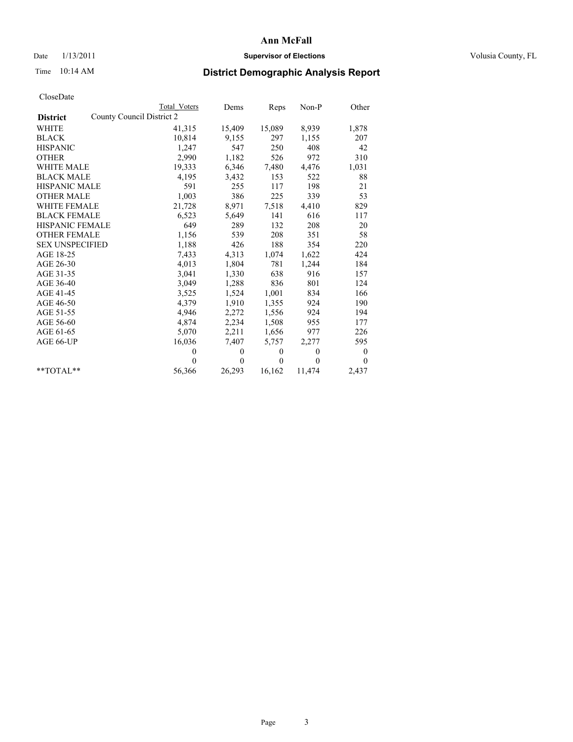# Ann McFall

Date 1/13/2011 **Supervisor of Elections** Volusia County, FL

Time 10:14 AM **District Demographic Analysis Report**

CloseDate

| District | County Council District 2 | Total Voters | Dems | Reps | Non-P | Other |
|---|---|---|---|---|---|---|
| WHITE | | 41,315 | 15,409 | 15,089 | 8,939 | 1,878 |
| BLACK | | 10,814 | 9,155 | 297 | 1,155 | 207 |
| HISPANIC | | 1,247 | 547 | 250 | 408 | 42 |
| OTHER | | 2,990 | 1,182 | 526 | 972 | 310 |
| WHITE MALE | | 19,333 | 6,346 | 7,480 | 4,476 | 1,031 |
| BLACK MALE | | 4,195 | 3,432 | 153 | 522 | 88 |
| HISPANIC MALE | | 591 | 255 | 117 | 198 | 21 |
| OTHER MALE | | 1,003 | 386 | 225 | 339 | 53 |
| WHITE FEMALE | | 21,728 | 8,971 | 7,518 | 4,410 | 829 |
| BLACK FEMALE | | 6,523 | 5,649 | 141 | 616 | 117 |
| HISPANIC FEMALE | | 649 | 289 | 132 | 208 | 20 |
| OTHER FEMALE | | 1,156 | 539 | 208 | 351 | 58 |
| SEX UNSPECIFIED | | 1,188 | 426 | 188 | 354 | 220 |
| AGE 18-25 | | 7,433 | 4,313 | 1,074 | 1,622 | 424 |
| AGE 26-30 | | 4,013 | 1,804 | 781 | 1,244 | 184 |
| AGE 31-35 | | 3,041 | 1,330 | 638 | 916 | 157 |
| AGE 36-40 | | 3,049 | 1,288 | 836 | 801 | 124 |
| AGE 41-45 | | 3,525 | 1,524 | 1,001 | 834 | 166 |
| AGE 46-50 | | 4,379 | 1,910 | 1,355 | 924 | 190 |
| AGE 51-55 | | 4,946 | 2,272 | 1,556 | 924 | 194 |
| AGE 56-60 | | 4,874 | 2,234 | 1,508 | 955 | 177 |
| AGE 61-65 | | 5,070 | 2,211 | 1,656 | 977 | 226 |
| AGE 66-UP | | 16,036 | 7,407 | 5,757 | 2,277 | 595 |
| | | 0 | 0 | 0 | 0 | 0 |
| | | 0 | 0 | 0 | 0 | 0 |
| **TOTAL** | | 56,366 | 26,293 | 16,162 | 11,474 | 2,437 |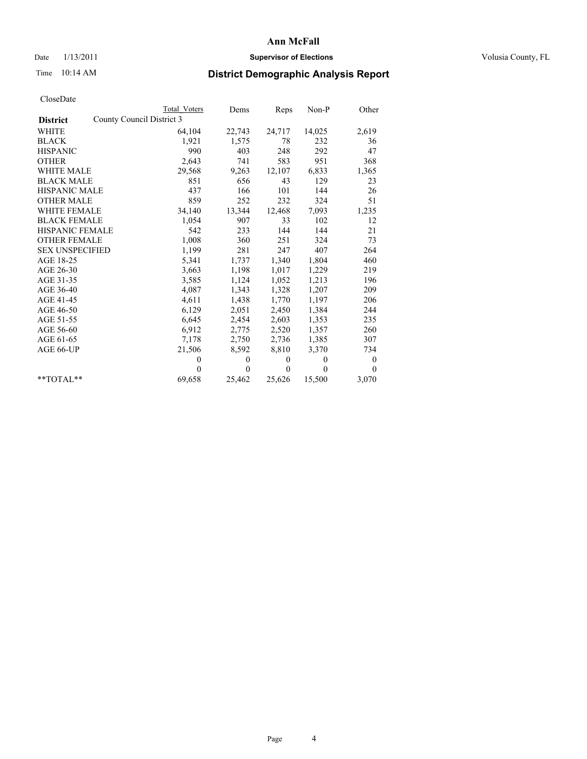# Ann McFall

Date 1/13/2011 **Supervisor of Elections** Volusia County, FL

Time 10:14 AM **District Demographic Analysis Report**

CloseDate

| | Total Voters | Dems | Reps | Non-P | Other |
|---|---|---|---|---|---|
| **District** County Council District 3 | | | | | |
| WHITE | 64,104 | 22,743 | 24,717 | 14,025 | 2,619 |
| BLACK | 1,921 | 1,575 | 78 | 232 | 36 |
| HISPANIC | 990 | 403 | 248 | 292 | 47 |
| OTHER | 2,643 | 741 | 583 | 951 | 368 |
| WHITE MALE | 29,568 | 9,263 | 12,107 | 6,833 | 1,365 |
| BLACK MALE | 851 | 656 | 43 | 129 | 23 |
| HISPANIC MALE | 437 | 166 | 101 | 144 | 26 |
| OTHER MALE | 859 | 252 | 232 | 324 | 51 |
| WHITE FEMALE | 34,140 | 13,344 | 12,468 | 7,093 | 1,235 |
| BLACK FEMALE | 1,054 | 907 | 33 | 102 | 12 |
| HISPANIC FEMALE | 542 | 233 | 144 | 144 | 21 |
| OTHER FEMALE | 1,008 | 360 | 251 | 324 | 73 |
| SEX UNSPECIFIED | 1,199 | 281 | 247 | 407 | 264 |
| AGE 18-25 | 5,341 | 1,737 | 1,340 | 1,804 | 460 |
| AGE 26-30 | 3,663 | 1,198 | 1,017 | 1,229 | 219 |
| AGE 31-35 | 3,585 | 1,124 | 1,052 | 1,213 | 196 |
| AGE 36-40 | 4,087 | 1,343 | 1,328 | 1,207 | 209 |
| AGE 41-45 | 4,611 | 1,438 | 1,770 | 1,197 | 206 |
| AGE 46-50 | 6,129 | 2,051 | 2,450 | 1,384 | 244 |
| AGE 51-55 | 6,645 | 2,454 | 2,603 | 1,353 | 235 |
| AGE 56-60 | 6,912 | 2,775 | 2,520 | 1,357 | 260 |
| AGE 61-65 | 7,178 | 2,750 | 2,736 | 1,385 | 307 |
| AGE 66-UP | 21,506 | 8,592 | 8,810 | 3,370 | 734 |
| | 0 | 0 | 0 | 0 | 0 |
| | 0 | 0 | 0 | 0 | 0 |
| **TOTAL** | 69,658 | 25,462 | 25,626 | 15,500 | 3,070 |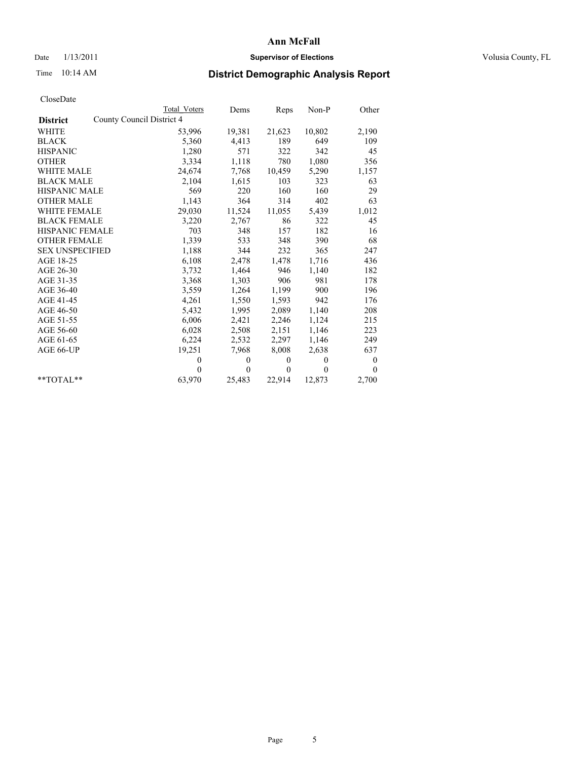# Ann McFall

Date 1/13/2011 **Supervisor of Elections** Volusia County, FL

Time 10:14 AM

## District Demographic Analysis Report

CloseDate

| District | Total Voters | Dems | Reps | Non-P | Other |
|---|---|---|---|---|---|
| County Council District 4 | | | | | |
| WHITE | 53,996 | 19,381 | 21,623 | 10,802 | 2,190 |
| BLACK | 5,360 | 4,413 | 189 | 649 | 109 |
| HISPANIC | 1,280 | 571 | 322 | 342 | 45 |
| OTHER | 3,334 | 1,118 | 780 | 1,080 | 356 |
| WHITE MALE | 24,674 | 7,768 | 10,459 | 5,290 | 1,157 |
| BLACK MALE | 2,104 | 1,615 | 103 | 323 | 63 |
| HISPANIC MALE | 569 | 220 | 160 | 160 | 29 |
| OTHER MALE | 1,143 | 364 | 314 | 402 | 63 |
| WHITE FEMALE | 29,030 | 11,524 | 11,055 | 5,439 | 1,012 |
| BLACK FEMALE | 3,220 | 2,767 | 86 | 322 | 45 |
| HISPANIC FEMALE | 703 | 348 | 157 | 182 | 16 |
| OTHER FEMALE | 1,339 | 533 | 348 | 390 | 68 |
| SEX UNSPECIFIED | 1,188 | 344 | 232 | 365 | 247 |
| AGE 18-25 | 6,108 | 2,478 | 1,478 | 1,716 | 436 |
| AGE 26-30 | 3,732 | 1,464 | 946 | 1,140 | 182 |
| AGE 31-35 | 3,368 | 1,303 | 906 | 981 | 178 |
| AGE 36-40 | 3,559 | 1,264 | 1,199 | 900 | 196 |
| AGE 41-45 | 4,261 | 1,550 | 1,593 | 942 | 176 |
| AGE 46-50 | 5,432 | 1,995 | 2,089 | 1,140 | 208 |
| AGE 51-55 | 6,006 | 2,421 | 2,246 | 1,124 | 215 |
| AGE 56-60 | 6,028 | 2,508 | 2,151 | 1,146 | 223 |
| AGE 61-65 | 6,224 | 2,532 | 2,297 | 1,146 | 249 |
| AGE 66-UP | 19,251 | 7,968 | 8,008 | 2,638 | 637 |
| | 0 | 0 | 0 | 0 | 0 |
| | 0 | 0 | 0 | 0 | 0 |
| **TOTAL** | 63,970 | 25,483 | 22,914 | 12,873 | 2,700 |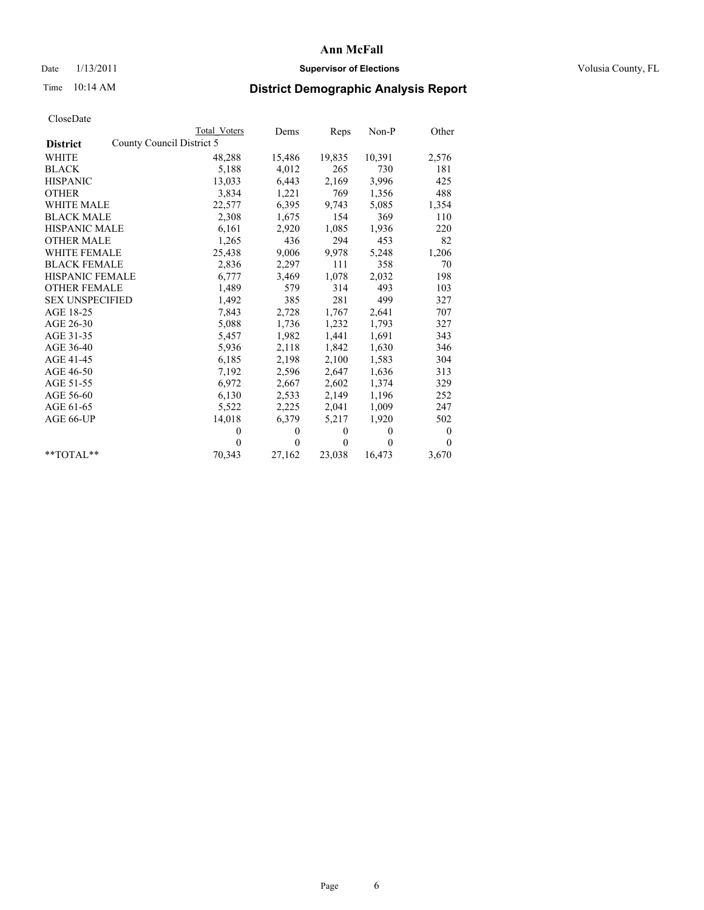# Ann McFall

Date 1/13/2011 **Supervisor of Elections** Volusia County, FL

Time 10:14 AM

## District Demographic Analysis Report

CloseDate

| | Total Voters | Dems | Reps | Non-P | Other |
|---|---|---|---|---|---|
| **District** County Council District 5 | | | | | |
| WHITE | 48,288 | 15,486 | 19,835 | 10,391 | 2,576 |
| BLACK | 5,188 | 4,012 | 265 | 730 | 181 |
| HISPANIC | 13,033 | 6,443 | 2,169 | 3,996 | 425 |
| OTHER | 3,834 | 1,221 | 769 | 1,356 | 488 |
| WHITE MALE | 22,577 | 6,395 | 9,743 | 5,085 | 1,354 |
| BLACK MALE | 2,308 | 1,675 | 154 | 369 | 110 |
| HISPANIC MALE | 6,161 | 2,920 | 1,085 | 1,936 | 220 |
| OTHER MALE | 1,265 | 436 | 294 | 453 | 82 |
| WHITE FEMALE | 25,438 | 9,006 | 9,978 | 5,248 | 1,206 |
| BLACK FEMALE | 2,836 | 2,297 | 111 | 358 | 70 |
| HISPANIC FEMALE | 6,777 | 3,469 | 1,078 | 2,032 | 198 |
| OTHER FEMALE | 1,489 | 579 | 314 | 493 | 103 |
| SEX UNSPECIFIED | 1,492 | 385 | 281 | 499 | 327 |
| AGE 18-25 | 7,843 | 2,728 | 1,767 | 2,641 | 707 |
| AGE 26-30 | 5,088 | 1,736 | 1,232 | 1,793 | 327 |
| AGE 31-35 | 5,457 | 1,982 | 1,441 | 1,691 | 343 |
| AGE 36-40 | 5,936 | 2,118 | 1,842 | 1,630 | 346 |
| AGE 41-45 | 6,185 | 2,198 | 2,100 | 1,583 | 304 |
| AGE 46-50 | 7,192 | 2,596 | 2,647 | 1,636 | 313 |
| AGE 51-55 | 6,972 | 2,667 | 2,602 | 1,374 | 329 |
| AGE 56-60 | 6,130 | 2,533 | 2,149 | 1,196 | 252 |
| AGE 61-65 | 5,522 | 2,225 | 2,041 | 1,009 | 247 |
| AGE 66-UP | 14,018 | 6,379 | 5,217 | 1,920 | 502 |
| | 0 | 0 | 0 | 0 | 0 |
| | 0 | 0 | 0 | 0 | 0 |
| **TOTAL** | 70,343 | 27,162 | 23,038 | 16,473 | 3,670 |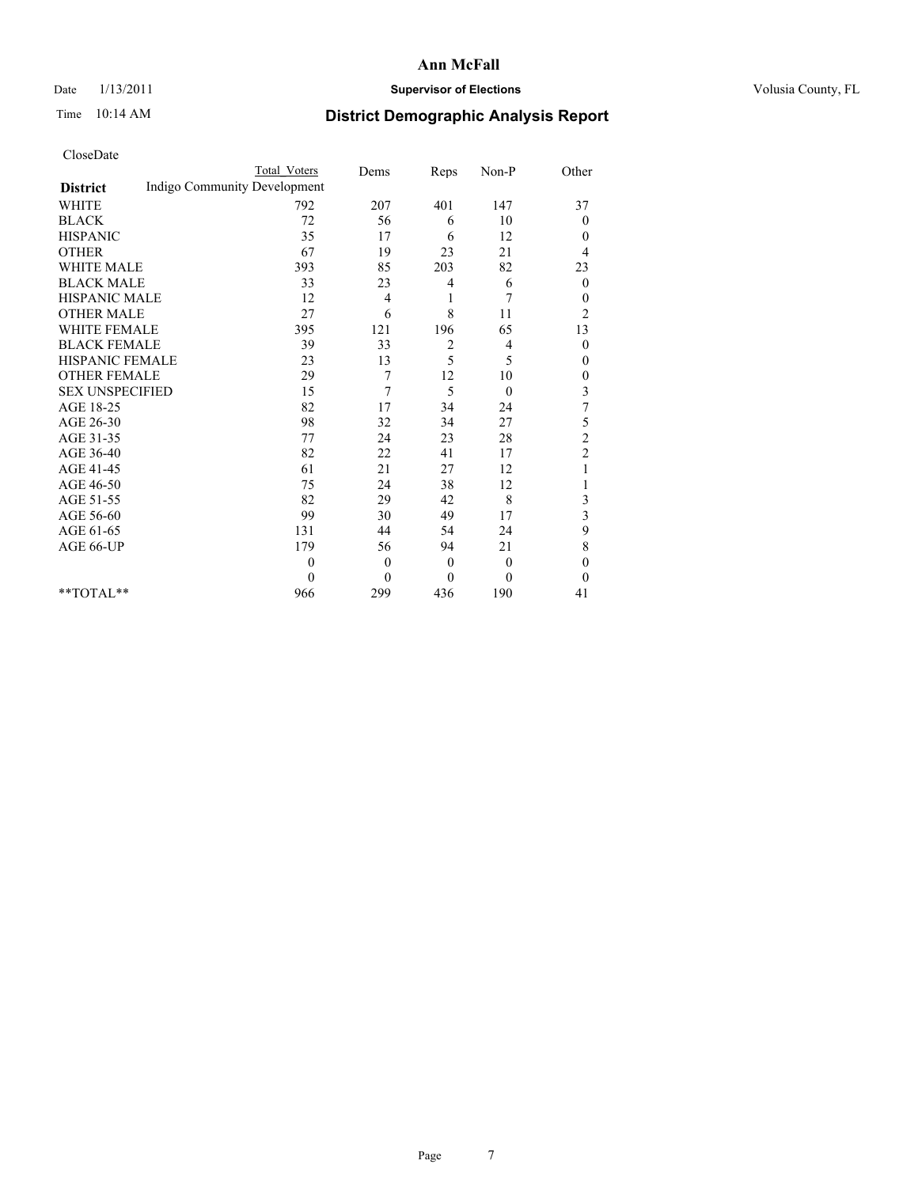**Ann McFall**

Date 1/13/2011 **Supervisor of Elections** Volusia County, FL

Time 10:14 AM **District Demographic Analysis Report**

CloseDate

| | Total Voters | Dems | Reps | Non-P | Other |
|---|---|---|---|---|---|
| **District** Indigo Community Development | | | | | |
| WHITE | 792 | 207 | 401 | 147 | 37 |
| BLACK | 72 | 56 | 6 | 10 | 0 |
| HISPANIC | 35 | 17 | 6 | 12 | 0 |
| OTHER | 67 | 19 | 23 | 21 | 4 |
| WHITE MALE | 393 | 85 | 203 | 82 | 23 |
| BLACK MALE | 33 | 23 | 4 | 6 | 0 |
| HISPANIC MALE | 12 | 4 | 1 | 7 | 0 |
| OTHER MALE | 27 | 6 | 8 | 11 | 2 |
| WHITE FEMALE | 395 | 121 | 196 | 65 | 13 |
| BLACK FEMALE | 39 | 33 | 2 | 4 | 0 |
| HISPANIC FEMALE | 23 | 13 | 5 | 5 | 0 |
| OTHER FEMALE | 29 | 7 | 12 | 10 | 0 |
| SEX UNSPECIFIED | 15 | 7 | 5 | 0 | 3 |
| AGE 18-25 | 82 | 17 | 34 | 24 | 7 |
| AGE 26-30 | 98 | 32 | 34 | 27 | 5 |
| AGE 31-35 | 77 | 24 | 23 | 28 | 2 |
| AGE 36-40 | 82 | 22 | 41 | 17 | 2 |
| AGE 41-45 | 61 | 21 | 27 | 12 | 1 |
| AGE 46-50 | 75 | 24 | 38 | 12 | 1 |
| AGE 51-55 | 82 | 29 | 42 | 8 | 3 |
| AGE 56-60 | 99 | 30 | 49 | 17 | 3 |
| AGE 61-65 | 131 | 44 | 54 | 24 | 9 |
| AGE 66-UP | 179 | 56 | 94 | 21 | 8 |
| | 0 | 0 | 0 | 0 | 0 |
| | 0 | 0 | 0 | 0 | 0 |
| **TOTAL** | 966 | 299 | 436 | 190 | 41 |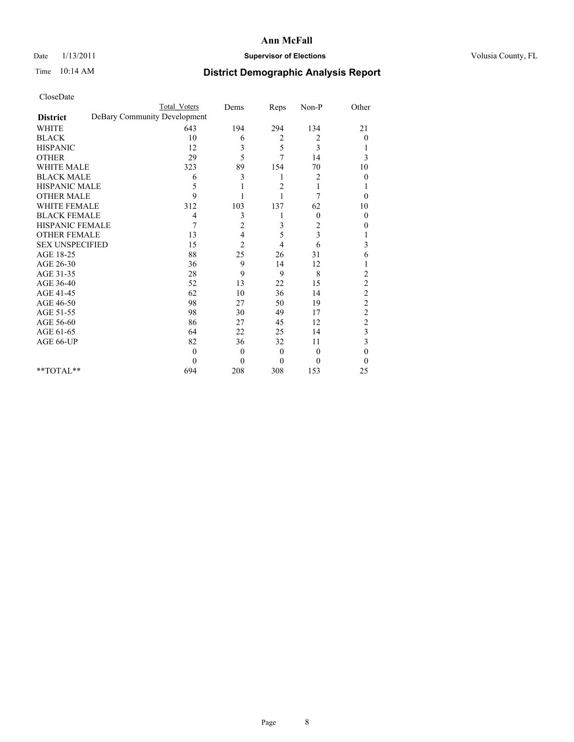# Ann McFall

Date 1/13/2011 **Supervisor of Elections** Volusia County, FL

Time 10:14 AM

## District Demographic Analysis Report

CloseDate

| | Total Voters | Dems | Reps | Non-P | Other |
|---|---|---|---|---|---|
| **District** DeBary Community Development | | | | | |
| WHITE | 643 | 194 | 294 | 134 | 21 |
| BLACK | 10 | 6 | 2 | 2 | 0 |
| HISPANIC | 12 | 3 | 5 | 3 | 1 |
| OTHER | 29 | 5 | 7 | 14 | 3 |
| WHITE MALE | 323 | 89 | 154 | 70 | 10 |
| BLACK MALE | 6 | 3 | 1 | 2 | 0 |
| HISPANIC MALE | 5 | 1 | 2 | 1 | 1 |
| OTHER MALE | 9 | 1 | 1 | 7 | 0 |
| WHITE FEMALE | 312 | 103 | 137 | 62 | 10 |
| BLACK FEMALE | 4 | 3 | 1 | 0 | 0 |
| HISPANIC FEMALE | 7 | 2 | 3 | 2 | 0 |
| OTHER FEMALE | 13 | 4 | 5 | 3 | 1 |
| SEX UNSPECIFIED | 15 | 2 | 4 | 6 | 3 |
| AGE 18-25 | 88 | 25 | 26 | 31 | 6 |
| AGE 26-30 | 36 | 9 | 14 | 12 | 1 |
| AGE 31-35 | 28 | 9 | 9 | 8 | 2 |
| AGE 36-40 | 52 | 13 | 22 | 15 | 2 |
| AGE 41-45 | 62 | 10 | 36 | 14 | 2 |
| AGE 46-50 | 98 | 27 | 50 | 19 | 2 |
| AGE 51-55 | 98 | 30 | 49 | 17 | 2 |
| AGE 56-60 | 86 | 27 | 45 | 12 | 2 |
| AGE 61-65 | 64 | 22 | 25 | 14 | 3 |
| AGE 66-UP | 82 | 36 | 32 | 11 | 3 |
| | 0 | 0 | 0 | 0 | 0 |
| | 0 | 0 | 0 | 0 | 0 |
| **TOTAL** | 694 | 208 | 308 | 153 | 25 |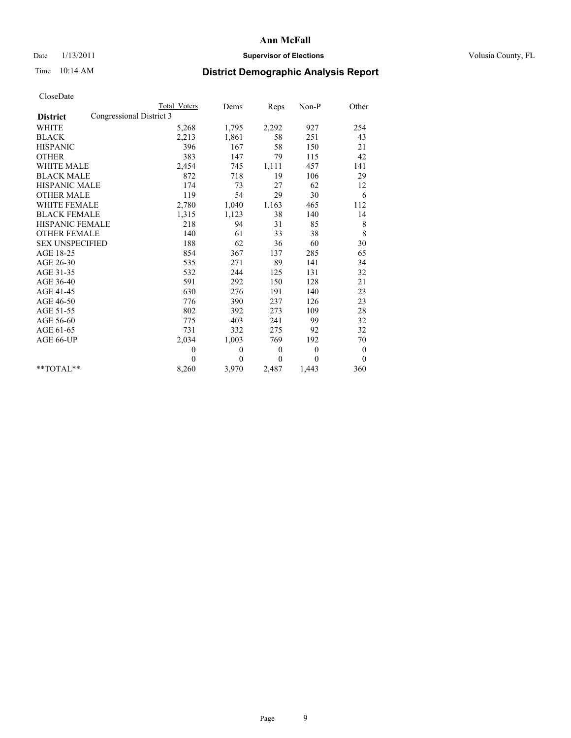# Ann McFall

Date 1/13/2011 **Supervisor of Elections** Volusia County, FL

Time 10:14 AM **District Demographic Analysis Report**

CloseDate

| | Total Voters | Dems | Reps | Non-P | Other |
|---|---|---|---|---|---|
| **District** Congressional District 3 | | | | | |
| WHITE | 5,268 | 1,795 | 2,292 | 927 | 254 |
| BLACK | 2,213 | 1,861 | 58 | 251 | 43 |
| HISPANIC | 396 | 167 | 58 | 150 | 21 |
| OTHER | 383 | 147 | 79 | 115 | 42 |
| WHITE MALE | 2,454 | 745 | 1,111 | 457 | 141 |
| BLACK MALE | 872 | 718 | 19 | 106 | 29 |
| HISPANIC MALE | 174 | 73 | 27 | 62 | 12 |
| OTHER MALE | 119 | 54 | 29 | 30 | 6 |
| WHITE FEMALE | 2,780 | 1,040 | 1,163 | 465 | 112 |
| BLACK FEMALE | 1,315 | 1,123 | 38 | 140 | 14 |
| HISPANIC FEMALE | 218 | 94 | 31 | 85 | 8 |
| OTHER FEMALE | 140 | 61 | 33 | 38 | 8 |
| SEX UNSPECIFIED | 188 | 62 | 36 | 60 | 30 |
| AGE 18-25 | 854 | 367 | 137 | 285 | 65 |
| AGE 26-30 | 535 | 271 | 89 | 141 | 34 |
| AGE 31-35 | 532 | 244 | 125 | 131 | 32 |
| AGE 36-40 | 591 | 292 | 150 | 128 | 21 |
| AGE 41-45 | 630 | 276 | 191 | 140 | 23 |
| AGE 46-50 | 776 | 390 | 237 | 126 | 23 |
| AGE 51-55 | 802 | 392 | 273 | 109 | 28 |
| AGE 56-60 | 775 | 403 | 241 | 99 | 32 |
| AGE 61-65 | 731 | 332 | 275 | 92 | 32 |
| AGE 66-UP | 2,034 | 1,003 | 769 | 192 | 70 |
| | 0 | 0 | 0 | 0 | 0 |
| | 0 | 0 | 0 | 0 | 0 |
| **TOTAL** | 8,260 | 3,970 | 2,487 | 1,443 | 360 |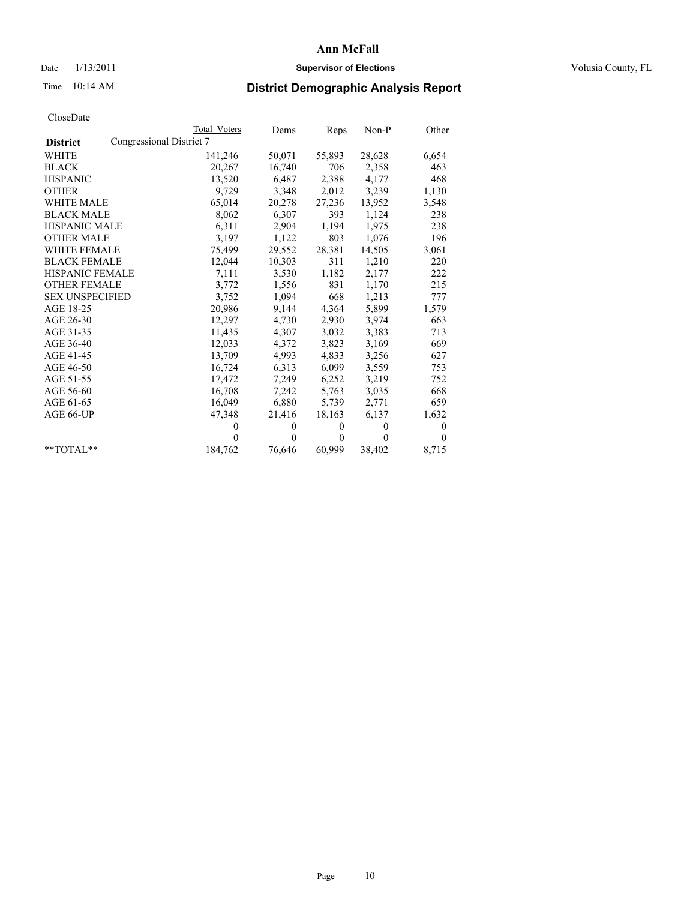# Ann McFall

Date 1/13/2011 **Supervisor of Elections** Volusia County, FL

Time 10:14 AM **District Demographic Analysis Report**

CloseDate

| District | Total Voters | Dems | Reps | Non-P | Other |
|---|---|---|---|---|---|
| Congressional District 7 | | | | | |
| WHITE | 141,246 | 50,071 | 55,893 | 28,628 | 6,654 |
| BLACK | 20,267 | 16,740 | 706 | 2,358 | 463 |
| HISPANIC | 13,520 | 6,487 | 2,388 | 4,177 | 468 |
| OTHER | 9,729 | 3,348 | 2,012 | 3,239 | 1,130 |
| WHITE MALE | 65,014 | 20,278 | 27,236 | 13,952 | 3,548 |
| BLACK MALE | 8,062 | 6,307 | 393 | 1,124 | 238 |
| HISPANIC MALE | 6,311 | 2,904 | 1,194 | 1,975 | 238 |
| OTHER MALE | 3,197 | 1,122 | 803 | 1,076 | 196 |
| WHITE FEMALE | 75,499 | 29,552 | 28,381 | 14,505 | 3,061 |
| BLACK FEMALE | 12,044 | 10,303 | 311 | 1,210 | 220 |
| HISPANIC FEMALE | 7,111 | 3,530 | 1,182 | 2,177 | 222 |
| OTHER FEMALE | 3,772 | 1,556 | 831 | 1,170 | 215 |
| SEX UNSPECIFIED | 3,752 | 1,094 | 668 | 1,213 | 777 |
| AGE 18-25 | 20,986 | 9,144 | 4,364 | 5,899 | 1,579 |
| AGE 26-30 | 12,297 | 4,730 | 2,930 | 3,974 | 663 |
| AGE 31-35 | 11,435 | 4,307 | 3,032 | 3,383 | 713 |
| AGE 36-40 | 12,033 | 4,372 | 3,823 | 3,169 | 669 |
| AGE 41-45 | 13,709 | 4,993 | 4,833 | 3,256 | 627 |
| AGE 46-50 | 16,724 | 6,313 | 6,099 | 3,559 | 753 |
| AGE 51-55 | 17,472 | 7,249 | 6,252 | 3,219 | 752 |
| AGE 56-60 | 16,708 | 7,242 | 5,763 | 3,035 | 668 |
| AGE 61-65 | 16,049 | 6,880 | 5,739 | 2,771 | 659 |
| AGE 66-UP | 47,348 | 21,416 | 18,163 | 6,137 | 1,632 |
| | 0 | 0 | 0 | 0 | 0 |
| | 0 | 0 | 0 | 0 | 0 |
| **TOTAL** | 184,762 | 76,646 | 60,999 | 38,402 | 8,715 |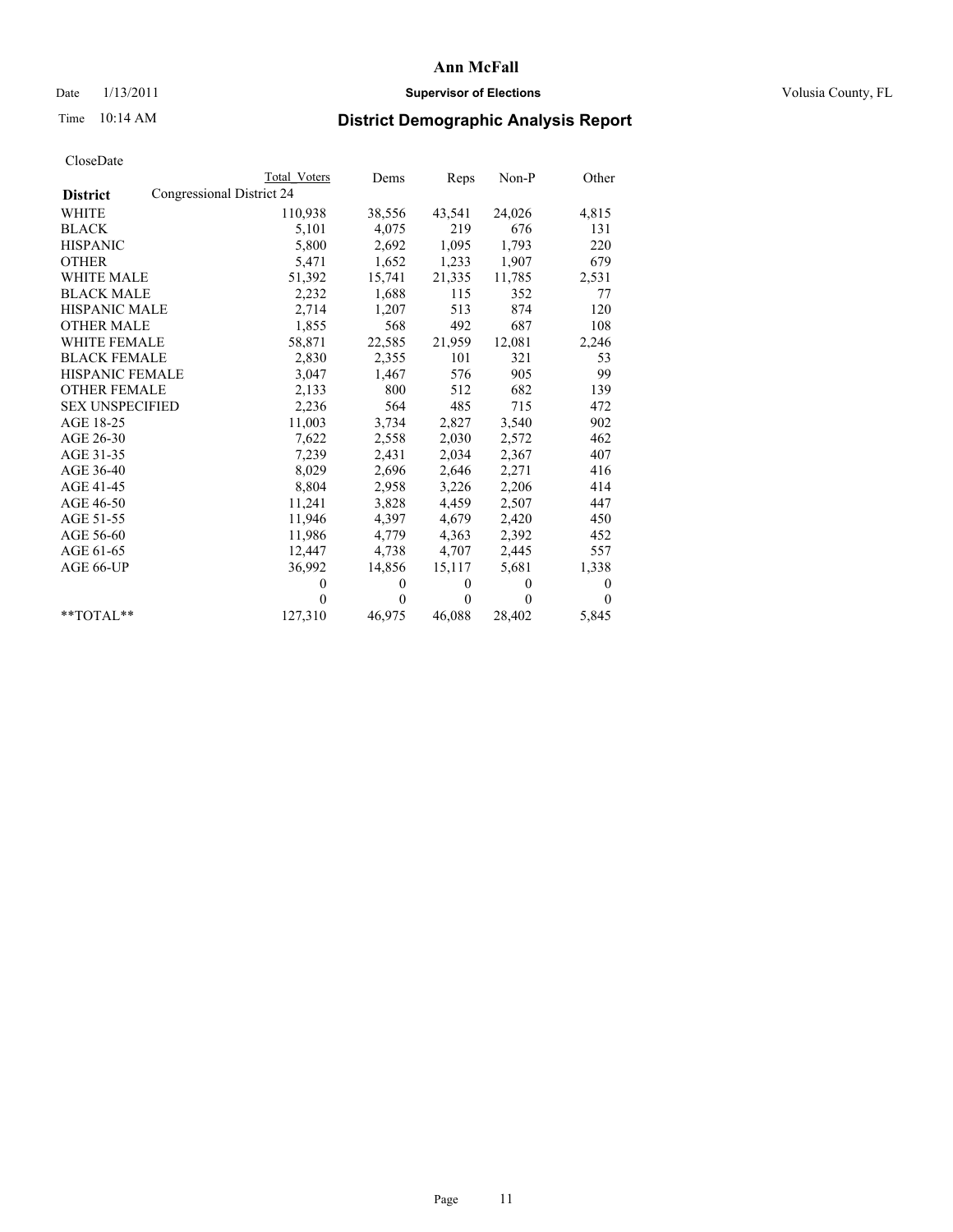**Ann McFall**

Date 1/13/2011 **Supervisor of Elections** Volusia County, FL

Time 10:14 AM

## District Demographic Analysis Report

CloseDate

| | Total Voters | Dems | Reps | Non-P | Other |
|---|---|---|---|---|---|
| **District** Congressional District 24 | | | | | |
| WHITE | 110,938 | 38,556 | 43,541 | 24,026 | 4,815 |
| BLACK | 5,101 | 4,075 | 219 | 676 | 131 |
| HISPANIC | 5,800 | 2,692 | 1,095 | 1,793 | 220 |
| OTHER | 5,471 | 1,652 | 1,233 | 1,907 | 679 |
| WHITE MALE | 51,392 | 15,741 | 21,335 | 11,785 | 2,531 |
| BLACK MALE | 2,232 | 1,688 | 115 | 352 | 77 |
| HISPANIC MALE | 2,714 | 1,207 | 513 | 874 | 120 |
| OTHER MALE | 1,855 | 568 | 492 | 687 | 108 |
| WHITE FEMALE | 58,871 | 22,585 | 21,959 | 12,081 | 2,246 |
| BLACK FEMALE | 2,830 | 2,355 | 101 | 321 | 53 |
| HISPANIC FEMALE | 3,047 | 1,467 | 576 | 905 | 99 |
| OTHER FEMALE | 2,133 | 800 | 512 | 682 | 139 |
| SEX UNSPECIFIED | 2,236 | 564 | 485 | 715 | 472 |
| AGE 18-25 | 11,003 | 3,734 | 2,827 | 3,540 | 902 |
| AGE 26-30 | 7,622 | 2,558 | 2,030 | 2,572 | 462 |
| AGE 31-35 | 7,239 | 2,431 | 2,034 | 2,367 | 407 |
| AGE 36-40 | 8,029 | 2,696 | 2,646 | 2,271 | 416 |
| AGE 41-45 | 8,804 | 2,958 | 3,226 | 2,206 | 414 |
| AGE 46-50 | 11,241 | 3,828 | 4,459 | 2,507 | 447 |
| AGE 51-55 | 11,946 | 4,397 | 4,679 | 2,420 | 450 |
| AGE 56-60 | 11,986 | 4,779 | 4,363 | 2,392 | 452 |
| AGE 61-65 | 12,447 | 4,738 | 4,707 | 2,445 | 557 |
| AGE 66-UP | 36,992 | 14,856 | 15,117 | 5,681 | 1,338 |
| | 0 | 0 | 0 | 0 | 0 |
| | 0 | 0 | 0 | 0 | 0 |
| **TOTAL** | 127,310 | 46,975 | 46,088 | 28,402 | 5,845 |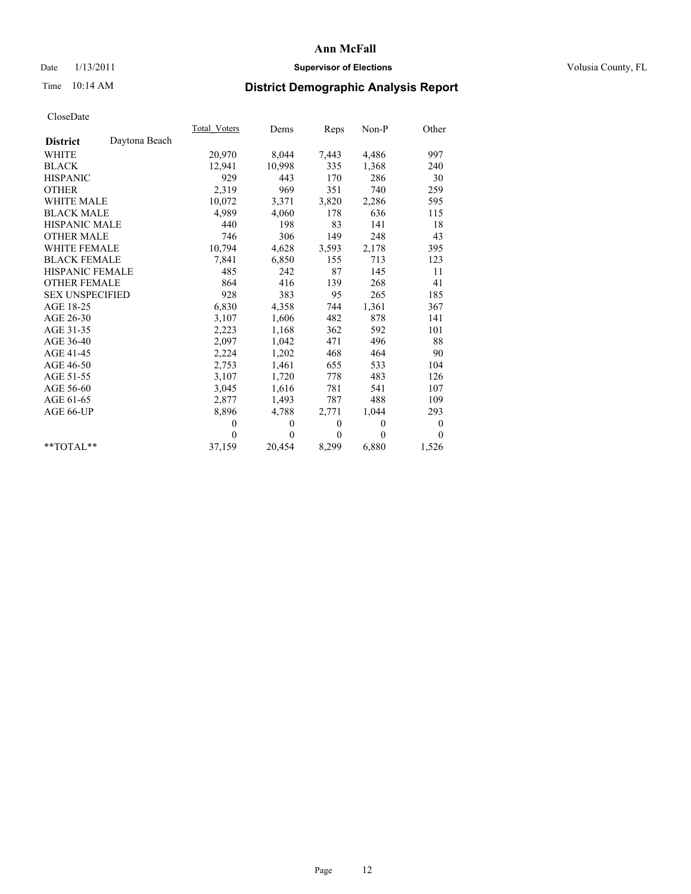# Ann McFall

Date 1/13/2011 **Supervisor of Elections** Volusia County, FL

Time 10:14 AM

## District Demographic Analysis Report

CloseDate

| **District** Daytona Beach | Total_Voters | Dems | Reps | Non-P | Other |
|---|---|---|---|---|---|
| WHITE | 20,970 | 8,044 | 7,443 | 4,486 | 997 |
| BLACK | 12,941 | 10,998 | 335 | 1,368 | 240 |
| HISPANIC | 929 | 443 | 170 | 286 | 30 |
| OTHER | 2,319 | 969 | 351 | 740 | 259 |
| WHITE MALE | 10,072 | 3,371 | 3,820 | 2,286 | 595 |
| BLACK MALE | 4,989 | 4,060 | 178 | 636 | 115 |
| HISPANIC MALE | 440 | 198 | 83 | 141 | 18 |
| OTHER MALE | 746 | 306 | 149 | 248 | 43 |
| WHITE FEMALE | 10,794 | 4,628 | 3,593 | 2,178 | 395 |
| BLACK FEMALE | 7,841 | 6,850 | 155 | 713 | 123 |
| HISPANIC FEMALE | 485 | 242 | 87 | 145 | 11 |
| OTHER FEMALE | 864 | 416 | 139 | 268 | 41 |
| SEX UNSPECIFIED | 928 | 383 | 95 | 265 | 185 |
| AGE 18-25 | 6,830 | 4,358 | 744 | 1,361 | 367 |
| AGE 26-30 | 3,107 | 1,606 | 482 | 878 | 141 |
| AGE 31-35 | 2,223 | 1,168 | 362 | 592 | 101 |
| AGE 36-40 | 2,097 | 1,042 | 471 | 496 | 88 |
| AGE 41-45 | 2,224 | 1,202 | 468 | 464 | 90 |
| AGE 46-50 | 2,753 | 1,461 | 655 | 533 | 104 |
| AGE 51-55 | 3,107 | 1,720 | 778 | 483 | 126 |
| AGE 56-60 | 3,045 | 1,616 | 781 | 541 | 107 |
| AGE 61-65 | 2,877 | 1,493 | 787 | 488 | 109 |
| AGE 66-UP | 8,896 | 4,788 | 2,771 | 1,044 | 293 |
| | 0 | 0 | 0 | 0 | 0 |
| | 0 | 0 | 0 | 0 | 0 |
| **TOTAL** | 37,159 | 20,454 | 8,299 | 6,880 | 1,526 |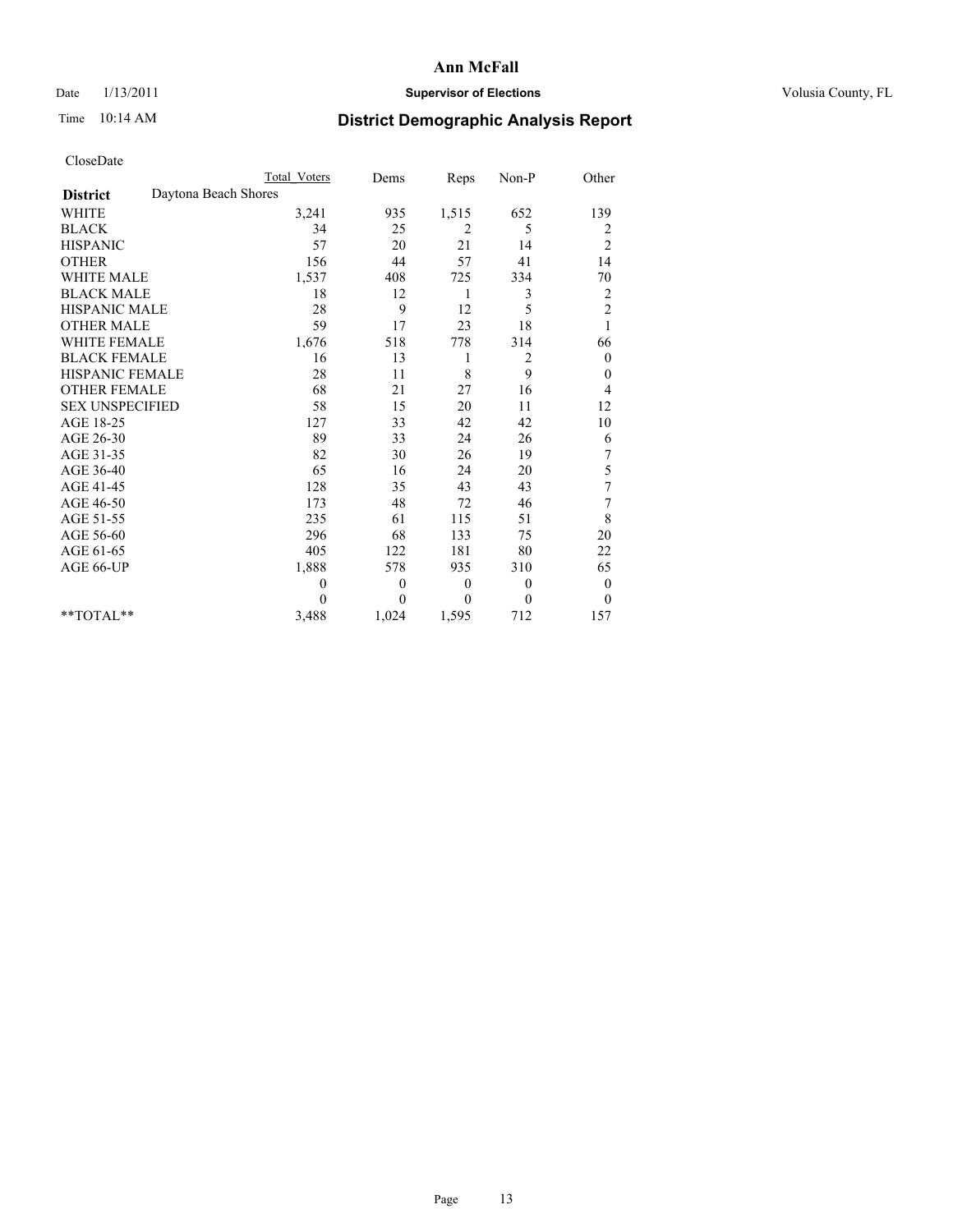CloseDate

| | Total Voters | Dems | Reps | Non-P | Other |
|---|---|---|---|---|---|
| **District** Daytona Beach Shores | | | | | |
| WHITE | 3,241 | 935 | 1,515 | 652 | 139 |
| BLACK | 34 | 25 | 2 | 5 | 2 |
| HISPANIC | 57 | 20 | 21 | 14 | 2 |
| OTHER | 156 | 44 | 57 | 41 | 14 |
| WHITE MALE | 1,537 | 408 | 725 | 334 | 70 |
| BLACK MALE | 18 | 12 | 1 | 3 | 2 |
| HISPANIC MALE | 28 | 9 | 12 | 5 | 2 |
| OTHER MALE | 59 | 17 | 23 | 18 | 1 |
| WHITE FEMALE | 1,676 | 518 | 778 | 314 | 66 |
| BLACK FEMALE | 16 | 13 | 1 | 2 | 0 |
| HISPANIC FEMALE | 28 | 11 | 8 | 9 | 0 |
| OTHER FEMALE | 68 | 21 | 27 | 16 | 4 |
| SEX UNSPECIFIED | 58 | 15 | 20 | 11 | 12 |
| AGE 18-25 | 127 | 33 | 42 | 42 | 10 |
| AGE 26-30 | 89 | 33 | 24 | 26 | 6 |
| AGE 31-35 | 82 | 30 | 26 | 19 | 7 |
| AGE 36-40 | 65 | 16 | 24 | 20 | 5 |
| AGE 41-45 | 128 | 35 | 43 | 43 | 7 |
| AGE 46-50 | 173 | 48 | 72 | 46 | 7 |
| AGE 51-55 | 235 | 61 | 115 | 51 | 8 |
| AGE 56-60 | 296 | 68 | 133 | 75 | 20 |
| AGE 61-65 | 405 | 122 | 181 | 80 | 22 |
| AGE 66-UP | 1,888 | 578 | 935 | 310 | 65 |
| | 0 | 0 | 0 | 0 | 0 |
| | 0 | 0 | 0 | 0 | 0 |
| **TOTAL** | 3,488 | 1,024 | 1,595 | 712 | 157 |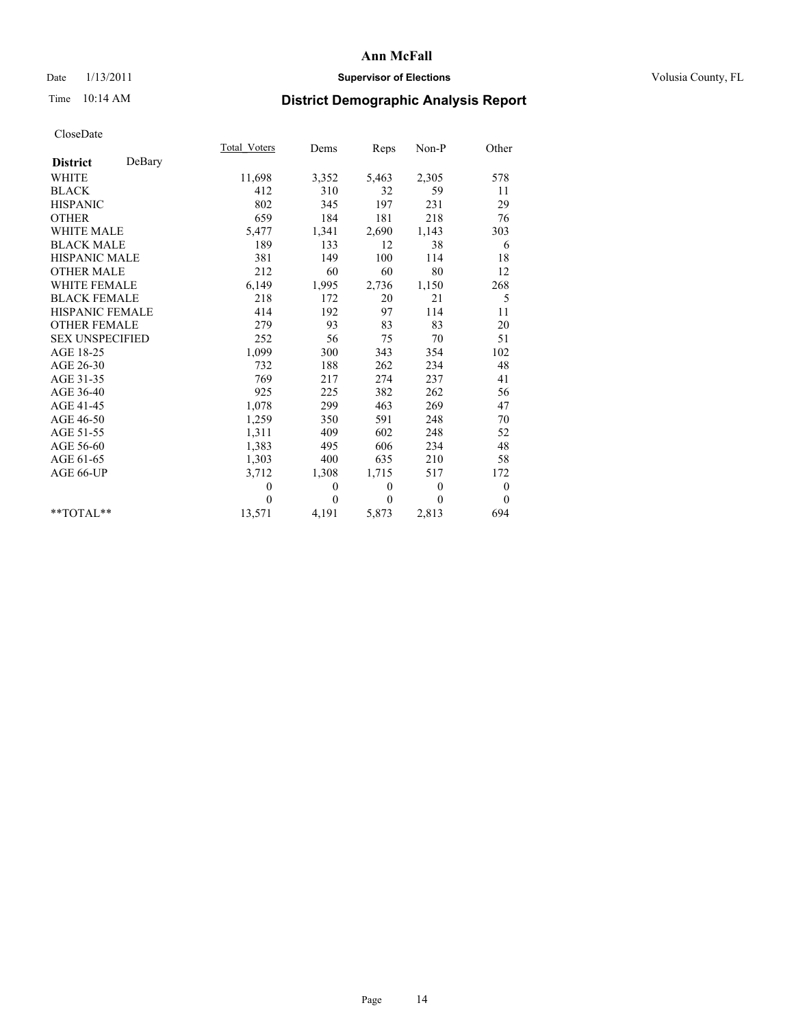# Ann McFall

Date 1/13/2011 **Supervisor of Elections** Volusia County, FL

Time 10:14 AM **District Demographic Analysis Report**

CloseDate

| | Total_Voters | Dems | Reps | Non-P | Other |
|---|---|---|---|---|---|
| **District** DeBary | | | | | |
| WHITE | 11,698 | 3,352 | 5,463 | 2,305 | 578 |
| BLACK | 412 | 310 | 32 | 59 | 11 |
| HISPANIC | 802 | 345 | 197 | 231 | 29 |
| OTHER | 659 | 184 | 181 | 218 | 76 |
| WHITE MALE | 5,477 | 1,341 | 2,690 | 1,143 | 303 |
| BLACK MALE | 189 | 133 | 12 | 38 | 6 |
| HISPANIC MALE | 381 | 149 | 100 | 114 | 18 |
| OTHER MALE | 212 | 60 | 60 | 80 | 12 |
| WHITE FEMALE | 6,149 | 1,995 | 2,736 | 1,150 | 268 |
| BLACK FEMALE | 218 | 172 | 20 | 21 | 5 |
| HISPANIC FEMALE | 414 | 192 | 97 | 114 | 11 |
| OTHER FEMALE | 279 | 93 | 83 | 83 | 20 |
| SEX UNSPECIFIED | 252 | 56 | 75 | 70 | 51 |
| AGE 18-25 | 1,099 | 300 | 343 | 354 | 102 |
| AGE 26-30 | 732 | 188 | 262 | 234 | 48 |
| AGE 31-35 | 769 | 217 | 274 | 237 | 41 |
| AGE 36-40 | 925 | 225 | 382 | 262 | 56 |
| AGE 41-45 | 1,078 | 299 | 463 | 269 | 47 |
| AGE 46-50 | 1,259 | 350 | 591 | 248 | 70 |
| AGE 51-55 | 1,311 | 409 | 602 | 248 | 52 |
| AGE 56-60 | 1,383 | 495 | 606 | 234 | 48 |
| AGE 61-65 | 1,303 | 400 | 635 | 210 | 58 |
| AGE 66-UP | 3,712 | 1,308 | 1,715 | 517 | 172 |
| | 0 | 0 | 0 | 0 | 0 |
| | 0 | 0 | 0 | 0 | 0 |
| **TOTAL** | 13,571 | 4,191 | 5,873 | 2,813 | 694 |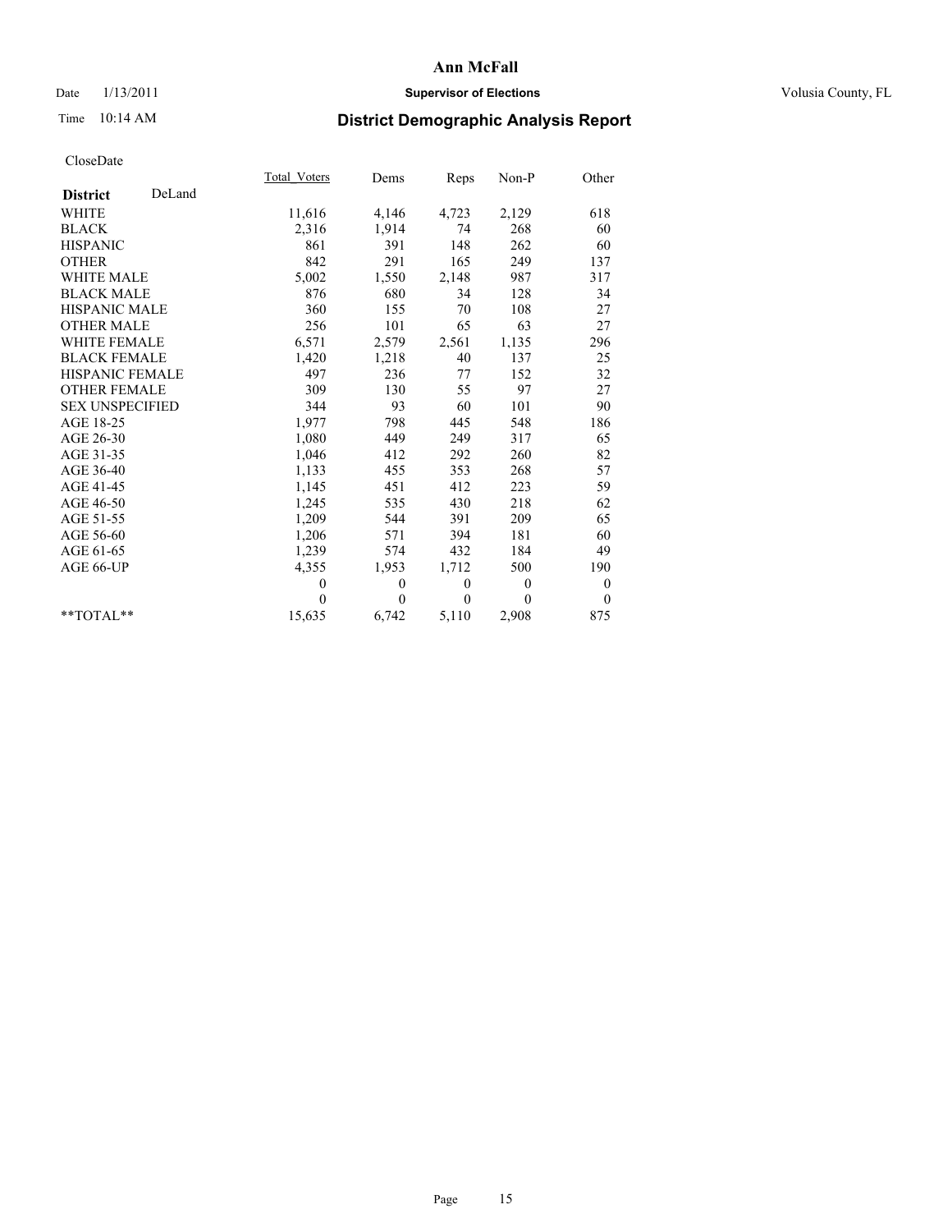# Ann McFall

Date 1/13/2011 **Supervisor of Elections** Volusia County, FL

Time 10:14 AM

## District Demographic Analysis Report

CloseDate

| | Total_Voters | Dems | Reps | Non-P | Other |
|---|---|---|---|---|---|
| **District** DeLand | | | | | |
| WHITE | 11,616 | 4,146 | 4,723 | 2,129 | 618 |
| BLACK | 2,316 | 1,914 | 74 | 268 | 60 |
| HISPANIC | 861 | 391 | 148 | 262 | 60 |
| OTHER | 842 | 291 | 165 | 249 | 137 |
| WHITE MALE | 5,002 | 1,550 | 2,148 | 987 | 317 |
| BLACK MALE | 876 | 680 | 34 | 128 | 34 |
| HISPANIC MALE | 360 | 155 | 70 | 108 | 27 |
| OTHER MALE | 256 | 101 | 65 | 63 | 27 |
| WHITE FEMALE | 6,571 | 2,579 | 2,561 | 1,135 | 296 |
| BLACK FEMALE | 1,420 | 1,218 | 40 | 137 | 25 |
| HISPANIC FEMALE | 497 | 236 | 77 | 152 | 32 |
| OTHER FEMALE | 309 | 130 | 55 | 97 | 27 |
| SEX UNSPECIFIED | 344 | 93 | 60 | 101 | 90 |
| AGE 18-25 | 1,977 | 798 | 445 | 548 | 186 |
| AGE 26-30 | 1,080 | 449 | 249 | 317 | 65 |
| AGE 31-35 | 1,046 | 412 | 292 | 260 | 82 |
| AGE 36-40 | 1,133 | 455 | 353 | 268 | 57 |
| AGE 41-45 | 1,145 | 451 | 412 | 223 | 59 |
| AGE 46-50 | 1,245 | 535 | 430 | 218 | 62 |
| AGE 51-55 | 1,209 | 544 | 391 | 209 | 65 |
| AGE 56-60 | 1,206 | 571 | 394 | 181 | 60 |
| AGE 61-65 | 1,239 | 574 | 432 | 184 | 49 |
| AGE 66-UP | 4,355 | 1,953 | 1,712 | 500 | 190 |
| | 0 | 0 | 0 | 0 | 0 |
| | 0 | 0 | 0 | 0 | 0 |
| **TOTAL** | 15,635 | 6,742 | 5,110 | 2,908 | 875 |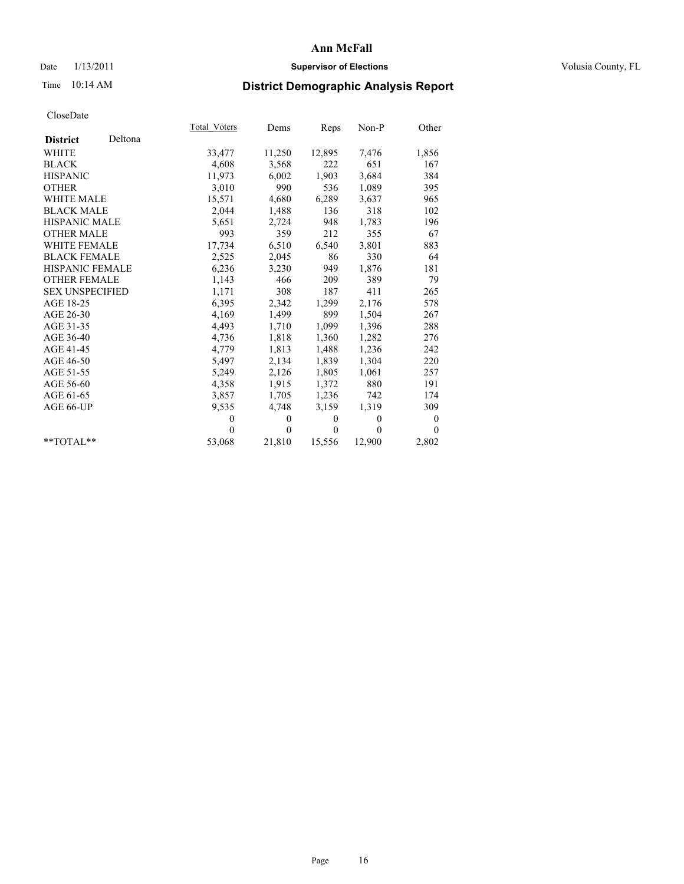# Ann McFall

Date 1/13/2011 **Supervisor of Elections** Volusia County, FL

Time 10:14 AM

## District Demographic Analysis Report

CloseDate

| | Total_Voters | Dems | Reps | Non-P | Other |
|---|---|---|---|---|---|
| **District** Deltona | | | | | |
| WHITE | 33,477 | 11,250 | 12,895 | 7,476 | 1,856 |
| BLACK | 4,608 | 3,568 | 222 | 651 | 167 |
| HISPANIC | 11,973 | 6,002 | 1,903 | 3,684 | 384 |
| OTHER | 3,010 | 990 | 536 | 1,089 | 395 |
| WHITE MALE | 15,571 | 4,680 | 6,289 | 3,637 | 965 |
| BLACK MALE | 2,044 | 1,488 | 136 | 318 | 102 |
| HISPANIC MALE | 5,651 | 2,724 | 948 | 1,783 | 196 |
| OTHER MALE | 993 | 359 | 212 | 355 | 67 |
| WHITE FEMALE | 17,734 | 6,510 | 6,540 | 3,801 | 883 |
| BLACK FEMALE | 2,525 | 2,045 | 86 | 330 | 64 |
| HISPANIC FEMALE | 6,236 | 3,230 | 949 | 1,876 | 181 |
| OTHER FEMALE | 1,143 | 466 | 209 | 389 | 79 |
| SEX UNSPECIFIED | 1,171 | 308 | 187 | 411 | 265 |
| AGE 18-25 | 6,395 | 2,342 | 1,299 | 2,176 | 578 |
| AGE 26-30 | 4,169 | 1,499 | 899 | 1,504 | 267 |
| AGE 31-35 | 4,493 | 1,710 | 1,099 | 1,396 | 288 |
| AGE 36-40 | 4,736 | 1,818 | 1,360 | 1,282 | 276 |
| AGE 41-45 | 4,779 | 1,813 | 1,488 | 1,236 | 242 |
| AGE 46-50 | 5,497 | 2,134 | 1,839 | 1,304 | 220 |
| AGE 51-55 | 5,249 | 2,126 | 1,805 | 1,061 | 257 |
| AGE 56-60 | 4,358 | 1,915 | 1,372 | 880 | 191 |
| AGE 61-65 | 3,857 | 1,705 | 1,236 | 742 | 174 |
| AGE 66-UP | 9,535 | 4,748 | 3,159 | 1,319 | 309 |
| | 0 | 0 | 0 | 0 | 0 |
| | 0 | 0 | 0 | 0 | 0 |
| **TOTAL** | 53,068 | 21,810 | 15,556 | 12,900 | 2,802 |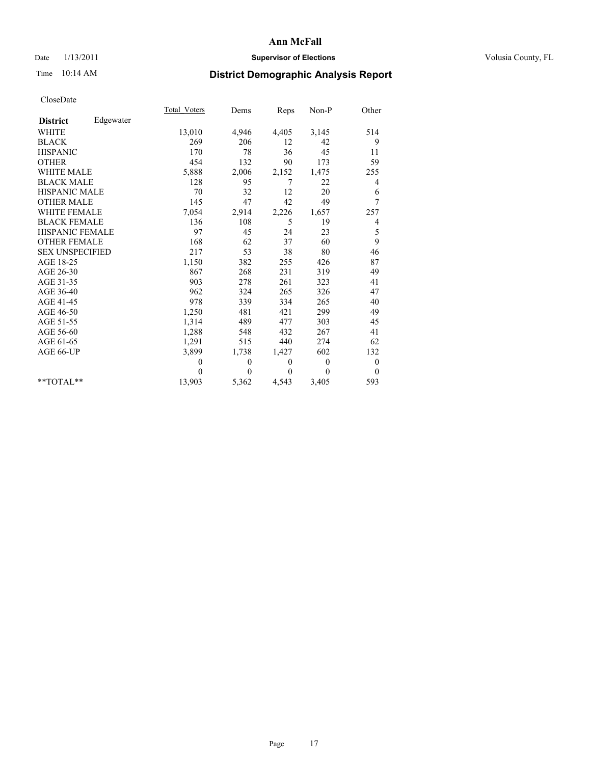# Ann McFall

Date 1/13/2011 **Supervisor of Elections** Volusia County, FL

Time 10:14 AM **District Demographic Analysis Report**

CloseDate

| **District** Edgewater | Total_Voters | Dems | Reps | Non-P | Other |
|---|---|---|---|---|---|
| WHITE | 13,010 | 4,946 | 4,405 | 3,145 | 514 |
| BLACK | 269 | 206 | 12 | 42 | 9 |
| HISPANIC | 170 | 78 | 36 | 45 | 11 |
| OTHER | 454 | 132 | 90 | 173 | 59 |
| WHITE MALE | 5,888 | 2,006 | 2,152 | 1,475 | 255 |
| BLACK MALE | 128 | 95 | 7 | 22 | 4 |
| HISPANIC MALE | 70 | 32 | 12 | 20 | 6 |
| OTHER MALE | 145 | 47 | 42 | 49 | 7 |
| WHITE FEMALE | 7,054 | 2,914 | 2,226 | 1,657 | 257 |
| BLACK FEMALE | 136 | 108 | 5 | 19 | 4 |
| HISPANIC FEMALE | 97 | 45 | 24 | 23 | 5 |
| OTHER FEMALE | 168 | 62 | 37 | 60 | 9 |
| SEX UNSPECIFIED | 217 | 53 | 38 | 80 | 46 |
| AGE 18-25 | 1,150 | 382 | 255 | 426 | 87 |
| AGE 26-30 | 867 | 268 | 231 | 319 | 49 |
| AGE 31-35 | 903 | 278 | 261 | 323 | 41 |
| AGE 36-40 | 962 | 324 | 265 | 326 | 47 |
| AGE 41-45 | 978 | 339 | 334 | 265 | 40 |
| AGE 46-50 | 1,250 | 481 | 421 | 299 | 49 |
| AGE 51-55 | 1,314 | 489 | 477 | 303 | 45 |
| AGE 56-60 | 1,288 | 548 | 432 | 267 | 41 |
| AGE 61-65 | 1,291 | 515 | 440 | 274 | 62 |
| AGE 66-UP | 3,899 | 1,738 | 1,427 | 602 | 132 |
| | 0 | 0 | 0 | 0 | 0 |
| | 0 | 0 | 0 | 0 | 0 |
| **TOTAL** | 13,903 | 5,362 | 4,543 | 3,405 | 593 |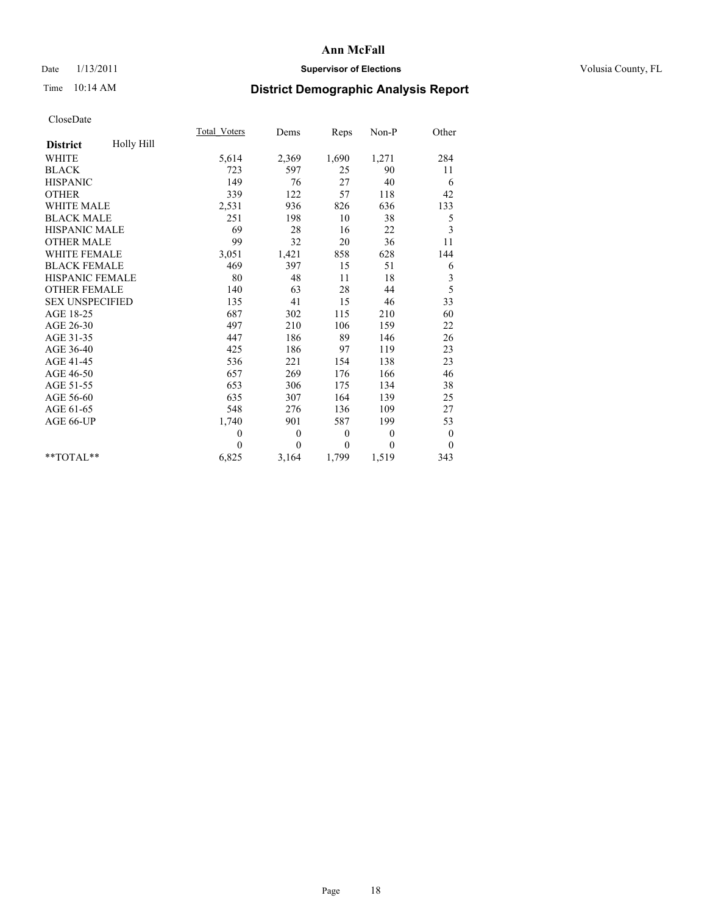# Ann McFall

Date 1/13/2011 **Supervisor of Elections** Volusia County, FL

Time 10:14 AM

## District Demographic Analysis Report

CloseDate

| | Total_Voters | Dems | Reps | Non-P | Other |
|---|---|---|---|---|---|
| **District** Holly Hill | | | | | |
| WHITE | 5,614 | 2,369 | 1,690 | 1,271 | 284 |
| BLACK | 723 | 597 | 25 | 90 | 11 |
| HISPANIC | 149 | 76 | 27 | 40 | 6 |
| OTHER | 339 | 122 | 57 | 118 | 42 |
| WHITE MALE | 2,531 | 936 | 826 | 636 | 133 |
| BLACK MALE | 251 | 198 | 10 | 38 | 5 |
| HISPANIC MALE | 69 | 28 | 16 | 22 | 3 |
| OTHER MALE | 99 | 32 | 20 | 36 | 11 |
| WHITE FEMALE | 3,051 | 1,421 | 858 | 628 | 144 |
| BLACK FEMALE | 469 | 397 | 15 | 51 | 6 |
| HISPANIC FEMALE | 80 | 48 | 11 | 18 | 3 |
| OTHER FEMALE | 140 | 63 | 28 | 44 | 5 |
| SEX UNSPECIFIED | 135 | 41 | 15 | 46 | 33 |
| AGE 18-25 | 687 | 302 | 115 | 210 | 60 |
| AGE 26-30 | 497 | 210 | 106 | 159 | 22 |
| AGE 31-35 | 447 | 186 | 89 | 146 | 26 |
| AGE 36-40 | 425 | 186 | 97 | 119 | 23 |
| AGE 41-45 | 536 | 221 | 154 | 138 | 23 |
| AGE 46-50 | 657 | 269 | 176 | 166 | 46 |
| AGE 51-55 | 653 | 306 | 175 | 134 | 38 |
| AGE 56-60 | 635 | 307 | 164 | 139 | 25 |
| AGE 61-65 | 548 | 276 | 136 | 109 | 27 |
| AGE 66-UP | 1,740 | 901 | 587 | 199 | 53 |
| | 0 | 0 | 0 | 0 | 0 |
| | 0 | 0 | 0 | 0 | 0 |
| **TOTAL** | 6,825 | 3,164 | 1,799 | 1,519 | 343 |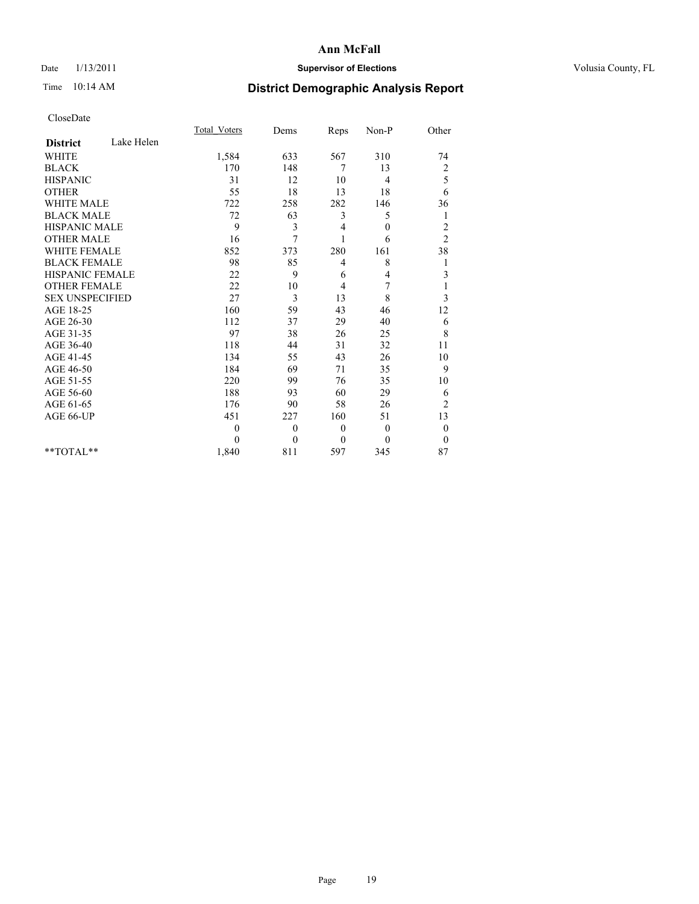# Ann McFall

Date 1/13/2011 **Supervisor of Elections** Volusia County, FL

Time 10:14 AM

## District Demographic Analysis Report

CloseDate

| | Total_Voters | Dems | Reps | Non-P | Other |
|---|---|---|---|---|---|
| **District** Lake Helen | | | | | |
| WHITE | 1,584 | 633 | 567 | 310 | 74 |
| BLACK | 170 | 148 | 7 | 13 | 2 |
| HISPANIC | 31 | 12 | 10 | 4 | 5 |
| OTHER | 55 | 18 | 13 | 18 | 6 |
| WHITE MALE | 722 | 258 | 282 | 146 | 36 |
| BLACK MALE | 72 | 63 | 3 | 5 | 1 |
| HISPANIC MALE | 9 | 3 | 4 | 0 | 2 |
| OTHER MALE | 16 | 7 | 1 | 6 | 2 |
| WHITE FEMALE | 852 | 373 | 280 | 161 | 38 |
| BLACK FEMALE | 98 | 85 | 4 | 8 | 1 |
| HISPANIC FEMALE | 22 | 9 | 6 | 4 | 3 |
| OTHER FEMALE | 22 | 10 | 4 | 7 | 1 |
| SEX UNSPECIFIED | 27 | 3 | 13 | 8 | 3 |
| AGE 18-25 | 160 | 59 | 43 | 46 | 12 |
| AGE 26-30 | 112 | 37 | 29 | 40 | 6 |
| AGE 31-35 | 97 | 38 | 26 | 25 | 8 |
| AGE 36-40 | 118 | 44 | 31 | 32 | 11 |
| AGE 41-45 | 134 | 55 | 43 | 26 | 10 |
| AGE 46-50 | 184 | 69 | 71 | 35 | 9 |
| AGE 51-55 | 220 | 99 | 76 | 35 | 10 |
| AGE 56-60 | 188 | 93 | 60 | 29 | 6 |
| AGE 61-65 | 176 | 90 | 58 | 26 | 2 |
| AGE 66-UP | 451 | 227 | 160 | 51 | 13 |
| | 0 | 0 | 0 | 0 | 0 |
| | 0 | 0 | 0 | 0 | 0 |
| **TOTAL** | 1,840 | 811 | 597 | 345 | 87 |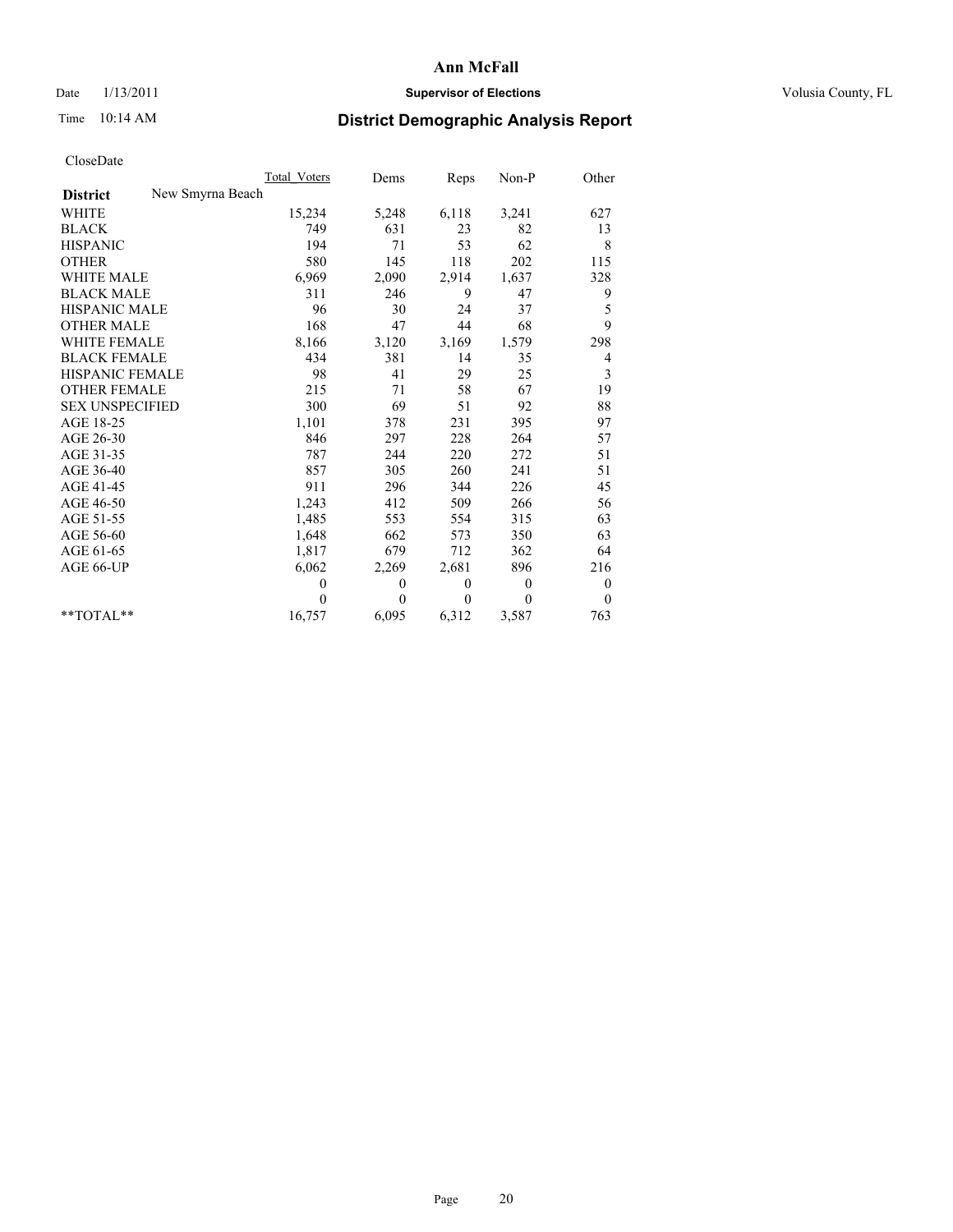# Ann McFall

Date 1/13/2011 **Supervisor of Elections** Volusia County, FL

Time 10:14 AM

## District Demographic Analysis Report

CloseDate

| | Total_Voters | Dems | Reps | Non-P | Other |
|---|---|---|---|---|---|
| **District** New Smyrna Beach | | | | | |
| WHITE | 15,234 | 5,248 | 6,118 | 3,241 | 627 |
| BLACK | 749 | 631 | 23 | 82 | 13 |
| HISPANIC | 194 | 71 | 53 | 62 | 8 |
| OTHER | 580 | 145 | 118 | 202 | 115 |
| WHITE MALE | 6,969 | 2,090 | 2,914 | 1,637 | 328 |
| BLACK MALE | 311 | 246 | 9 | 47 | 9 |
| HISPANIC MALE | 96 | 30 | 24 | 37 | 5 |
| OTHER MALE | 168 | 47 | 44 | 68 | 9 |
| WHITE FEMALE | 8,166 | 3,120 | 3,169 | 1,579 | 298 |
| BLACK FEMALE | 434 | 381 | 14 | 35 | 4 |
| HISPANIC FEMALE | 98 | 41 | 29 | 25 | 3 |
| OTHER FEMALE | 215 | 71 | 58 | 67 | 19 |
| SEX UNSPECIFIED | 300 | 69 | 51 | 92 | 88 |
| AGE 18-25 | 1,101 | 378 | 231 | 395 | 97 |
| AGE 26-30 | 846 | 297 | 228 | 264 | 57 |
| AGE 31-35 | 787 | 244 | 220 | 272 | 51 |
| AGE 36-40 | 857 | 305 | 260 | 241 | 51 |
| AGE 41-45 | 911 | 296 | 344 | 226 | 45 |
| AGE 46-50 | 1,243 | 412 | 509 | 266 | 56 |
| AGE 51-55 | 1,485 | 553 | 554 | 315 | 63 |
| AGE 56-60 | 1,648 | 662 | 573 | 350 | 63 |
| AGE 61-65 | 1,817 | 679 | 712 | 362 | 64 |
| AGE 66-UP | 6,062 | 2,269 | 2,681 | 896 | 216 |
| | 0 | 0 | 0 | 0 | 0 |
| | 0 | 0 | 0 | 0 | 0 |
| **TOTAL** | 16,757 | 6,095 | 6,312 | 3,587 | 763 |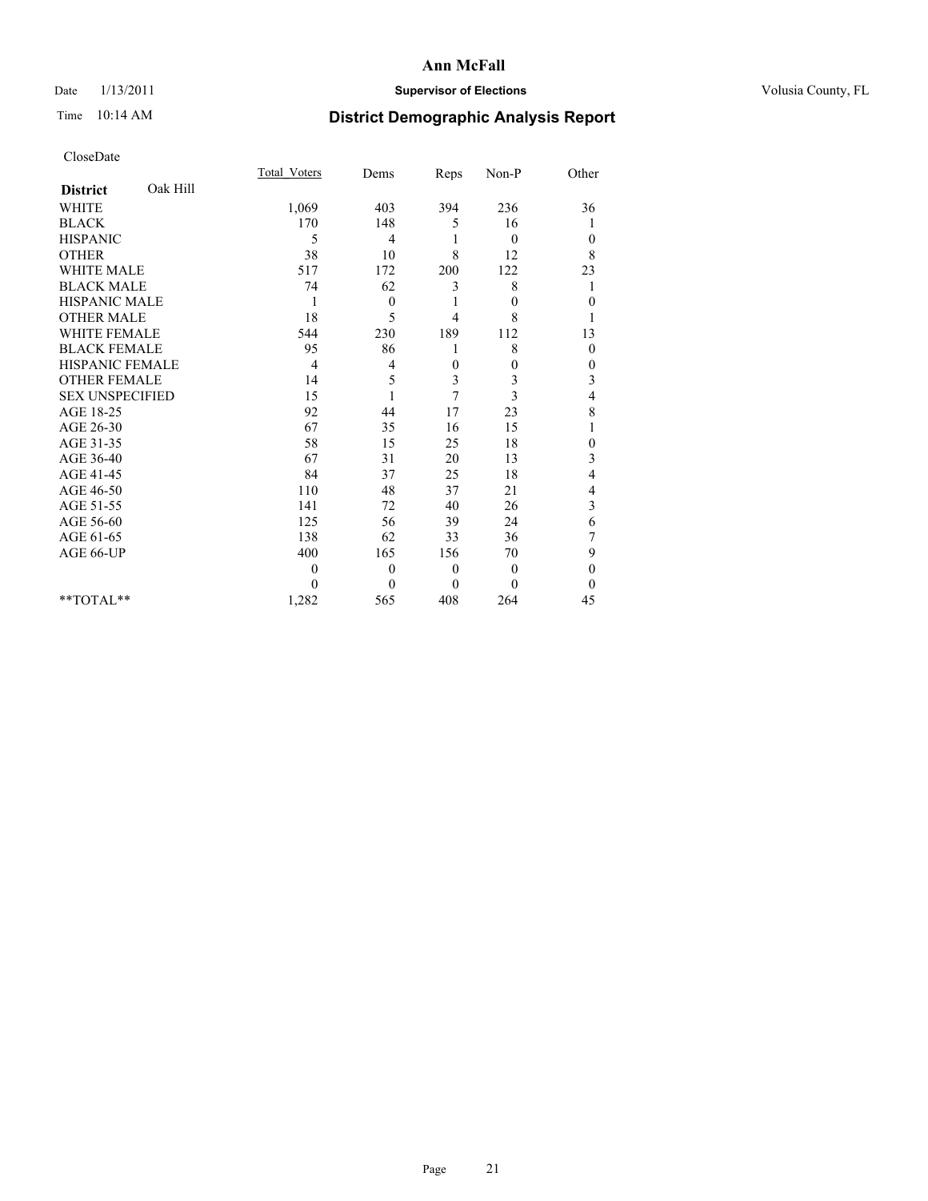**Ann McFall**

Date 1/13/2011 **Supervisor of Elections** Volusia County, FL

Time 10:14 AM

## District Demographic Analysis Report

CloseDate

| District Oak Hill | Total_Voters | Dems | Reps | Non-P | Other |
|---|---|---|---|---|---|
| WHITE | 1,069 | 403 | 394 | 236 | 36 |
| BLACK | 170 | 148 | 5 | 16 | 1 |
| HISPANIC | 5 | 4 | 1 | 0 | 0 |
| OTHER | 38 | 10 | 8 | 12 | 8 |
| WHITE MALE | 517 | 172 | 200 | 122 | 23 |
| BLACK MALE | 74 | 62 | 3 | 8 | 1 |
| HISPANIC MALE | 1 | 0 | 1 | 0 | 0 |
| OTHER MALE | 18 | 5 | 4 | 8 | 1 |
| WHITE FEMALE | 544 | 230 | 189 | 112 | 13 |
| BLACK FEMALE | 95 | 86 | 1 | 8 | 0 |
| HISPANIC FEMALE | 4 | 4 | 0 | 0 | 0 |
| OTHER FEMALE | 14 | 5 | 3 | 3 | 3 |
| SEX UNSPECIFIED | 15 | 1 | 7 | 3 | 4 |
| AGE 18-25 | 92 | 44 | 17 | 23 | 8 |
| AGE 26-30 | 67 | 35 | 16 | 15 | 1 |
| AGE 31-35 | 58 | 15 | 25 | 18 | 0 |
| AGE 36-40 | 67 | 31 | 20 | 13 | 3 |
| AGE 41-45 | 84 | 37 | 25 | 18 | 4 |
| AGE 46-50 | 110 | 48 | 37 | 21 | 4 |
| AGE 51-55 | 141 | 72 | 40 | 26 | 3 |
| AGE 56-60 | 125 | 56 | 39 | 24 | 6 |
| AGE 61-65 | 138 | 62 | 33 | 36 | 7 |
| AGE 66-UP | 400 | 165 | 156 | 70 | 9 |
| | 0 | 0 | 0 | 0 | 0 |
| | 0 | 0 | 0 | 0 | 0 |
| **TOTAL** | 1,282 | 565 | 408 | 264 | 45 |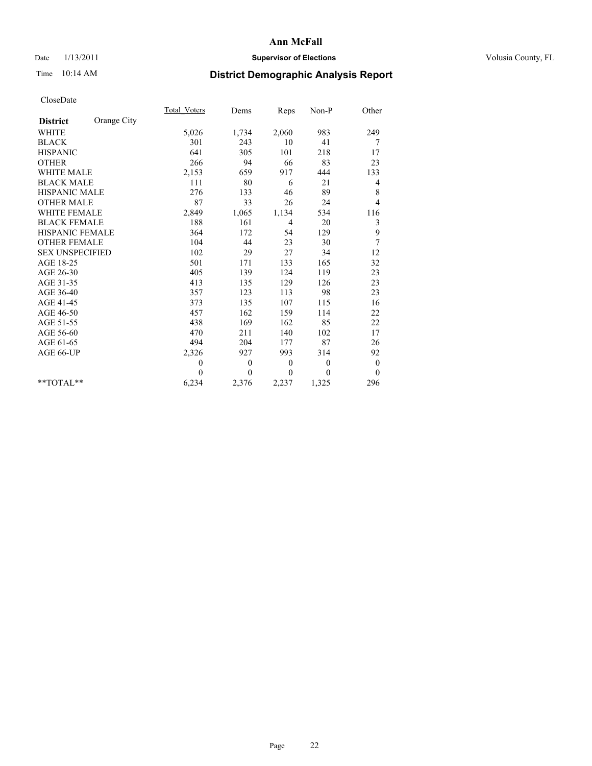# Ann McFall

Date 1/13/2011 **Supervisor of Elections** Volusia County, FL

Time 10:14 AM **District Demographic Analysis Report**

CloseDate

| **District** Orange City | Total_Voters | Dems | Reps | Non-P | Other |
|---|---|---|---|---|---|
| WHITE | 5,026 | 1,734 | 2,060 | 983 | 249 |
| BLACK | 301 | 243 | 10 | 41 | 7 |
| HISPANIC | 641 | 305 | 101 | 218 | 17 |
| OTHER | 266 | 94 | 66 | 83 | 23 |
| WHITE MALE | 2,153 | 659 | 917 | 444 | 133 |
| BLACK MALE | 111 | 80 | 6 | 21 | 4 |
| HISPANIC MALE | 276 | 133 | 46 | 89 | 8 |
| OTHER MALE | 87 | 33 | 26 | 24 | 4 |
| WHITE FEMALE | 2,849 | 1,065 | 1,134 | 534 | 116 |
| BLACK FEMALE | 188 | 161 | 4 | 20 | 3 |
| HISPANIC FEMALE | 364 | 172 | 54 | 129 | 9 |
| OTHER FEMALE | 104 | 44 | 23 | 30 | 7 |
| SEX UNSPECIFIED | 102 | 29 | 27 | 34 | 12 |
| AGE 18-25 | 501 | 171 | 133 | 165 | 32 |
| AGE 26-30 | 405 | 139 | 124 | 119 | 23 |
| AGE 31-35 | 413 | 135 | 129 | 126 | 23 |
| AGE 36-40 | 357 | 123 | 113 | 98 | 23 |
| AGE 41-45 | 373 | 135 | 107 | 115 | 16 |
| AGE 46-50 | 457 | 162 | 159 | 114 | 22 |
| AGE 51-55 | 438 | 169 | 162 | 85 | 22 |
| AGE 56-60 | 470 | 211 | 140 | 102 | 17 |
| AGE 61-65 | 494 | 204 | 177 | 87 | 26 |
| AGE 66-UP | 2,326 | 927 | 993 | 314 | 92 |
| | 0 | 0 | 0 | 0 | 0 |
| | 0 | 0 | 0 | 0 | 0 |
| **TOTAL** | 6,234 | 2,376 | 2,237 | 1,325 | 296 |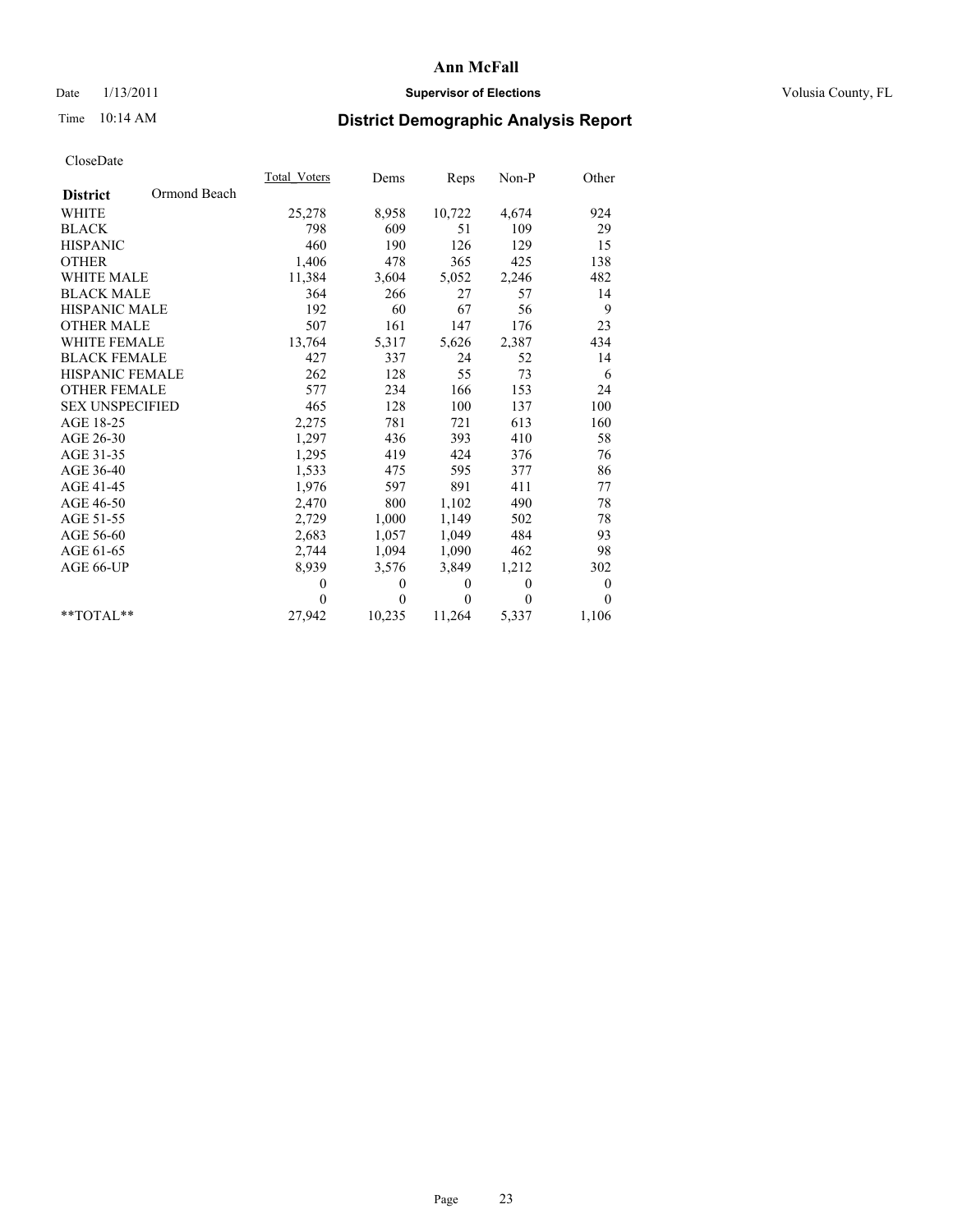# Ann McFall

Date 1/13/2011 **Supervisor of Elections** Volusia County, FL

Time 10:14 AM **District Demographic Analysis Report**

CloseDate

| **District** Ormond Beach | Total_Voters | Dems | Reps | Non-P | Other |
|---|---|---|---|---|---|
| WHITE | 25,278 | 8,958 | 10,722 | 4,674 | 924 |
| BLACK | 798 | 609 | 51 | 109 | 29 |
| HISPANIC | 460 | 190 | 126 | 129 | 15 |
| OTHER | 1,406 | 478 | 365 | 425 | 138 |
| WHITE MALE | 11,384 | 3,604 | 5,052 | 2,246 | 482 |
| BLACK MALE | 364 | 266 | 27 | 57 | 14 |
| HISPANIC MALE | 192 | 60 | 67 | 56 | 9 |
| OTHER MALE | 507 | 161 | 147 | 176 | 23 |
| WHITE FEMALE | 13,764 | 5,317 | 5,626 | 2,387 | 434 |
| BLACK FEMALE | 427 | 337 | 24 | 52 | 14 |
| HISPANIC FEMALE | 262 | 128 | 55 | 73 | 6 |
| OTHER FEMALE | 577 | 234 | 166 | 153 | 24 |
| SEX UNSPECIFIED | 465 | 128 | 100 | 137 | 100 |
| AGE 18-25 | 2,275 | 781 | 721 | 613 | 160 |
| AGE 26-30 | 1,297 | 436 | 393 | 410 | 58 |
| AGE 31-35 | 1,295 | 419 | 424 | 376 | 76 |
| AGE 36-40 | 1,533 | 475 | 595 | 377 | 86 |
| AGE 41-45 | 1,976 | 597 | 891 | 411 | 77 |
| AGE 46-50 | 2,470 | 800 | 1,102 | 490 | 78 |
| AGE 51-55 | 2,729 | 1,000 | 1,149 | 502 | 78 |
| AGE 56-60 | 2,683 | 1,057 | 1,049 | 484 | 93 |
| AGE 61-65 | 2,744 | 1,094 | 1,090 | 462 | 98 |
| AGE 66-UP | 8,939 | 3,576 | 3,849 | 1,212 | 302 |
| | 0 | 0 | 0 | 0 | 0 |
| | 0 | 0 | 0 | 0 | 0 |
| **TOTAL** | 27,942 | 10,235 | 11,264 | 5,337 | 1,106 |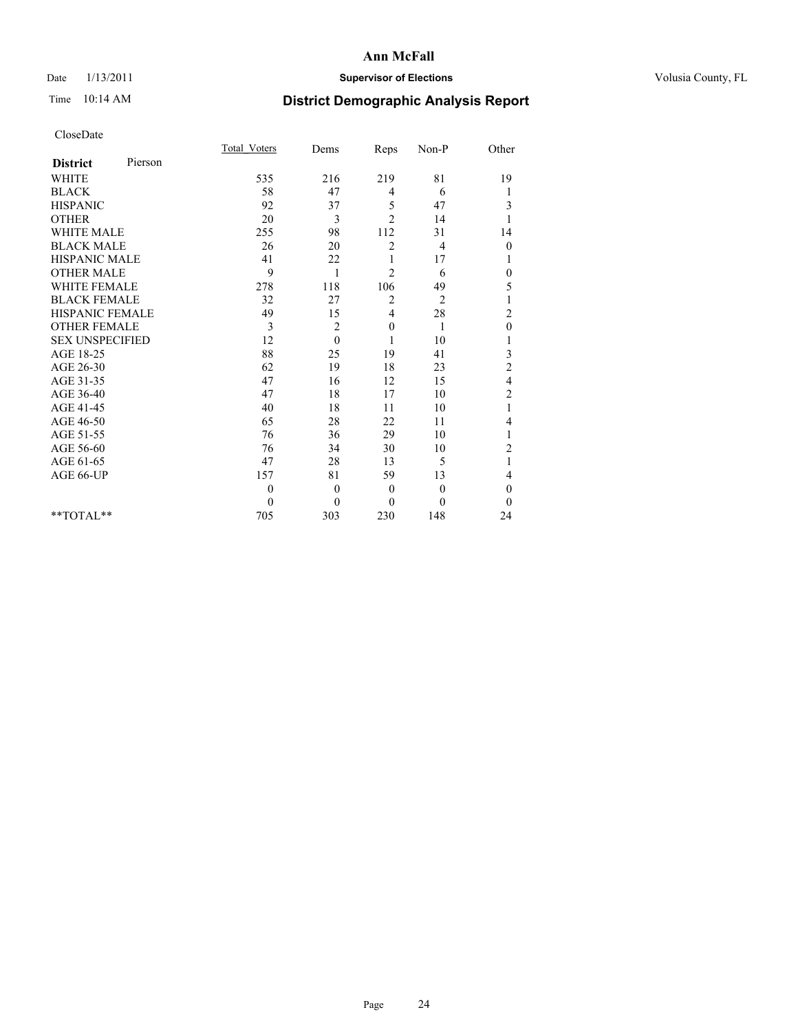# Ann McFall

Date 1/13/2011 **Supervisor of Elections** Volusia County, FL

Time 10:14 AM **District Demographic Analysis Report**

CloseDate

| **District** Pierson | Total_Voters | Dems | Reps | Non-P | Other |
|---|---|---|---|---|---|
| WHITE | 535 | 216 | 219 | 81 | 19 |
| BLACK | 58 | 47 | 4 | 6 | 1 |
| HISPANIC | 92 | 37 | 5 | 47 | 3 |
| OTHER | 20 | 3 | 2 | 14 | 1 |
| WHITE MALE | 255 | 98 | 112 | 31 | 14 |
| BLACK MALE | 26 | 20 | 2 | 4 | 0 |
| HISPANIC MALE | 41 | 22 | 1 | 17 | 1 |
| OTHER MALE | 9 | 1 | 2 | 6 | 0 |
| WHITE FEMALE | 278 | 118 | 106 | 49 | 5 |
| BLACK FEMALE | 32 | 27 | 2 | 2 | 1 |
| HISPANIC FEMALE | 49 | 15 | 4 | 28 | 2 |
| OTHER FEMALE | 3 | 2 | 0 | 1 | 0 |
| SEX UNSPECIFIED | 12 | 0 | 1 | 10 | 1 |
| AGE 18-25 | 88 | 25 | 19 | 41 | 3 |
| AGE 26-30 | 62 | 19 | 18 | 23 | 2 |
| AGE 31-35 | 47 | 16 | 12 | 15 | 4 |
| AGE 36-40 | 47 | 18 | 17 | 10 | 2 |
| AGE 41-45 | 40 | 18 | 11 | 10 | 1 |
| AGE 46-50 | 65 | 28 | 22 | 11 | 4 |
| AGE 51-55 | 76 | 36 | 29 | 10 | 1 |
| AGE 56-60 | 76 | 34 | 30 | 10 | 2 |
| AGE 61-65 | 47 | 28 | 13 | 5 | 1 |
| AGE 66-UP | 157 | 81 | 59 | 13 | 4 |
| | 0 | 0 | 0 | 0 | 0 |
| | 0 | 0 | 0 | 0 | 0 |
| **TOTAL** | 705 | 303 | 230 | 148 | 24 |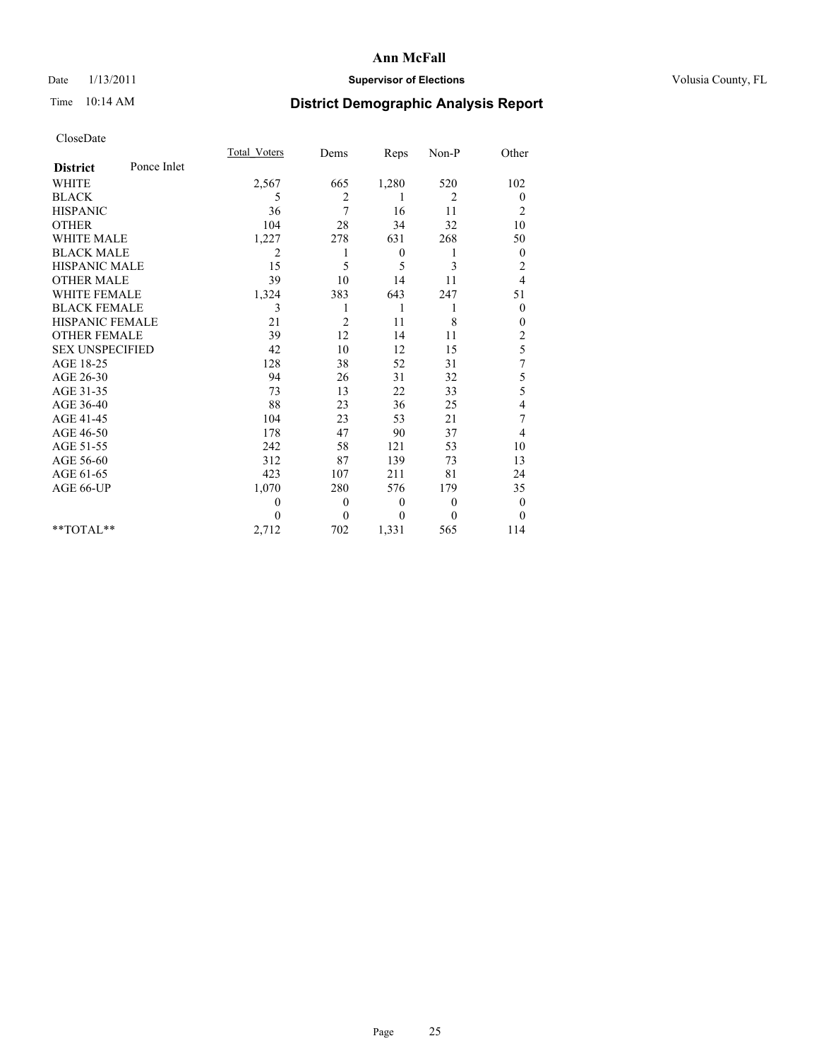# Ann McFall

Date 1/13/2011 **Supervisor of Elections** Volusia County, FL

Time 10:14 AM

## District Demographic Analysis Report

CloseDate

| **District** Ponce Inlet | Total_Voters | Dems | Reps | Non-P | Other |
|---|---|---|---|---|---|
| WHITE | 2,567 | 665 | 1,280 | 520 | 102 |
| BLACK | 5 | 2 | 1 | 2 | 0 |
| HISPANIC | 36 | 7 | 16 | 11 | 2 |
| OTHER | 104 | 28 | 34 | 32 | 10 |
| WHITE MALE | 1,227 | 278 | 631 | 268 | 50 |
| BLACK MALE | 2 | 1 | 0 | 1 | 0 |
| HISPANIC MALE | 15 | 5 | 5 | 3 | 2 |
| OTHER MALE | 39 | 10 | 14 | 11 | 4 |
| WHITE FEMALE | 1,324 | 383 | 643 | 247 | 51 |
| BLACK FEMALE | 3 | 1 | 1 | 1 | 0 |
| HISPANIC FEMALE | 21 | 2 | 11 | 8 | 0 |
| OTHER FEMALE | 39 | 12 | 14 | 11 | 2 |
| SEX UNSPECIFIED | 42 | 10 | 12 | 15 | 5 |
| AGE 18-25 | 128 | 38 | 52 | 31 | 7 |
| AGE 26-30 | 94 | 26 | 31 | 32 | 5 |
| AGE 31-35 | 73 | 13 | 22 | 33 | 5 |
| AGE 36-40 | 88 | 23 | 36 | 25 | 4 |
| AGE 41-45 | 104 | 23 | 53 | 21 | 7 |
| AGE 46-50 | 178 | 47 | 90 | 37 | 4 |
| AGE 51-55 | 242 | 58 | 121 | 53 | 10 |
| AGE 56-60 | 312 | 87 | 139 | 73 | 13 |
| AGE 61-65 | 423 | 107 | 211 | 81 | 24 |
| AGE 66-UP | 1,070 | 280 | 576 | 179 | 35 |
| | 0 | 0 | 0 | 0 | 0 |
| | 0 | 0 | 0 | 0 | 0 |
| **TOTAL** | 2,712 | 702 | 1,331 | 565 | 114 |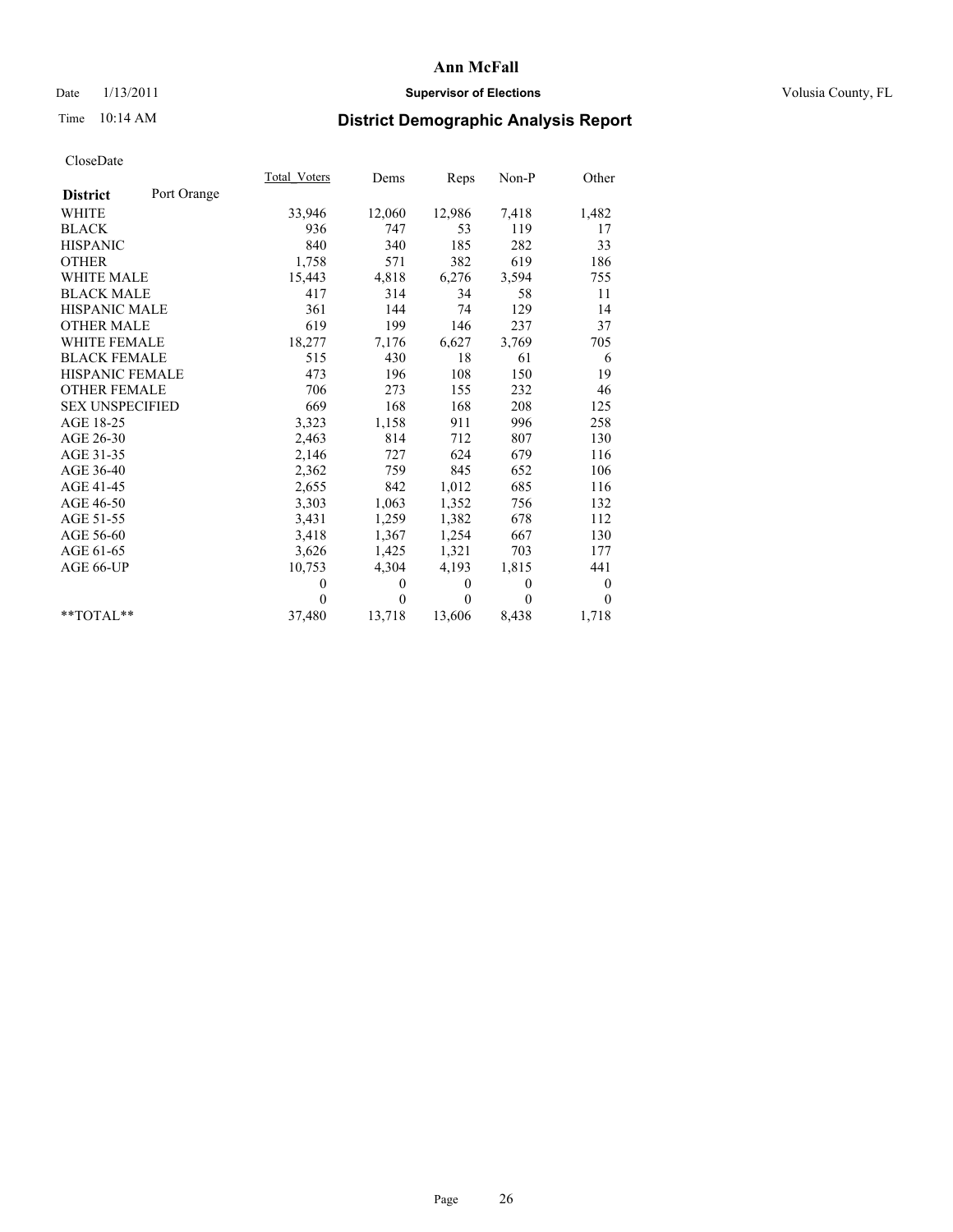# Ann McFall

Date 1/13/2011 **Supervisor of Elections** Volusia County, FL

Time 10:14 AM **District Demographic Analysis Report**

CloseDate

| | Total_Voters | Dems | Reps | Non-P | Other |
|---|---|---|---|---|---|
| **District** Port Orange | | | | | |
| WHITE | 33,946 | 12,060 | 12,986 | 7,418 | 1,482 |
| BLACK | 936 | 747 | 53 | 119 | 17 |
| HISPANIC | 840 | 340 | 185 | 282 | 33 |
| OTHER | 1,758 | 571 | 382 | 619 | 186 |
| WHITE MALE | 15,443 | 4,818 | 6,276 | 3,594 | 755 |
| BLACK MALE | 417 | 314 | 34 | 58 | 11 |
| HISPANIC MALE | 361 | 144 | 74 | 129 | 14 |
| OTHER MALE | 619 | 199 | 146 | 237 | 37 |
| WHITE FEMALE | 18,277 | 7,176 | 6,627 | 3,769 | 705 |
| BLACK FEMALE | 515 | 430 | 18 | 61 | 6 |
| HISPANIC FEMALE | 473 | 196 | 108 | 150 | 19 |
| OTHER FEMALE | 706 | 273 | 155 | 232 | 46 |
| SEX UNSPECIFIED | 669 | 168 | 168 | 208 | 125 |
| AGE 18-25 | 3,323 | 1,158 | 911 | 996 | 258 |
| AGE 26-30 | 2,463 | 814 | 712 | 807 | 130 |
| AGE 31-35 | 2,146 | 727 | 624 | 679 | 116 |
| AGE 36-40 | 2,362 | 759 | 845 | 652 | 106 |
| AGE 41-45 | 2,655 | 842 | 1,012 | 685 | 116 |
| AGE 46-50 | 3,303 | 1,063 | 1,352 | 756 | 132 |
| AGE 51-55 | 3,431 | 1,259 | 1,382 | 678 | 112 |
| AGE 56-60 | 3,418 | 1,367 | 1,254 | 667 | 130 |
| AGE 61-65 | 3,626 | 1,425 | 1,321 | 703 | 177 |
| AGE 66-UP | 10,753 | 4,304 | 4,193 | 1,815 | 441 |
| | 0 | 0 | 0 | 0 | 0 |
| | 0 | 0 | 0 | 0 | 0 |
| **TOTAL** | 37,480 | 13,718 | 13,606 | 8,438 | 1,718 |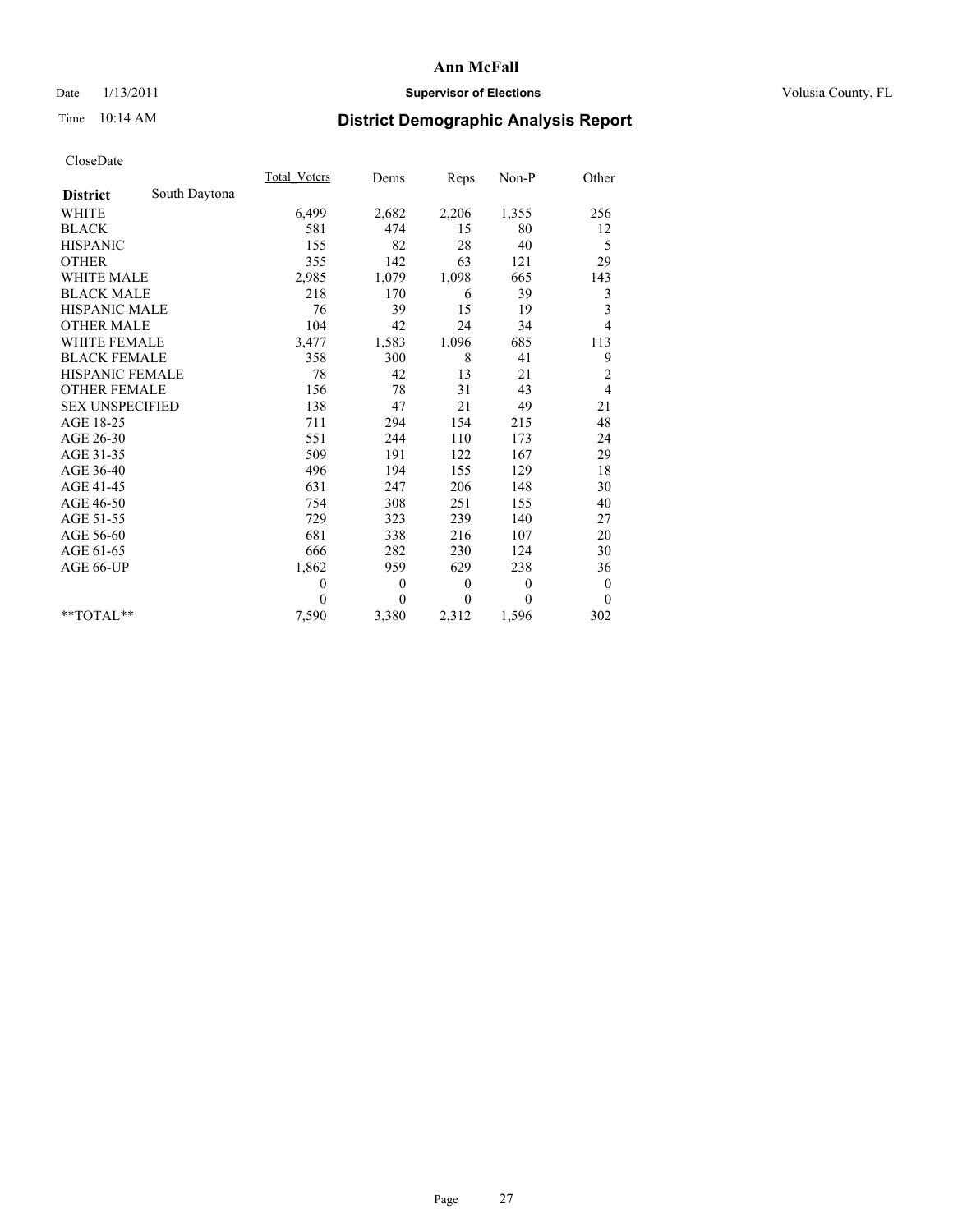# Ann McFall

Date 1/13/2011 **Supervisor of Elections** Volusia County, FL

Time 10:14 AM

## District Demographic Analysis Report

CloseDate

| | Total_Voters | Dems | Reps | Non-P | Other |
|---|---|---|---|---|---|
| **District** South Daytona | | | | | |
| WHITE | 6,499 | 2,682 | 2,206 | 1,355 | 256 |
| BLACK | 581 | 474 | 15 | 80 | 12 |
| HISPANIC | 155 | 82 | 28 | 40 | 5 |
| OTHER | 355 | 142 | 63 | 121 | 29 |
| WHITE MALE | 2,985 | 1,079 | 1,098 | 665 | 143 |
| BLACK MALE | 218 | 170 | 6 | 39 | 3 |
| HISPANIC MALE | 76 | 39 | 15 | 19 | 3 |
| OTHER MALE | 104 | 42 | 24 | 34 | 4 |
| WHITE FEMALE | 3,477 | 1,583 | 1,096 | 685 | 113 |
| BLACK FEMALE | 358 | 300 | 8 | 41 | 9 |
| HISPANIC FEMALE | 78 | 42 | 13 | 21 | 2 |
| OTHER FEMALE | 156 | 78 | 31 | 43 | 4 |
| SEX UNSPECIFIED | 138 | 47 | 21 | 49 | 21 |
| AGE 18-25 | 711 | 294 | 154 | 215 | 48 |
| AGE 26-30 | 551 | 244 | 110 | 173 | 24 |
| AGE 31-35 | 509 | 191 | 122 | 167 | 29 |
| AGE 36-40 | 496 | 194 | 155 | 129 | 18 |
| AGE 41-45 | 631 | 247 | 206 | 148 | 30 |
| AGE 46-50 | 754 | 308 | 251 | 155 | 40 |
| AGE 51-55 | 729 | 323 | 239 | 140 | 27 |
| AGE 56-60 | 681 | 338 | 216 | 107 | 20 |
| AGE 61-65 | 666 | 282 | 230 | 124 | 30 |
| AGE 66-UP | 1,862 | 959 | 629 | 238 | 36 |
| | 0 | 0 | 0 | 0 | 0 |
| | 0 | 0 | 0 | 0 | 0 |
| **TOTAL** | 7,590 | 3,380 | 2,312 | 1,596 | 302 |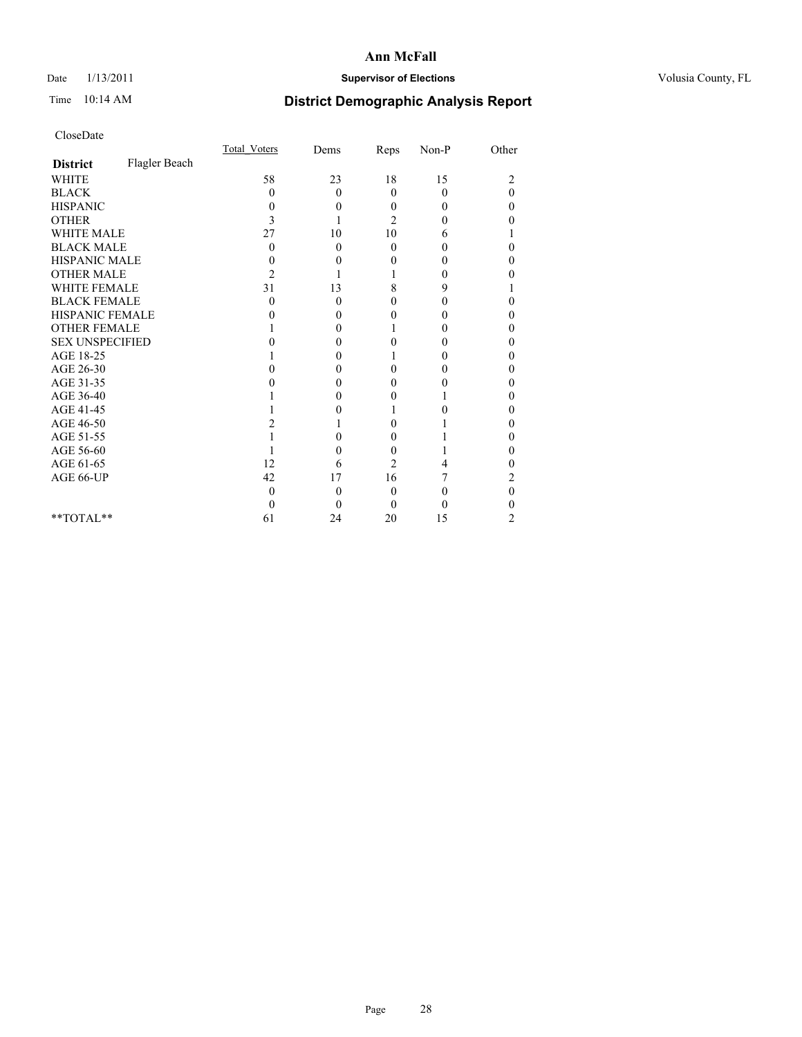# Ann McFall

Date 1/13/2011 **Supervisor of Elections** Volusia County, FL

Time 10:14 AM

## District Demographic Analysis Report

CloseDate

| | Total_Voters | Dems | Reps | Non-P | Other |
|---|---|---|---|---|---|
| **District** Flagler Beach | | | | | |
| WHITE | 58 | 23 | 18 | 15 | 2 |
| BLACK | 0 | 0 | 0 | 0 | 0 |
| HISPANIC | 0 | 0 | 0 | 0 | 0 |
| OTHER | 3 | 1 | 2 | 0 | 0 |
| WHITE MALE | 27 | 10 | 10 | 6 | 1 |
| BLACK MALE | 0 | 0 | 0 | 0 | 0 |
| HISPANIC MALE | 0 | 0 | 0 | 0 | 0 |
| OTHER MALE | 2 | 1 | 1 | 0 | 0 |
| WHITE FEMALE | 31 | 13 | 8 | 9 | 1 |
| BLACK FEMALE | 0 | 0 | 0 | 0 | 0 |
| HISPANIC FEMALE | 0 | 0 | 0 | 0 | 0 |
| OTHER FEMALE | 1 | 0 | 1 | 0 | 0 |
| SEX UNSPECIFIED | 0 | 0 | 0 | 0 | 0 |
| AGE 18-25 | 1 | 0 | 1 | 0 | 0 |
| AGE 26-30 | 0 | 0 | 0 | 0 | 0 |
| AGE 31-35 | 0 | 0 | 0 | 0 | 0 |
| AGE 36-40 | 1 | 0 | 0 | 1 | 0 |
| AGE 41-45 | 1 | 0 | 1 | 0 | 0 |
| AGE 46-50 | 2 | 1 | 0 | 1 | 0 |
| AGE 51-55 | 1 | 0 | 0 | 1 | 0 |
| AGE 56-60 | 1 | 0 | 0 | 1 | 0 |
| AGE 61-65 | 12 | 6 | 2 | 4 | 0 |
| AGE 66-UP | 42 | 17 | 16 | 7 | 2 |
| | 0 | 0 | 0 | 0 | 0 |
| | 0 | 0 | 0 | 0 | 0 |
| **TOTAL** | 61 | 24 | 20 | 15 | 2 |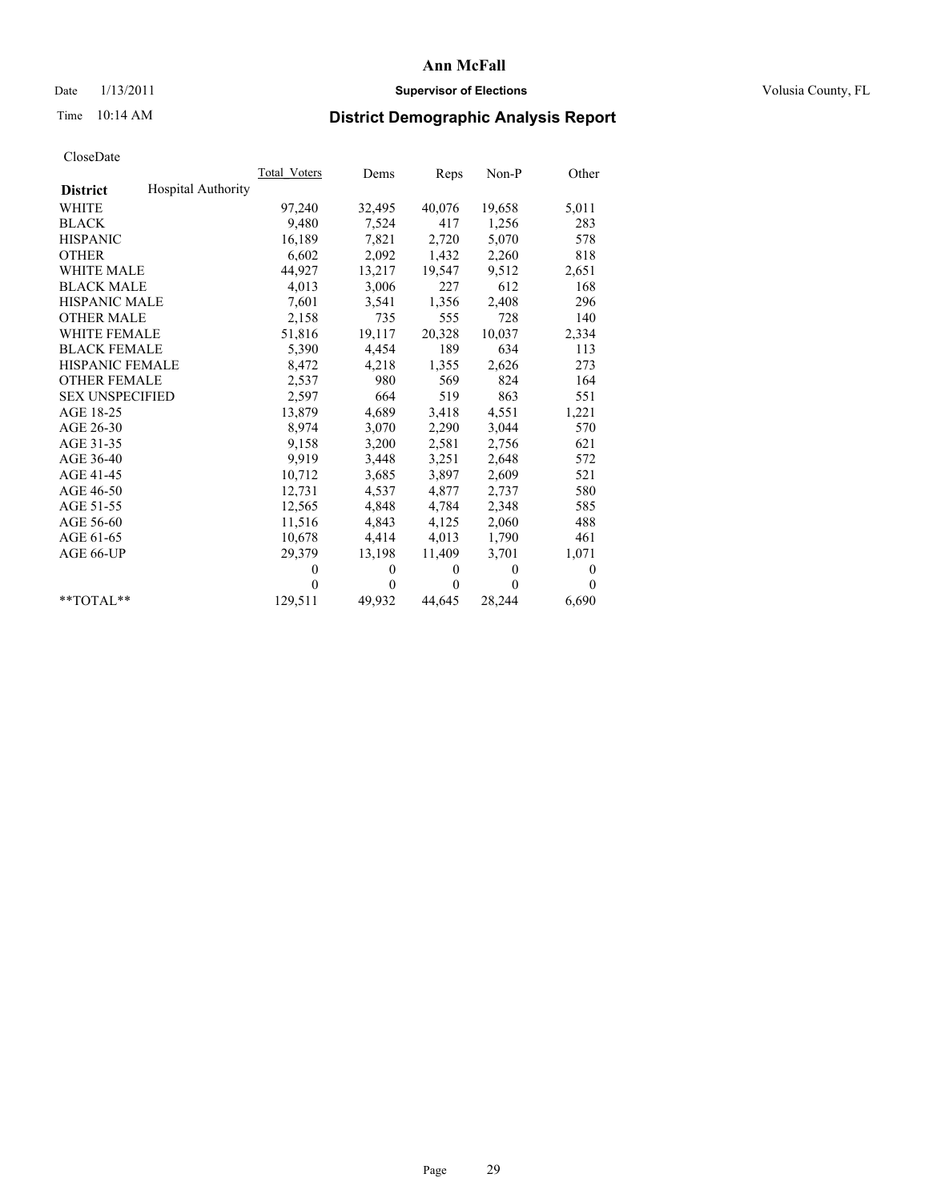# Ann McFall

Date 1/13/2011 **Supervisor of Elections** Volusia County, FL

Time 10:14 AM **District Demographic Analysis Report**

CloseDate

| District | Hospital Authority | Total_Voters | Dems | Reps | Non-P | Other |
|---|---|---|---|---|---|---|
| WHITE | | 97,240 | 32,495 | 40,076 | 19,658 | 5,011 |
| BLACK | | 9,480 | 7,524 | 417 | 1,256 | 283 |
| HISPANIC | | 16,189 | 7,821 | 2,720 | 5,070 | 578 |
| OTHER | | 6,602 | 2,092 | 1,432 | 2,260 | 818 |
| WHITE MALE | | 44,927 | 13,217 | 19,547 | 9,512 | 2,651 |
| BLACK MALE | | 4,013 | 3,006 | 227 | 612 | 168 |
| HISPANIC MALE | | 7,601 | 3,541 | 1,356 | 2,408 | 296 |
| OTHER MALE | | 2,158 | 735 | 555 | 728 | 140 |
| WHITE FEMALE | | 51,816 | 19,117 | 20,328 | 10,037 | 2,334 |
| BLACK FEMALE | | 5,390 | 4,454 | 189 | 634 | 113 |
| HISPANIC FEMALE | | 8,472 | 4,218 | 1,355 | 2,626 | 273 |
| OTHER FEMALE | | 2,537 | 980 | 569 | 824 | 164 |
| SEX UNSPECIFIED | | 2,597 | 664 | 519 | 863 | 551 |
| AGE 18-25 | | 13,879 | 4,689 | 3,418 | 4,551 | 1,221 |
| AGE 26-30 | | 8,974 | 3,070 | 2,290 | 3,044 | 570 |
| AGE 31-35 | | 9,158 | 3,200 | 2,581 | 2,756 | 621 |
| AGE 36-40 | | 9,919 | 3,448 | 3,251 | 2,648 | 572 |
| AGE 41-45 | | 10,712 | 3,685 | 3,897 | 2,609 | 521 |
| AGE 46-50 | | 12,731 | 4,537 | 4,877 | 2,737 | 580 |
| AGE 51-55 | | 12,565 | 4,848 | 4,784 | 2,348 | 585 |
| AGE 56-60 | | 11,516 | 4,843 | 4,125 | 2,060 | 488 |
| AGE 61-65 | | 10,678 | 4,414 | 4,013 | 1,790 | 461 |
| AGE 66-UP | | 29,379 | 13,198 | 11,409 | 3,701 | 1,071 |
| | | 0 | 0 | 0 | 0 | 0 |
| | | 0 | 0 | 0 | 0 | 0 |
| **TOTAL** | | 129,511 | 49,932 | 44,645 | 28,244 | 6,690 |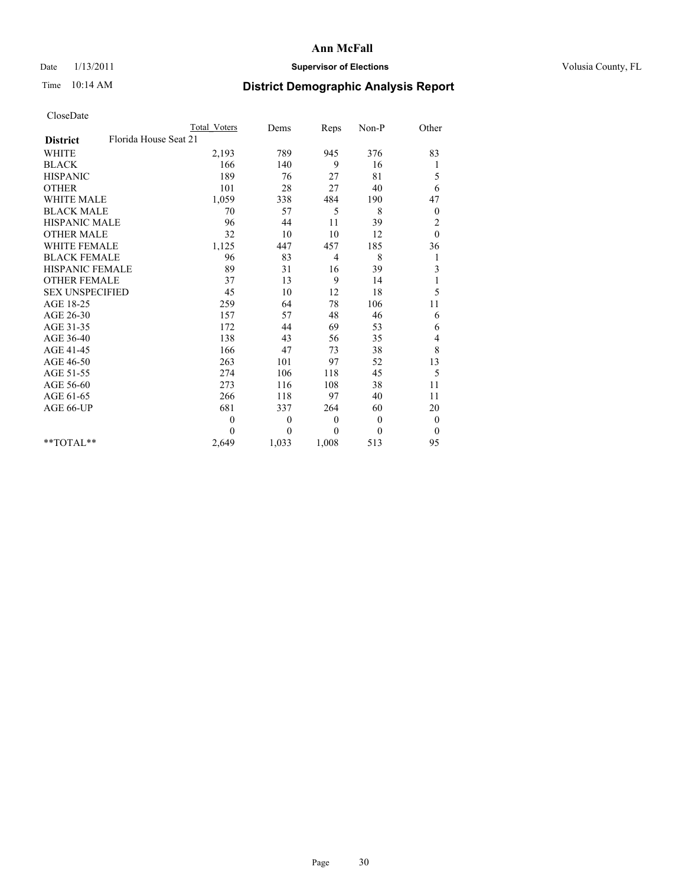# Ann McFall

Date 1/13/2011 **Supervisor of Elections** Volusia County, FL

Time 10:14 AM

## District Demographic Analysis Report

CloseDate

| | Total Voters | Dems | Reps | Non-P | Other |
|---|---|---|---|---|---|
| **District** Florida House Seat 21 | | | | | |
| WHITE | 2,193 | 789 | 945 | 376 | 83 |
| BLACK | 166 | 140 | 9 | 16 | 1 |
| HISPANIC | 189 | 76 | 27 | 81 | 5 |
| OTHER | 101 | 28 | 27 | 40 | 6 |
| WHITE MALE | 1,059 | 338 | 484 | 190 | 47 |
| BLACK MALE | 70 | 57 | 5 | 8 | 0 |
| HISPANIC MALE | 96 | 44 | 11 | 39 | 2 |
| OTHER MALE | 32 | 10 | 10 | 12 | 0 |
| WHITE FEMALE | 1,125 | 447 | 457 | 185 | 36 |
| BLACK FEMALE | 96 | 83 | 4 | 8 | 1 |
| HISPANIC FEMALE | 89 | 31 | 16 | 39 | 3 |
| OTHER FEMALE | 37 | 13 | 9 | 14 | 1 |
| SEX UNSPECIFIED | 45 | 10 | 12 | 18 | 5 |
| AGE 18-25 | 259 | 64 | 78 | 106 | 11 |
| AGE 26-30 | 157 | 57 | 48 | 46 | 6 |
| AGE 31-35 | 172 | 44 | 69 | 53 | 6 |
| AGE 36-40 | 138 | 43 | 56 | 35 | 4 |
| AGE 41-45 | 166 | 47 | 73 | 38 | 8 |
| AGE 46-50 | 263 | 101 | 97 | 52 | 13 |
| AGE 51-55 | 274 | 106 | 118 | 45 | 5 |
| AGE 56-60 | 273 | 116 | 108 | 38 | 11 |
| AGE 61-65 | 266 | 118 | 97 | 40 | 11 |
| AGE 66-UP | 681 | 337 | 264 | 60 | 20 |
| | 0 | 0 | 0 | 0 | 0 |
| | 0 | 0 | 0 | 0 | 0 |
| **TOTAL** | 2,649 | 1,033 | 1,008 | 513 | 95 |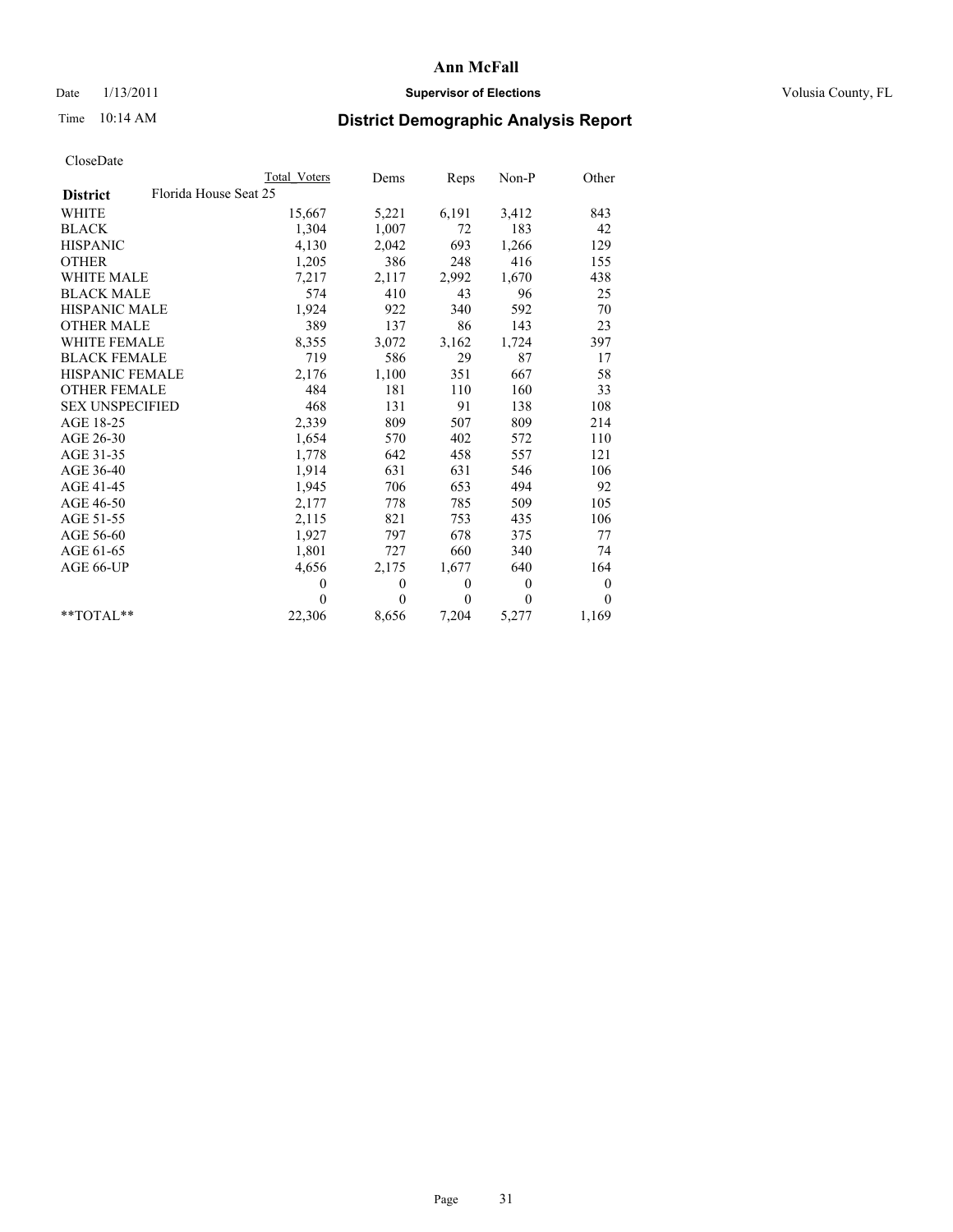# Ann McFall

Date 1/13/2011 **Supervisor of Elections** Volusia County, FL

Time 10:14 AM **District Demographic Analysis Report**

CloseDate

| | Total Voters | Dems | Reps | Non-P | Other |
|---|---|---|---|---|---|
| **District** Florida House Seat 25 | | | | | |
| WHITE | 15,667 | 5,221 | 6,191 | 3,412 | 843 |
| BLACK | 1,304 | 1,007 | 72 | 183 | 42 |
| HISPANIC | 4,130 | 2,042 | 693 | 1,266 | 129 |
| OTHER | 1,205 | 386 | 248 | 416 | 155 |
| WHITE MALE | 7,217 | 2,117 | 2,992 | 1,670 | 438 |
| BLACK MALE | 574 | 410 | 43 | 96 | 25 |
| HISPANIC MALE | 1,924 | 922 | 340 | 592 | 70 |
| OTHER MALE | 389 | 137 | 86 | 143 | 23 |
| WHITE FEMALE | 8,355 | 3,072 | 3,162 | 1,724 | 397 |
| BLACK FEMALE | 719 | 586 | 29 | 87 | 17 |
| HISPANIC FEMALE | 2,176 | 1,100 | 351 | 667 | 58 |
| OTHER FEMALE | 484 | 181 | 110 | 160 | 33 |
| SEX UNSPECIFIED | 468 | 131 | 91 | 138 | 108 |
| AGE 18-25 | 2,339 | 809 | 507 | 809 | 214 |
| AGE 26-30 | 1,654 | 570 | 402 | 572 | 110 |
| AGE 31-35 | 1,778 | 642 | 458 | 557 | 121 |
| AGE 36-40 | 1,914 | 631 | 631 | 546 | 106 |
| AGE 41-45 | 1,945 | 706 | 653 | 494 | 92 |
| AGE 46-50 | 2,177 | 778 | 785 | 509 | 105 |
| AGE 51-55 | 2,115 | 821 | 753 | 435 | 106 |
| AGE 56-60 | 1,927 | 797 | 678 | 375 | 77 |
| AGE 61-65 | 1,801 | 727 | 660 | 340 | 74 |
| AGE 66-UP | 4,656 | 2,175 | 1,677 | 640 | 164 |
| | 0 | 0 | 0 | 0 | 0 |
| | 0 | 0 | 0 | 0 | 0 |
| **TOTAL** | 22,306 | 8,656 | 7,204 | 5,277 | 1,169 |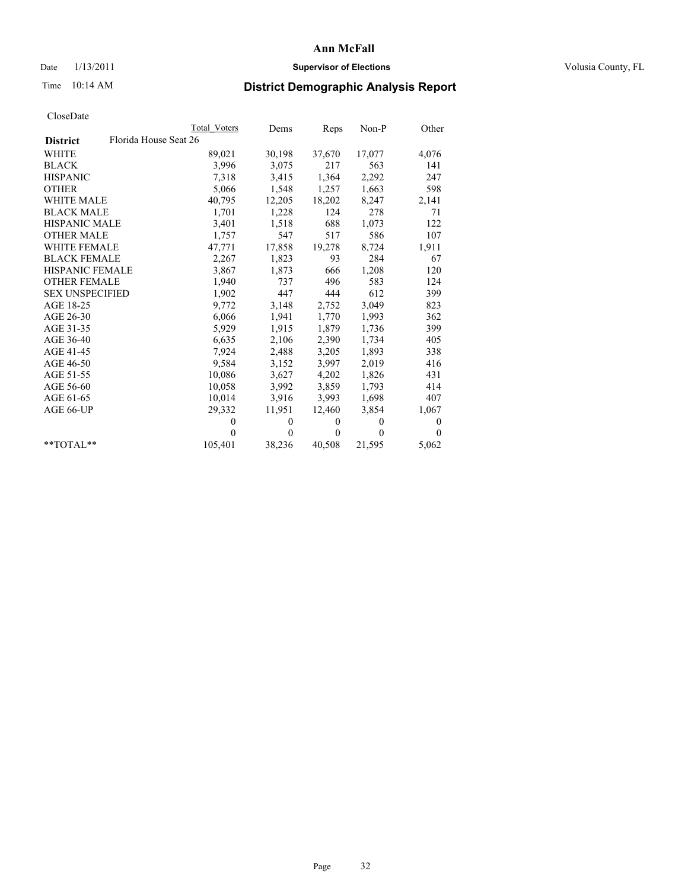Date 1/13/2011

Time 10:14 AM

# Ann McFall

## Supervisor of Elections

Volusia County, FL

## District Demographic Analysis Report

CloseDate

| | Total Voters | Dems | Reps | Non-P | Other |
|---|---|---|---|---|---|
| **District** Florida House Seat 26 | | | | | |
| WHITE | 89,021 | 30,198 | 37,670 | 17,077 | 4,076 |
| BLACK | 3,996 | 3,075 | 217 | 563 | 141 |
| HISPANIC | 7,318 | 3,415 | 1,364 | 2,292 | 247 |
| OTHER | 5,066 | 1,548 | 1,257 | 1,663 | 598 |
| WHITE MALE | 40,795 | 12,205 | 18,202 | 8,247 | 2,141 |
| BLACK MALE | 1,701 | 1,228 | 124 | 278 | 71 |
| HISPANIC MALE | 3,401 | 1,518 | 688 | 1,073 | 122 |
| OTHER MALE | 1,757 | 547 | 517 | 586 | 107 |
| WHITE FEMALE | 47,771 | 17,858 | 19,278 | 8,724 | 1,911 |
| BLACK FEMALE | 2,267 | 1,823 | 93 | 284 | 67 |
| HISPANIC FEMALE | 3,867 | 1,873 | 666 | 1,208 | 120 |
| OTHER FEMALE | 1,940 | 737 | 496 | 583 | 124 |
| SEX UNSPECIFIED | 1,902 | 447 | 444 | 612 | 399 |
| AGE 18-25 | 9,772 | 3,148 | 2,752 | 3,049 | 823 |
| AGE 26-30 | 6,066 | 1,941 | 1,770 | 1,993 | 362 |
| AGE 31-35 | 5,929 | 1,915 | 1,879 | 1,736 | 399 |
| AGE 36-40 | 6,635 | 2,106 | 2,390 | 1,734 | 405 |
| AGE 41-45 | 7,924 | 2,488 | 3,205 | 1,893 | 338 |
| AGE 46-50 | 9,584 | 3,152 | 3,997 | 2,019 | 416 |
| AGE 51-55 | 10,086 | 3,627 | 4,202 | 1,826 | 431 |
| AGE 56-60 | 10,058 | 3,992 | 3,859 | 1,793 | 414 |
| AGE 61-65 | 10,014 | 3,916 | 3,993 | 1,698 | 407 |
| AGE 66-UP | 29,332 | 11,951 | 12,460 | 3,854 | 1,067 |
| | 0 | 0 | 0 | 0 | 0 |
| | 0 | 0 | 0 | 0 | 0 |
| **TOTAL** | 105,401 | 38,236 | 40,508 | 21,595 | 5,062 |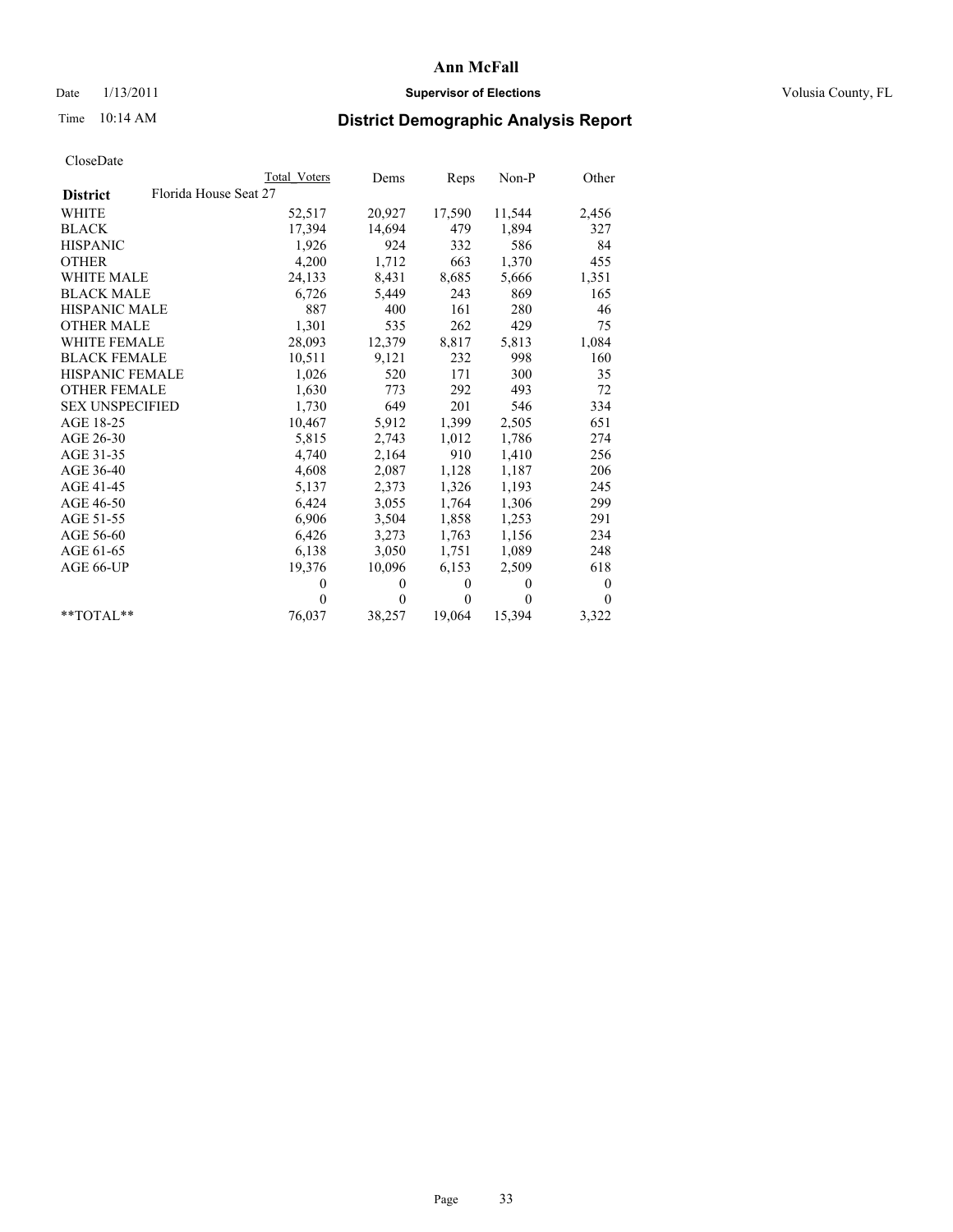**Ann McFall**

Date 1/13/2011 **Supervisor of Elections** Volusia County, FL

Time 10:14 AM

## District Demographic Analysis Report

CloseDate

| | Total Voters | Dems | Reps | Non-P | Other |
|---|---|---|---|---|---|
| **District** Florida House Seat 27 | | | | | |
| WHITE | 52,517 | 20,927 | 17,590 | 11,544 | 2,456 |
| BLACK | 17,394 | 14,694 | 479 | 1,894 | 327 |
| HISPANIC | 1,926 | 924 | 332 | 586 | 84 |
| OTHER | 4,200 | 1,712 | 663 | 1,370 | 455 |
| WHITE MALE | 24,133 | 8,431 | 8,685 | 5,666 | 1,351 |
| BLACK MALE | 6,726 | 5,449 | 243 | 869 | 165 |
| HISPANIC MALE | 887 | 400 | 161 | 280 | 46 |
| OTHER MALE | 1,301 | 535 | 262 | 429 | 75 |
| WHITE FEMALE | 28,093 | 12,379 | 8,817 | 5,813 | 1,084 |
| BLACK FEMALE | 10,511 | 9,121 | 232 | 998 | 160 |
| HISPANIC FEMALE | 1,026 | 520 | 171 | 300 | 35 |
| OTHER FEMALE | 1,630 | 773 | 292 | 493 | 72 |
| SEX UNSPECIFIED | 1,730 | 649 | 201 | 546 | 334 |
| AGE 18-25 | 10,467 | 5,912 | 1,399 | 2,505 | 651 |
| AGE 26-30 | 5,815 | 2,743 | 1,012 | 1,786 | 274 |
| AGE 31-35 | 4,740 | 2,164 | 910 | 1,410 | 256 |
| AGE 36-40 | 4,608 | 2,087 | 1,128 | 1,187 | 206 |
| AGE 41-45 | 5,137 | 2,373 | 1,326 | 1,193 | 245 |
| AGE 46-50 | 6,424 | 3,055 | 1,764 | 1,306 | 299 |
| AGE 51-55 | 6,906 | 3,504 | 1,858 | 1,253 | 291 |
| AGE 56-60 | 6,426 | 3,273 | 1,763 | 1,156 | 234 |
| AGE 61-65 | 6,138 | 3,050 | 1,751 | 1,089 | 248 |
| AGE 66-UP | 19,376 | 10,096 | 6,153 | 2,509 | 618 |
| | 0 | 0 | 0 | 0 | 0 |
| | 0 | 0 | 0 | 0 | 0 |
| **TOTAL** | 76,037 | 38,257 | 19,064 | 15,394 | 3,322 |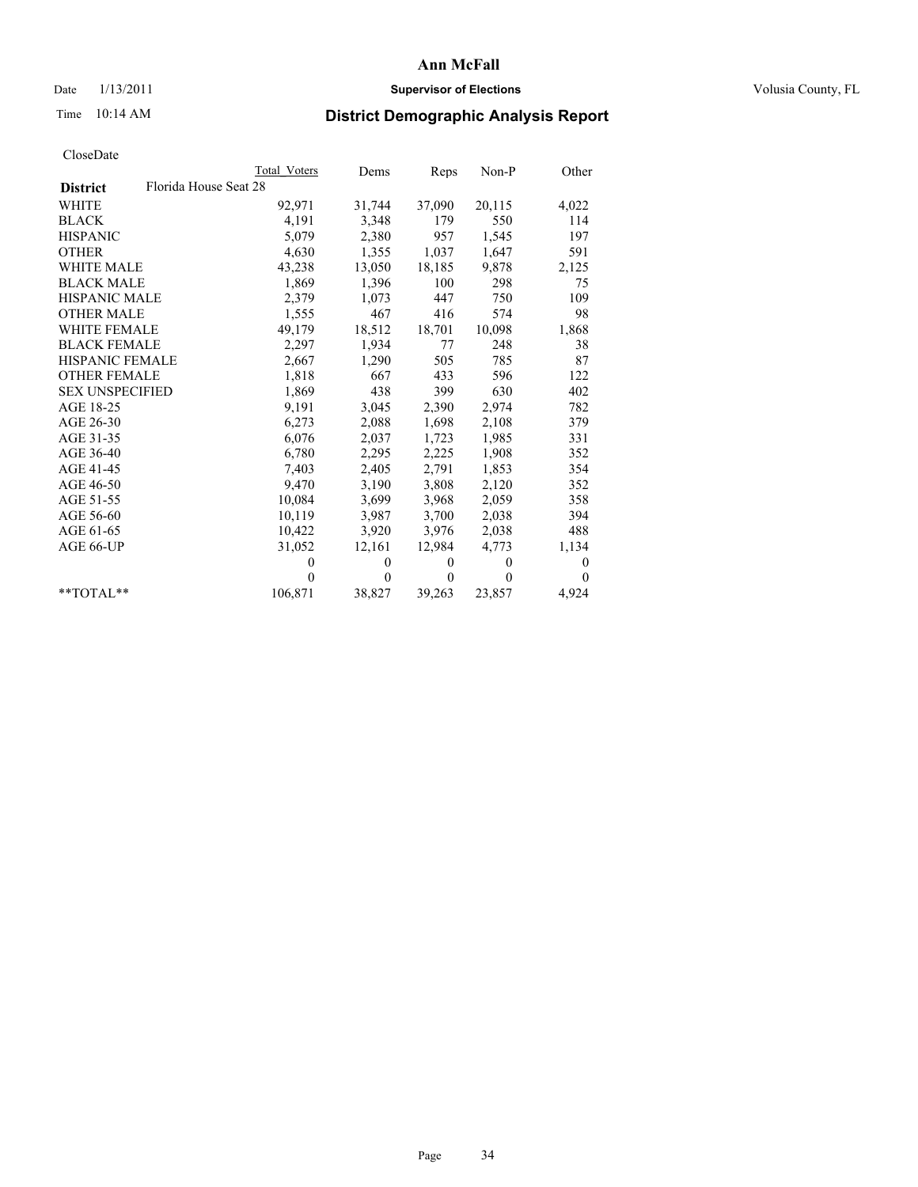# Ann McFall

Date 1/13/2011 **Supervisor of Elections** Volusia County, FL

Time 10:14 AM

## District Demographic Analysis Report

CloseDate

| | Total Voters | Dems | Reps | Non-P | Other |
|---|---|---|---|---|---|
| **District** Florida House Seat 28 | | | | | |
| WHITE | 92,971 | 31,744 | 37,090 | 20,115 | 4,022 |
| BLACK | 4,191 | 3,348 | 179 | 550 | 114 |
| HISPANIC | 5,079 | 2,380 | 957 | 1,545 | 197 |
| OTHER | 4,630 | 1,355 | 1,037 | 1,647 | 591 |
| WHITE MALE | 43,238 | 13,050 | 18,185 | 9,878 | 2,125 |
| BLACK MALE | 1,869 | 1,396 | 100 | 298 | 75 |
| HISPANIC MALE | 2,379 | 1,073 | 447 | 750 | 109 |
| OTHER MALE | 1,555 | 467 | 416 | 574 | 98 |
| WHITE FEMALE | 49,179 | 18,512 | 18,701 | 10,098 | 1,868 |
| BLACK FEMALE | 2,297 | 1,934 | 77 | 248 | 38 |
| HISPANIC FEMALE | 2,667 | 1,290 | 505 | 785 | 87 |
| OTHER FEMALE | 1,818 | 667 | 433 | 596 | 122 |
| SEX UNSPECIFIED | 1,869 | 438 | 399 | 630 | 402 |
| AGE 18-25 | 9,191 | 3,045 | 2,390 | 2,974 | 782 |
| AGE 26-30 | 6,273 | 2,088 | 1,698 | 2,108 | 379 |
| AGE 31-35 | 6,076 | 2,037 | 1,723 | 1,985 | 331 |
| AGE 36-40 | 6,780 | 2,295 | 2,225 | 1,908 | 352 |
| AGE 41-45 | 7,403 | 2,405 | 2,791 | 1,853 | 354 |
| AGE 46-50 | 9,470 | 3,190 | 3,808 | 2,120 | 352 |
| AGE 51-55 | 10,084 | 3,699 | 3,968 | 2,059 | 358 |
| AGE 56-60 | 10,119 | 3,987 | 3,700 | 2,038 | 394 |
| AGE 61-65 | 10,422 | 3,920 | 3,976 | 2,038 | 488 |
| AGE 66-UP | 31,052 | 12,161 | 12,984 | 4,773 | 1,134 |
| | 0 | 0 | 0 | 0 | 0 |
| | 0 | 0 | 0 | 0 | 0 |
| **TOTAL** | 106,871 | 38,827 | 39,263 | 23,857 | 4,924 |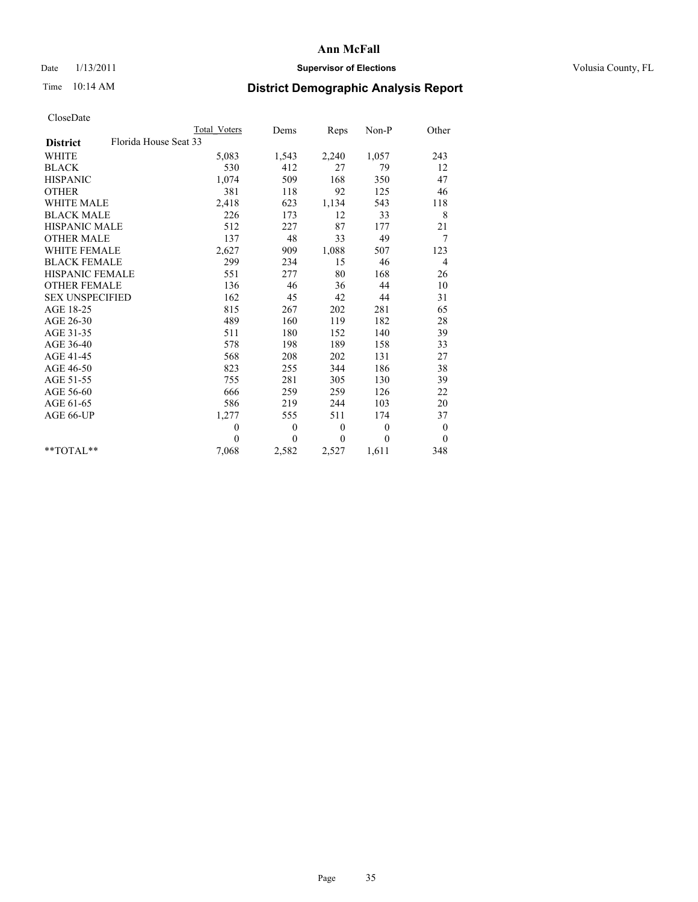**Ann McFall**

Date 1/13/2011 **Supervisor of Elections** Volusia County, FL

Time 10:14 AM

## District Demographic Analysis Report

CloseDate

| | Total Voters | Dems | Reps | Non-P | Other |
|---|---|---|---|---|---|
| **District** Florida House Seat 33 | | | | | |
| WHITE | 5,083 | 1,543 | 2,240 | 1,057 | 243 |
| BLACK | 530 | 412 | 27 | 79 | 12 |
| HISPANIC | 1,074 | 509 | 168 | 350 | 47 |
| OTHER | 381 | 118 | 92 | 125 | 46 |
| WHITE MALE | 2,418 | 623 | 1,134 | 543 | 118 |
| BLACK MALE | 226 | 173 | 12 | 33 | 8 |
| HISPANIC MALE | 512 | 227 | 87 | 177 | 21 |
| OTHER MALE | 137 | 48 | 33 | 49 | 7 |
| WHITE FEMALE | 2,627 | 909 | 1,088 | 507 | 123 |
| BLACK FEMALE | 299 | 234 | 15 | 46 | 4 |
| HISPANIC FEMALE | 551 | 277 | 80 | 168 | 26 |
| OTHER FEMALE | 136 | 46 | 36 | 44 | 10 |
| SEX UNSPECIFIED | 162 | 45 | 42 | 44 | 31 |
| AGE 18-25 | 815 | 267 | 202 | 281 | 65 |
| AGE 26-30 | 489 | 160 | 119 | 182 | 28 |
| AGE 31-35 | 511 | 180 | 152 | 140 | 39 |
| AGE 36-40 | 578 | 198 | 189 | 158 | 33 |
| AGE 41-45 | 568 | 208 | 202 | 131 | 27 |
| AGE 46-50 | 823 | 255 | 344 | 186 | 38 |
| AGE 51-55 | 755 | 281 | 305 | 130 | 39 |
| AGE 56-60 | 666 | 259 | 259 | 126 | 22 |
| AGE 61-65 | 586 | 219 | 244 | 103 | 20 |
| AGE 66-UP | 1,277 | 555 | 511 | 174 | 37 |
| | 0 | 0 | 0 | 0 | 0 |
| | 0 | 0 | 0 | 0 | 0 |
| **TOTAL** | 7,068 | 2,582 | 2,527 | 1,611 | 348 |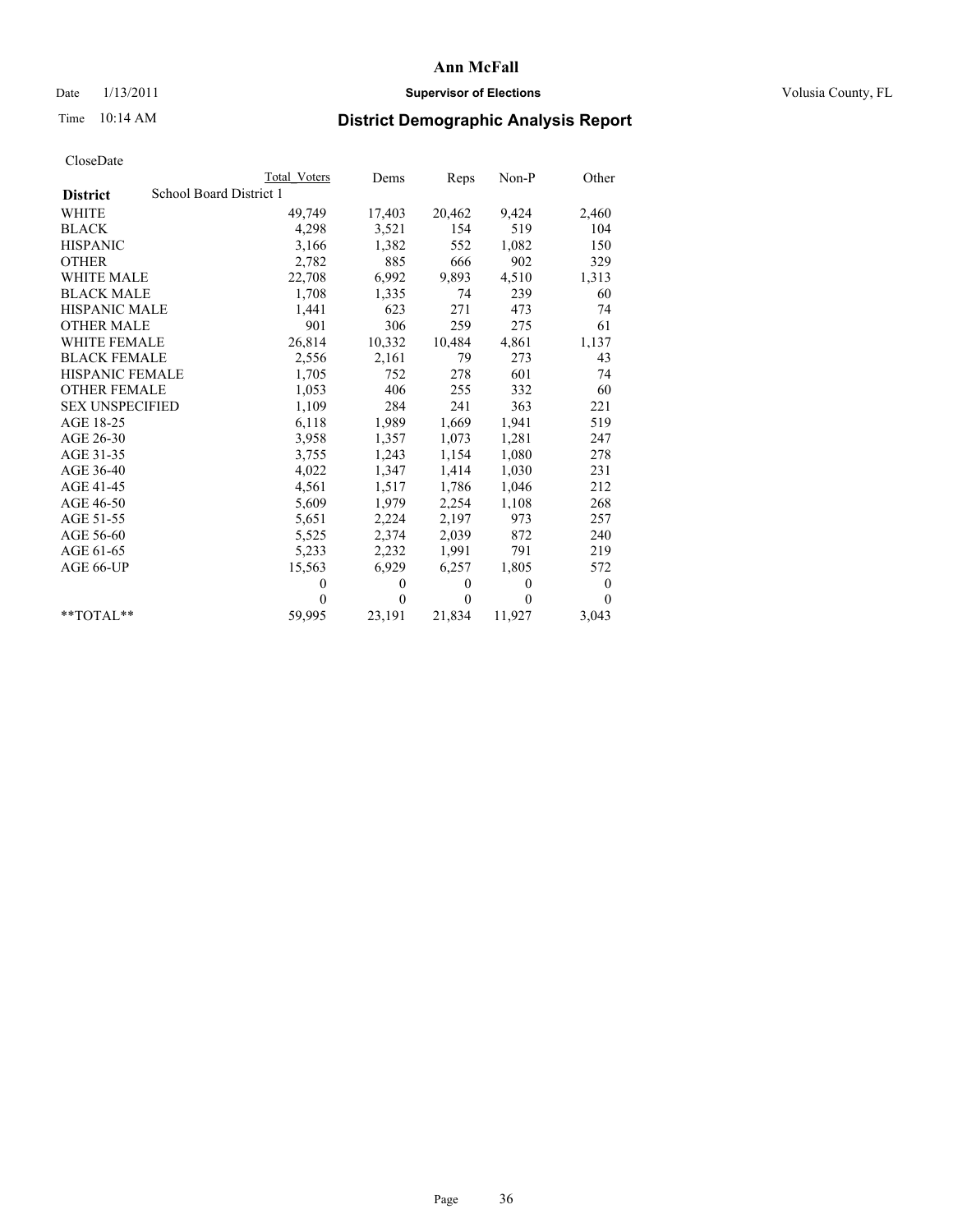# Ann McFall

Date 1/13/2011 **Supervisor of Elections** Volusia County, FL

Time 10:14 AM **District Demographic Analysis Report**

CloseDate

| | Total Voters | Dems | Reps | Non-P | Other |
|---|---|---|---|---|---|
| **District** School Board District 1 | | | | | |
| WHITE | 49,749 | 17,403 | 20,462 | 9,424 | 2,460 |
| BLACK | 4,298 | 3,521 | 154 | 519 | 104 |
| HISPANIC | 3,166 | 1,382 | 552 | 1,082 | 150 |
| OTHER | 2,782 | 885 | 666 | 902 | 329 |
| WHITE MALE | 22,708 | 6,992 | 9,893 | 4,510 | 1,313 |
| BLACK MALE | 1,708 | 1,335 | 74 | 239 | 60 |
| HISPANIC MALE | 1,441 | 623 | 271 | 473 | 74 |
| OTHER MALE | 901 | 306 | 259 | 275 | 61 |
| WHITE FEMALE | 26,814 | 10,332 | 10,484 | 4,861 | 1,137 |
| BLACK FEMALE | 2,556 | 2,161 | 79 | 273 | 43 |
| HISPANIC FEMALE | 1,705 | 752 | 278 | 601 | 74 |
| OTHER FEMALE | 1,053 | 406 | 255 | 332 | 60 |
| SEX UNSPECIFIED | 1,109 | 284 | 241 | 363 | 221 |
| AGE 18-25 | 6,118 | 1,989 | 1,669 | 1,941 | 519 |
| AGE 26-30 | 3,958 | 1,357 | 1,073 | 1,281 | 247 |
| AGE 31-35 | 3,755 | 1,243 | 1,154 | 1,080 | 278 |
| AGE 36-40 | 4,022 | 1,347 | 1,414 | 1,030 | 231 |
| AGE 41-45 | 4,561 | 1,517 | 1,786 | 1,046 | 212 |
| AGE 46-50 | 5,609 | 1,979 | 2,254 | 1,108 | 268 |
| AGE 51-55 | 5,651 | 2,224 | 2,197 | 973 | 257 |
| AGE 56-60 | 5,525 | 2,374 | 2,039 | 872 | 240 |
| AGE 61-65 | 5,233 | 2,232 | 1,991 | 791 | 219 |
| AGE 66-UP | 15,563 | 6,929 | 6,257 | 1,805 | 572 |
| | 0 | 0 | 0 | 0 | 0 |
| | 0 | 0 | 0 | 0 | 0 |
| **TOTAL** | 59,995 | 23,191 | 21,834 | 11,927 | 3,043 |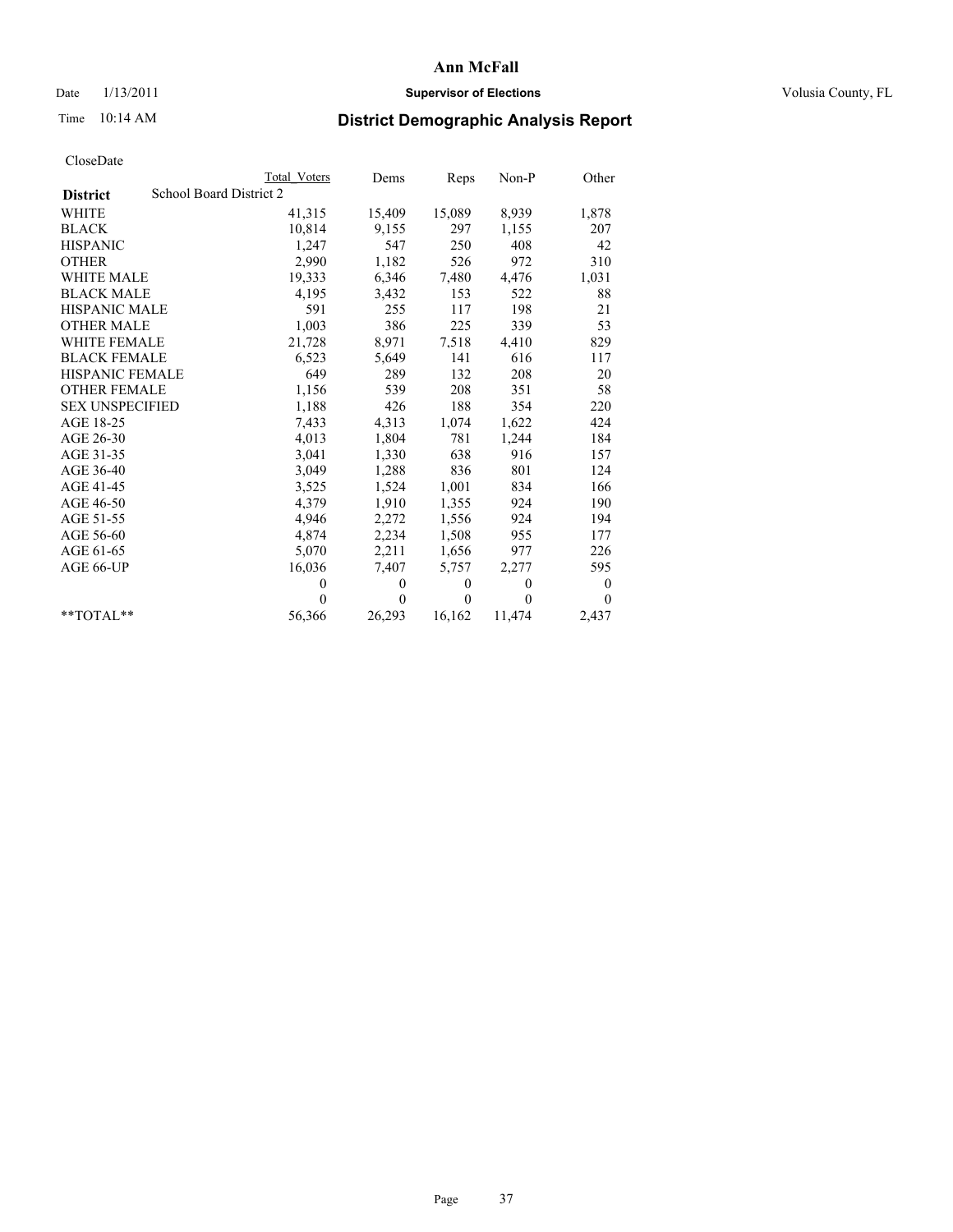**Ann McFall**

Date 1/13/2011 **Supervisor of Elections** Volusia County, FL

Time 10:14 AM

## District Demographic Analysis Report

CloseDate

| | Total Voters | Dems | Reps | Non-P | Other |
|---|---|---|---|---|---|
| **District** School Board District 2 | | | | | |
| WHITE | 41,315 | 15,409 | 15,089 | 8,939 | 1,878 |
| BLACK | 10,814 | 9,155 | 297 | 1,155 | 207 |
| HISPANIC | 1,247 | 547 | 250 | 408 | 42 |
| OTHER | 2,990 | 1,182 | 526 | 972 | 310 |
| WHITE MALE | 19,333 | 6,346 | 7,480 | 4,476 | 1,031 |
| BLACK MALE | 4,195 | 3,432 | 153 | 522 | 88 |
| HISPANIC MALE | 591 | 255 | 117 | 198 | 21 |
| OTHER MALE | 1,003 | 386 | 225 | 339 | 53 |
| WHITE FEMALE | 21,728 | 8,971 | 7,518 | 4,410 | 829 |
| BLACK FEMALE | 6,523 | 5,649 | 141 | 616 | 117 |
| HISPANIC FEMALE | 649 | 289 | 132 | 208 | 20 |
| OTHER FEMALE | 1,156 | 539 | 208 | 351 | 58 |
| SEX UNSPECIFIED | 1,188 | 426 | 188 | 354 | 220 |
| AGE 18-25 | 7,433 | 4,313 | 1,074 | 1,622 | 424 |
| AGE 26-30 | 4,013 | 1,804 | 781 | 1,244 | 184 |
| AGE 31-35 | 3,041 | 1,330 | 638 | 916 | 157 |
| AGE 36-40 | 3,049 | 1,288 | 836 | 801 | 124 |
| AGE 41-45 | 3,525 | 1,524 | 1,001 | 834 | 166 |
| AGE 46-50 | 4,379 | 1,910 | 1,355 | 924 | 190 |
| AGE 51-55 | 4,946 | 2,272 | 1,556 | 924 | 194 |
| AGE 56-60 | 4,874 | 2,234 | 1,508 | 955 | 177 |
| AGE 61-65 | 5,070 | 2,211 | 1,656 | 977 | 226 |
| AGE 66-UP | 16,036 | 7,407 | 5,757 | 2,277 | 595 |
| | 0 | 0 | 0 | 0 | 0 |
| | 0 | 0 | 0 | 0 | 0 |
| **TOTAL** | 56,366 | 26,293 | 16,162 | 11,474 | 2,437 |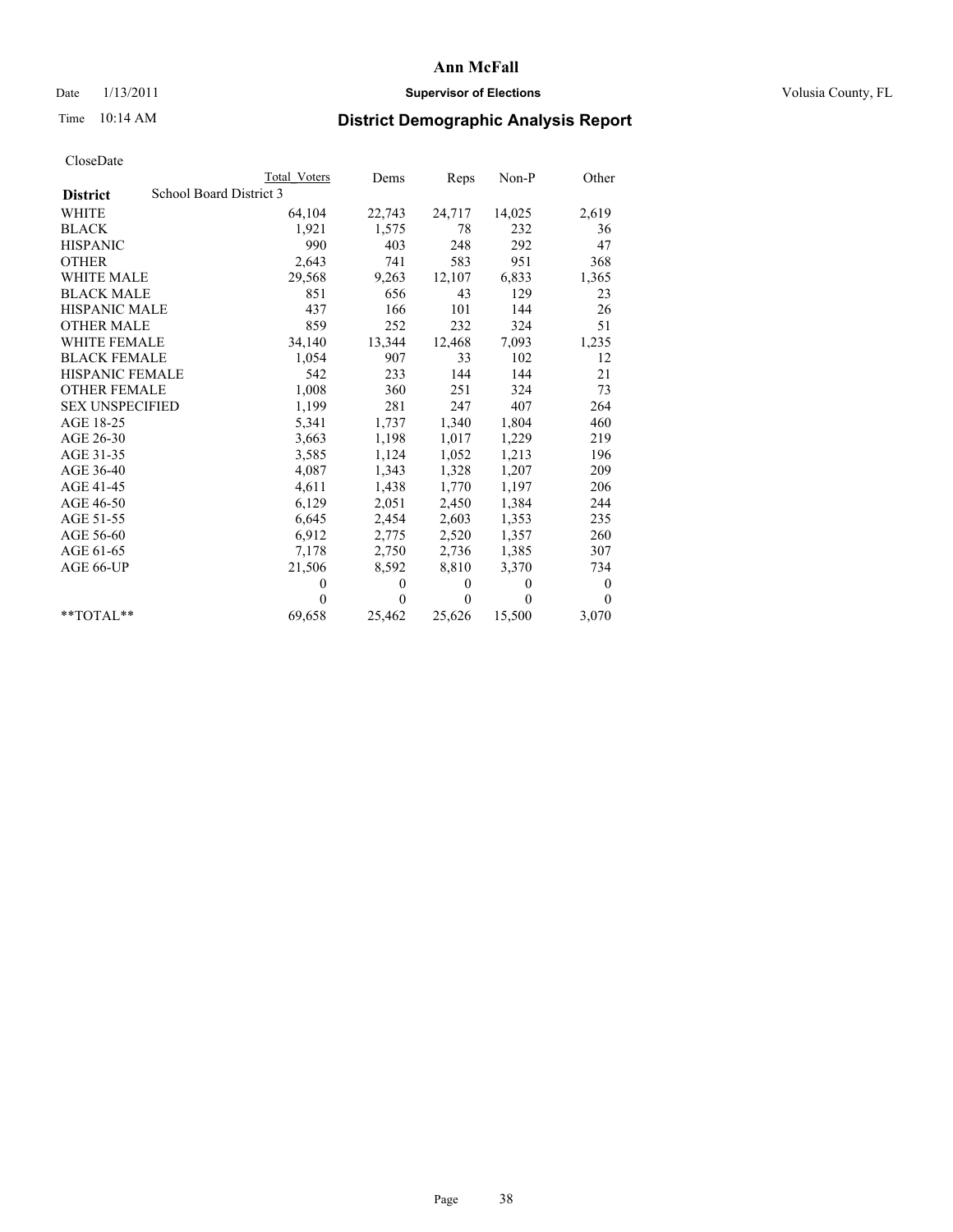# Ann McFall

Date 1/13/2011 **Supervisor of Elections** Volusia County, FL

Time 10:14 AM **District Demographic Analysis Report**

CloseDate

| | Total Voters | Dems | Reps | Non-P | Other |
|---|---|---|---|---|---|
| **District** School Board District 3 | | | | | |
| WHITE | 64,104 | 22,743 | 24,717 | 14,025 | 2,619 |
| BLACK | 1,921 | 1,575 | 78 | 232 | 36 |
| HISPANIC | 990 | 403 | 248 | 292 | 47 |
| OTHER | 2,643 | 741 | 583 | 951 | 368 |
| WHITE MALE | 29,568 | 9,263 | 12,107 | 6,833 | 1,365 |
| BLACK MALE | 851 | 656 | 43 | 129 | 23 |
| HISPANIC MALE | 437 | 166 | 101 | 144 | 26 |
| OTHER MALE | 859 | 252 | 232 | 324 | 51 |
| WHITE FEMALE | 34,140 | 13,344 | 12,468 | 7,093 | 1,235 |
| BLACK FEMALE | 1,054 | 907 | 33 | 102 | 12 |
| HISPANIC FEMALE | 542 | 233 | 144 | 144 | 21 |
| OTHER FEMALE | 1,008 | 360 | 251 | 324 | 73 |
| SEX UNSPECIFIED | 1,199 | 281 | 247 | 407 | 264 |
| AGE 18-25 | 5,341 | 1,737 | 1,340 | 1,804 | 460 |
| AGE 26-30 | 3,663 | 1,198 | 1,017 | 1,229 | 219 |
| AGE 31-35 | 3,585 | 1,124 | 1,052 | 1,213 | 196 |
| AGE 36-40 | 4,087 | 1,343 | 1,328 | 1,207 | 209 |
| AGE 41-45 | 4,611 | 1,438 | 1,770 | 1,197 | 206 |
| AGE 46-50 | 6,129 | 2,051 | 2,450 | 1,384 | 244 |
| AGE 51-55 | 6,645 | 2,454 | 2,603 | 1,353 | 235 |
| AGE 56-60 | 6,912 | 2,775 | 2,520 | 1,357 | 260 |
| AGE 61-65 | 7,178 | 2,750 | 2,736 | 1,385 | 307 |
| AGE 66-UP | 21,506 | 8,592 | 8,810 | 3,370 | 734 |
| | 0 | 0 | 0 | 0 | 0 |
| | 0 | 0 | 0 | 0 | 0 |
| **TOTAL** | 69,658 | 25,462 | 25,626 | 15,500 | 3,070 |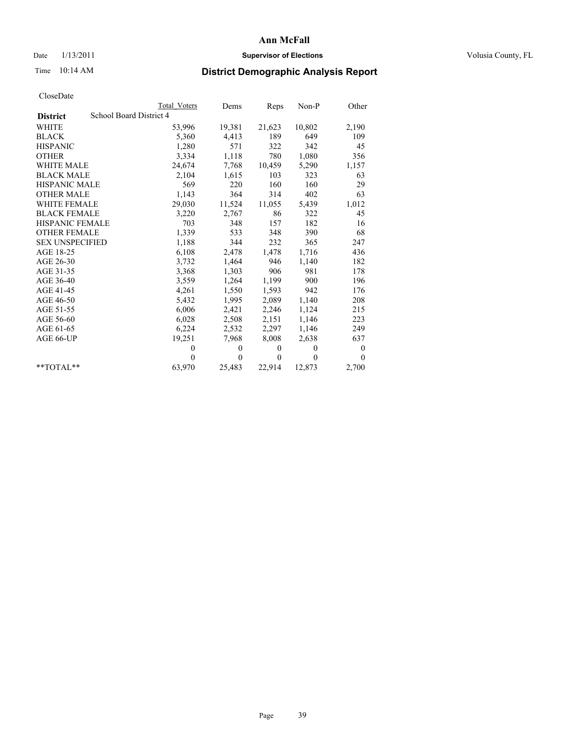# Ann McFall

Date 1/13/2011 **Supervisor of Elections** Volusia County, FL

Time 10:14 AM

## District Demographic Analysis Report

CloseDate

| | Total Voters | Dems | Reps | Non-P | Other |
|---|---|---|---|---|---|
| **District** School Board District 4 | | | | | |
| WHITE | 53,996 | 19,381 | 21,623 | 10,802 | 2,190 |
| BLACK | 5,360 | 4,413 | 189 | 649 | 109 |
| HISPANIC | 1,280 | 571 | 322 | 342 | 45 |
| OTHER | 3,334 | 1,118 | 780 | 1,080 | 356 |
| WHITE MALE | 24,674 | 7,768 | 10,459 | 5,290 | 1,157 |
| BLACK MALE | 2,104 | 1,615 | 103 | 323 | 63 |
| HISPANIC MALE | 569 | 220 | 160 | 160 | 29 |
| OTHER MALE | 1,143 | 364 | 314 | 402 | 63 |
| WHITE FEMALE | 29,030 | 11,524 | 11,055 | 5,439 | 1,012 |
| BLACK FEMALE | 3,220 | 2,767 | 86 | 322 | 45 |
| HISPANIC FEMALE | 703 | 348 | 157 | 182 | 16 |
| OTHER FEMALE | 1,339 | 533 | 348 | 390 | 68 |
| SEX UNSPECIFIED | 1,188 | 344 | 232 | 365 | 247 |
| AGE 18-25 | 6,108 | 2,478 | 1,478 | 1,716 | 436 |
| AGE 26-30 | 3,732 | 1,464 | 946 | 1,140 | 182 |
| AGE 31-35 | 3,368 | 1,303 | 906 | 981 | 178 |
| AGE 36-40 | 3,559 | 1,264 | 1,199 | 900 | 196 |
| AGE 41-45 | 4,261 | 1,550 | 1,593 | 942 | 176 |
| AGE 46-50 | 5,432 | 1,995 | 2,089 | 1,140 | 208 |
| AGE 51-55 | 6,006 | 2,421 | 2,246 | 1,124 | 215 |
| AGE 56-60 | 6,028 | 2,508 | 2,151 | 1,146 | 223 |
| AGE 61-65 | 6,224 | 2,532 | 2,297 | 1,146 | 249 |
| AGE 66-UP | 19,251 | 7,968 | 8,008 | 2,638 | 637 |
| | 0 | 0 | 0 | 0 | 0 |
| | 0 | 0 | 0 | 0 | 0 |
| **TOTAL** | 63,970 | 25,483 | 22,914 | 12,873 | 2,700 |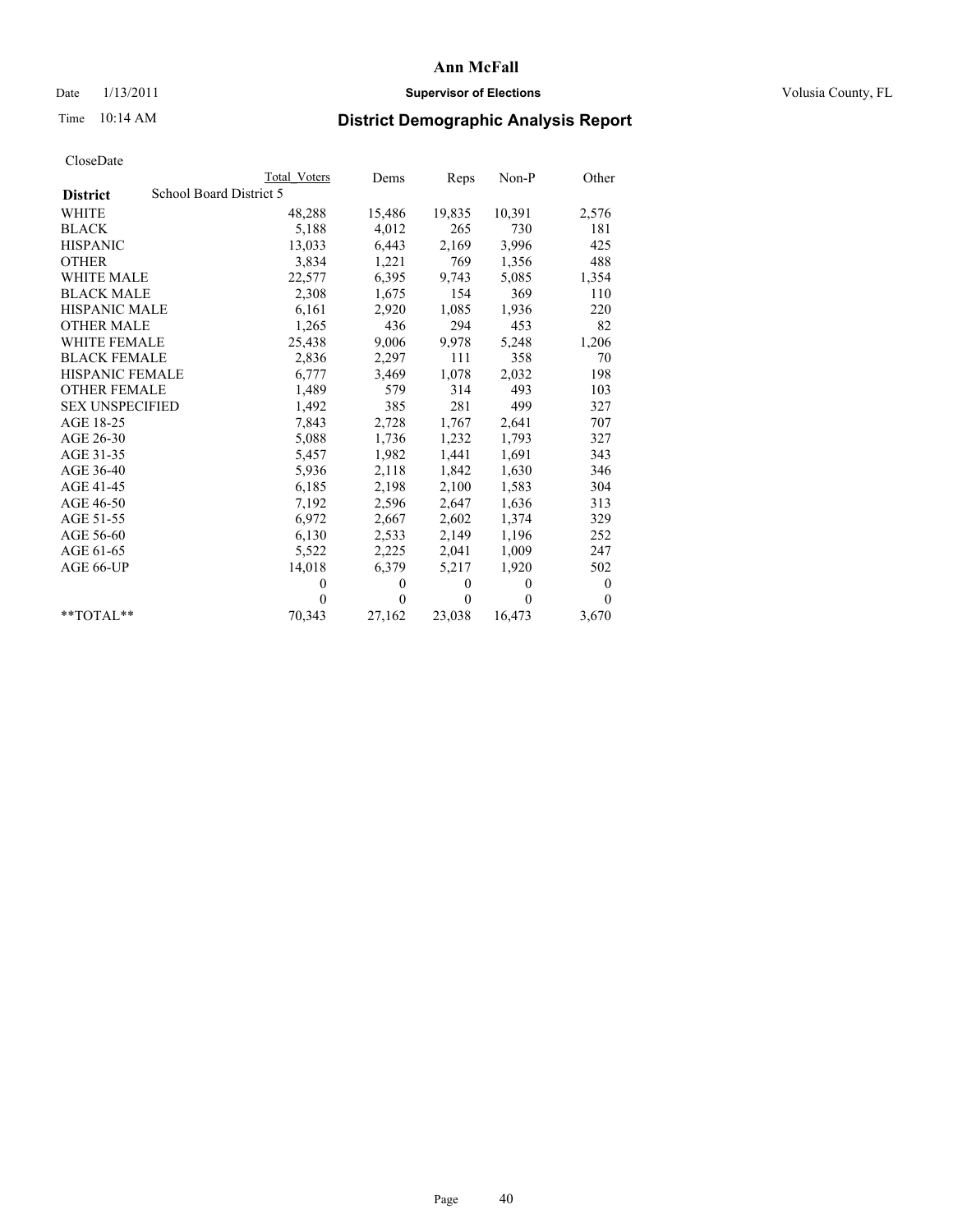# Ann McFall

Date 1/13/2011 **Supervisor of Elections** Volusia County, FL

Time 10:14 AM

## District Demographic Analysis Report

CloseDate

| | Total Voters | Dems | Reps | Non-P | Other |
|---|---|---|---|---|---|
| **District** School Board District 5 | | | | | |
| WHITE | 48,288 | 15,486 | 19,835 | 10,391 | 2,576 |
| BLACK | 5,188 | 4,012 | 265 | 730 | 181 |
| HISPANIC | 13,033 | 6,443 | 2,169 | 3,996 | 425 |
| OTHER | 3,834 | 1,221 | 769 | 1,356 | 488 |
| WHITE MALE | 22,577 | 6,395 | 9,743 | 5,085 | 1,354 |
| BLACK MALE | 2,308 | 1,675 | 154 | 369 | 110 |
| HISPANIC MALE | 6,161 | 2,920 | 1,085 | 1,936 | 220 |
| OTHER MALE | 1,265 | 436 | 294 | 453 | 82 |
| WHITE FEMALE | 25,438 | 9,006 | 9,978 | 5,248 | 1,206 |
| BLACK FEMALE | 2,836 | 2,297 | 111 | 358 | 70 |
| HISPANIC FEMALE | 6,777 | 3,469 | 1,078 | 2,032 | 198 |
| OTHER FEMALE | 1,489 | 579 | 314 | 493 | 103 |
| SEX UNSPECIFIED | 1,492 | 385 | 281 | 499 | 327 |
| AGE 18-25 | 7,843 | 2,728 | 1,767 | 2,641 | 707 |
| AGE 26-30 | 5,088 | 1,736 | 1,232 | 1,793 | 327 |
| AGE 31-35 | 5,457 | 1,982 | 1,441 | 1,691 | 343 |
| AGE 36-40 | 5,936 | 2,118 | 1,842 | 1,630 | 346 |
| AGE 41-45 | 6,185 | 2,198 | 2,100 | 1,583 | 304 |
| AGE 46-50 | 7,192 | 2,596 | 2,647 | 1,636 | 313 |
| AGE 51-55 | 6,972 | 2,667 | 2,602 | 1,374 | 329 |
| AGE 56-60 | 6,130 | 2,533 | 2,149 | 1,196 | 252 |
| AGE 61-65 | 5,522 | 2,225 | 2,041 | 1,009 | 247 |
| AGE 66-UP | 14,018 | 6,379 | 5,217 | 1,920 | 502 |
| | 0 | 0 | 0 | 0 | 0 |
| | 0 | 0 | 0 | 0 | 0 |
| **TOTAL** | 70,343 | 27,162 | 23,038 | 16,473 | 3,670 |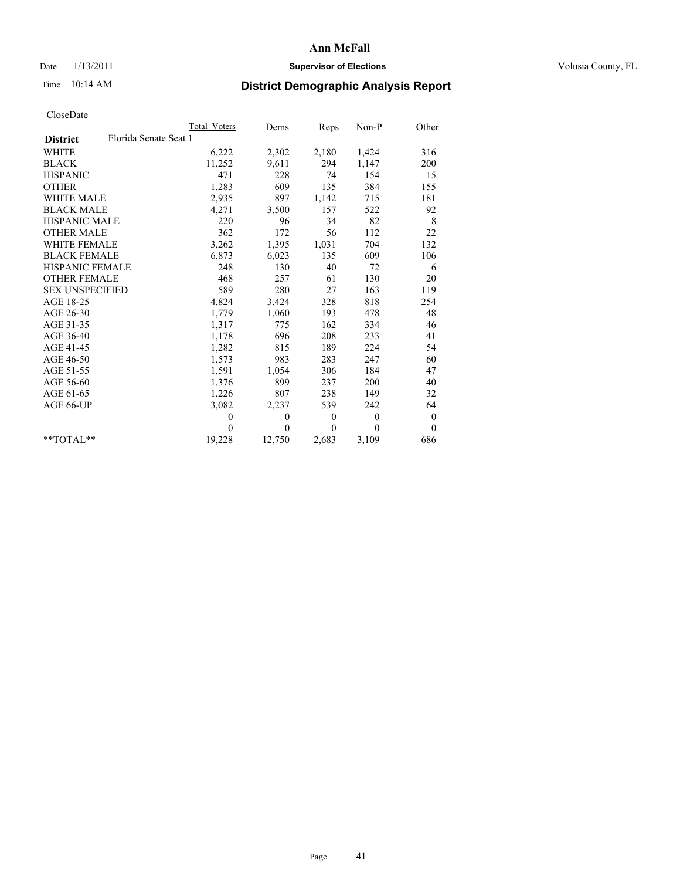# Ann McFall

Date 1/13/2011 **Supervisor of Elections** Volusia County, FL

Time 10:14 AM

## District Demographic Analysis Report

CloseDate

| | Total Voters | Dems | Reps | Non-P | Other |
|---|---|---|---|---|---|
| **District** Florida Senate Seat 1 | | | | | |
| WHITE | 6,222 | 2,302 | 2,180 | 1,424 | 316 |
| BLACK | 11,252 | 9,611 | 294 | 1,147 | 200 |
| HISPANIC | 471 | 228 | 74 | 154 | 15 |
| OTHER | 1,283 | 609 | 135 | 384 | 155 |
| WHITE MALE | 2,935 | 897 | 1,142 | 715 | 181 |
| BLACK MALE | 4,271 | 3,500 | 157 | 522 | 92 |
| HISPANIC MALE | 220 | 96 | 34 | 82 | 8 |
| OTHER MALE | 362 | 172 | 56 | 112 | 22 |
| WHITE FEMALE | 3,262 | 1,395 | 1,031 | 704 | 132 |
| BLACK FEMALE | 6,873 | 6,023 | 135 | 609 | 106 |
| HISPANIC FEMALE | 248 | 130 | 40 | 72 | 6 |
| OTHER FEMALE | 468 | 257 | 61 | 130 | 20 |
| SEX UNSPECIFIED | 589 | 280 | 27 | 163 | 119 |
| AGE 18-25 | 4,824 | 3,424 | 328 | 818 | 254 |
| AGE 26-30 | 1,779 | 1,060 | 193 | 478 | 48 |
| AGE 31-35 | 1,317 | 775 | 162 | 334 | 46 |
| AGE 36-40 | 1,178 | 696 | 208 | 233 | 41 |
| AGE 41-45 | 1,282 | 815 | 189 | 224 | 54 |
| AGE 46-50 | 1,573 | 983 | 283 | 247 | 60 |
| AGE 51-55 | 1,591 | 1,054 | 306 | 184 | 47 |
| AGE 56-60 | 1,376 | 899 | 237 | 200 | 40 |
| AGE 61-65 | 1,226 | 807 | 238 | 149 | 32 |
| AGE 66-UP | 3,082 | 2,237 | 539 | 242 | 64 |
| | 0 | 0 | 0 | 0 | 0 |
| | 0 | 0 | 0 | 0 | 0 |
| **TOTAL** | 19,228 | 12,750 | 2,683 | 3,109 | 686 |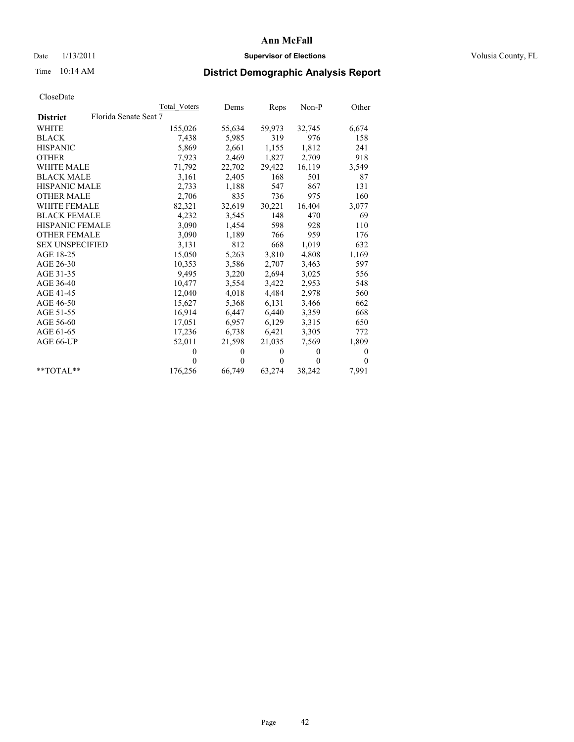# Ann McFall

Date 1/13/2011 **Supervisor of Elections** Volusia County, FL

Time 10:14 AM

## District Demographic Analysis Report

CloseDate

| District | Florida Senate Seat 7 | Total Voters | Dems | Reps | Non-P | Other |
|---|---|---|---|---|---|---|
| WHITE | | 155,026 | 55,634 | 59,973 | 32,745 | 6,674 |
| BLACK | | 7,438 | 5,985 | 319 | 976 | 158 |
| HISPANIC | | 5,869 | 2,661 | 1,155 | 1,812 | 241 |
| OTHER | | 7,923 | 2,469 | 1,827 | 2,709 | 918 |
| WHITE MALE | | 71,792 | 22,702 | 29,422 | 16,119 | 3,549 |
| BLACK MALE | | 3,161 | 2,405 | 168 | 501 | 87 |
| HISPANIC MALE | | 2,733 | 1,188 | 547 | 867 | 131 |
| OTHER MALE | | 2,706 | 835 | 736 | 975 | 160 |
| WHITE FEMALE | | 82,321 | 32,619 | 30,221 | 16,404 | 3,077 |
| BLACK FEMALE | | 4,232 | 3,545 | 148 | 470 | 69 |
| HISPANIC FEMALE | | 3,090 | 1,454 | 598 | 928 | 110 |
| OTHER FEMALE | | 3,090 | 1,189 | 766 | 959 | 176 |
| SEX UNSPECIFIED | | 3,131 | 812 | 668 | 1,019 | 632 |
| AGE 18-25 | | 15,050 | 5,263 | 3,810 | 4,808 | 1,169 |
| AGE 26-30 | | 10,353 | 3,586 | 2,707 | 3,463 | 597 |
| AGE 31-35 | | 9,495 | 3,220 | 2,694 | 3,025 | 556 |
| AGE 36-40 | | 10,477 | 3,554 | 3,422 | 2,953 | 548 |
| AGE 41-45 | | 12,040 | 4,018 | 4,484 | 2,978 | 560 |
| AGE 46-50 | | 15,627 | 5,368 | 6,131 | 3,466 | 662 |
| AGE 51-55 | | 16,914 | 6,447 | 6,440 | 3,359 | 668 |
| AGE 56-60 | | 17,051 | 6,957 | 6,129 | 3,315 | 650 |
| AGE 61-65 | | 17,236 | 6,738 | 6,421 | 3,305 | 772 |
| AGE 66-UP | | 52,011 | 21,598 | 21,035 | 7,569 | 1,809 |
| | | 0 | 0 | 0 | 0 | 0 |
| | | 0 | 0 | 0 | 0 | 0 |
| **TOTAL** | | 176,256 | 66,749 | 63,274 | 38,242 | 7,991 |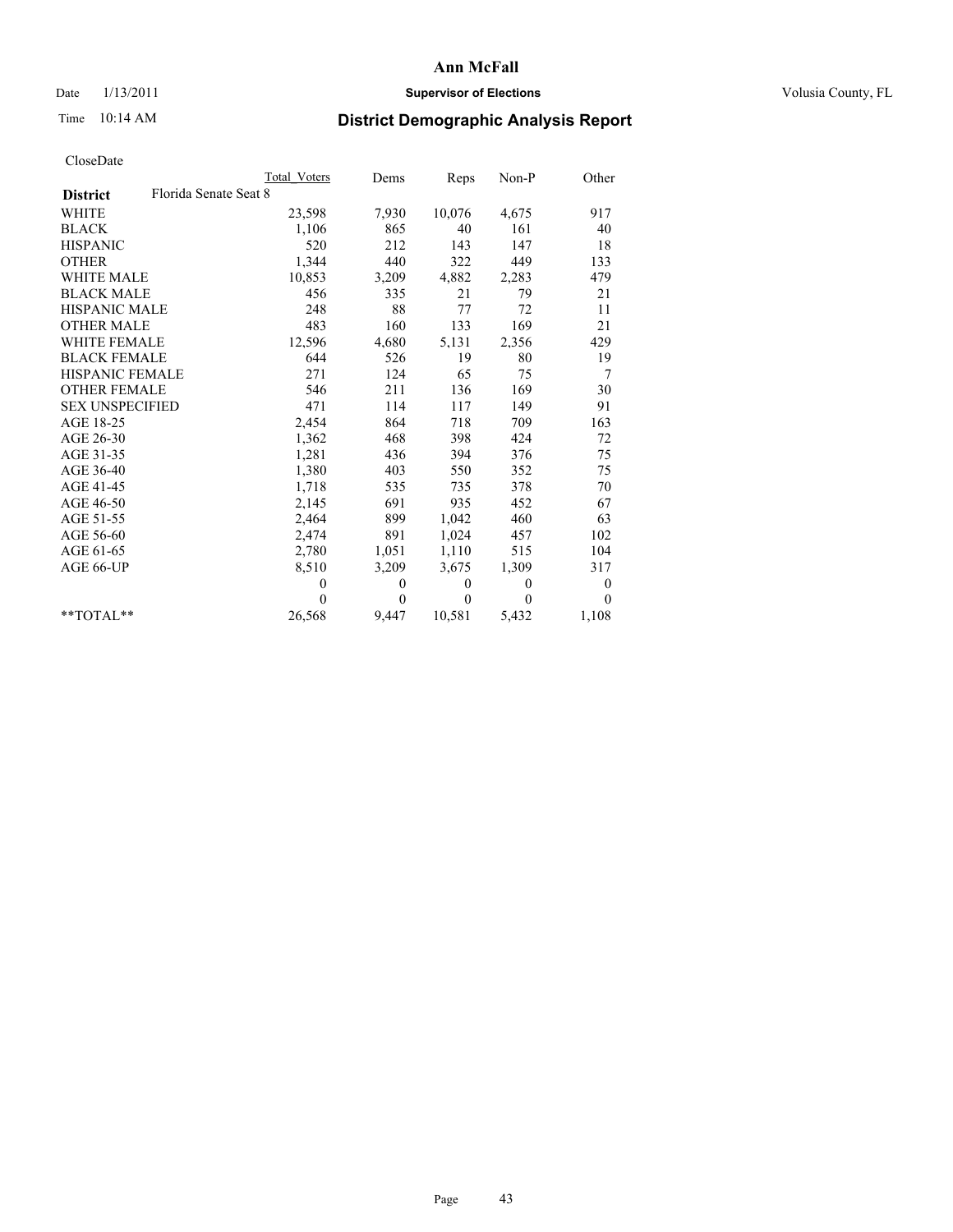**Ann McFall**

Date 1/13/2011 **Supervisor of Elections** Volusia County, FL

Time 10:14 AM

## District Demographic Analysis Report

CloseDate

| | Total_Voters | Dems | Reps | Non-P | Other |
|---|---|---|---|---|---|
| **District** Florida Senate Seat 8 | | | | | |
| WHITE | 23,598 | 7,930 | 10,076 | 4,675 | 917 |
| BLACK | 1,106 | 865 | 40 | 161 | 40 |
| HISPANIC | 520 | 212 | 143 | 147 | 18 |
| OTHER | 1,344 | 440 | 322 | 449 | 133 |
| WHITE MALE | 10,853 | 3,209 | 4,882 | 2,283 | 479 |
| BLACK MALE | 456 | 335 | 21 | 79 | 21 |
| HISPANIC MALE | 248 | 88 | 77 | 72 | 11 |
| OTHER MALE | 483 | 160 | 133 | 169 | 21 |
| WHITE FEMALE | 12,596 | 4,680 | 5,131 | 2,356 | 429 |
| BLACK FEMALE | 644 | 526 | 19 | 80 | 19 |
| HISPANIC FEMALE | 271 | 124 | 65 | 75 | 7 |
| OTHER FEMALE | 546 | 211 | 136 | 169 | 30 |
| SEX UNSPECIFIED | 471 | 114 | 117 | 149 | 91 |
| AGE 18-25 | 2,454 | 864 | 718 | 709 | 163 |
| AGE 26-30 | 1,362 | 468 | 398 | 424 | 72 |
| AGE 31-35 | 1,281 | 436 | 394 | 376 | 75 |
| AGE 36-40 | 1,380 | 403 | 550 | 352 | 75 |
| AGE 41-45 | 1,718 | 535 | 735 | 378 | 70 |
| AGE 46-50 | 2,145 | 691 | 935 | 452 | 67 |
| AGE 51-55 | 2,464 | 899 | 1,042 | 460 | 63 |
| AGE 56-60 | 2,474 | 891 | 1,024 | 457 | 102 |
| AGE 61-65 | 2,780 | 1,051 | 1,110 | 515 | 104 |
| AGE 66-UP | 8,510 | 3,209 | 3,675 | 1,309 | 317 |
| | 0 | 0 | 0 | 0 | 0 |
| | 0 | 0 | 0 | 0 | 0 |
| **TOTAL** | 26,568 | 9,447 | 10,581 | 5,432 | 1,108 |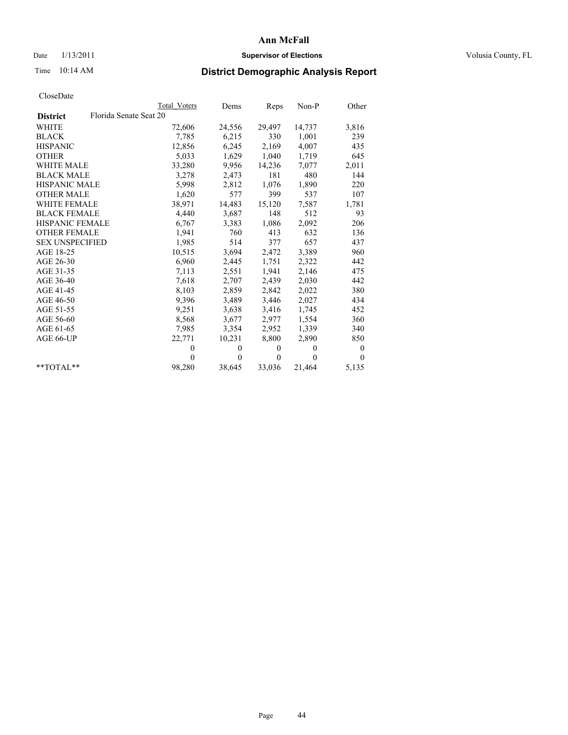Ann McFall

Date 1/13/2011 **Supervisor of Elections** Volusia County, FL

Time 10:14 AM

## District Demographic Analysis Report

CloseDate

| | Total Voters | Dems | Reps | Non-P | Other |
|---|---|---|---|---|---|
| **District** Florida Senate Seat 20 | | | | | |
| WHITE | 72,606 | 24,556 | 29,497 | 14,737 | 3,816 |
| BLACK | 7,785 | 6,215 | 330 | 1,001 | 239 |
| HISPANIC | 12,856 | 6,245 | 2,169 | 4,007 | 435 |
| OTHER | 5,033 | 1,629 | 1,040 | 1,719 | 645 |
| WHITE MALE | 33,280 | 9,956 | 14,236 | 7,077 | 2,011 |
| BLACK MALE | 3,278 | 2,473 | 181 | 480 | 144 |
| HISPANIC MALE | 5,998 | 2,812 | 1,076 | 1,890 | 220 |
| OTHER MALE | 1,620 | 577 | 399 | 537 | 107 |
| WHITE FEMALE | 38,971 | 14,483 | 15,120 | 7,587 | 1,781 |
| BLACK FEMALE | 4,440 | 3,687 | 148 | 512 | 93 |
| HISPANIC FEMALE | 6,767 | 3,383 | 1,086 | 2,092 | 206 |
| OTHER FEMALE | 1,941 | 760 | 413 | 632 | 136 |
| SEX UNSPECIFIED | 1,985 | 514 | 377 | 657 | 437 |
| AGE 18-25 | 10,515 | 3,694 | 2,472 | 3,389 | 960 |
| AGE 26-30 | 6,960 | 2,445 | 1,751 | 2,322 | 442 |
| AGE 31-35 | 7,113 | 2,551 | 1,941 | 2,146 | 475 |
| AGE 36-40 | 7,618 | 2,707 | 2,439 | 2,030 | 442 |
| AGE 41-45 | 8,103 | 2,859 | 2,842 | 2,022 | 380 |
| AGE 46-50 | 9,396 | 3,489 | 3,446 | 2,027 | 434 |
| AGE 51-55 | 9,251 | 3,638 | 3,416 | 1,745 | 452 |
| AGE 56-60 | 8,568 | 3,677 | 2,977 | 1,554 | 360 |
| AGE 61-65 | 7,985 | 3,354 | 2,952 | 1,339 | 340 |
| AGE 66-UP | 22,771 | 10,231 | 8,800 | 2,890 | 850 |
| | 0 | 0 | 0 | 0 | 0 |
| | 0 | 0 | 0 | 0 | 0 |
| **TOTAL** | 98,280 | 38,645 | 33,036 | 21,464 | 5,135 |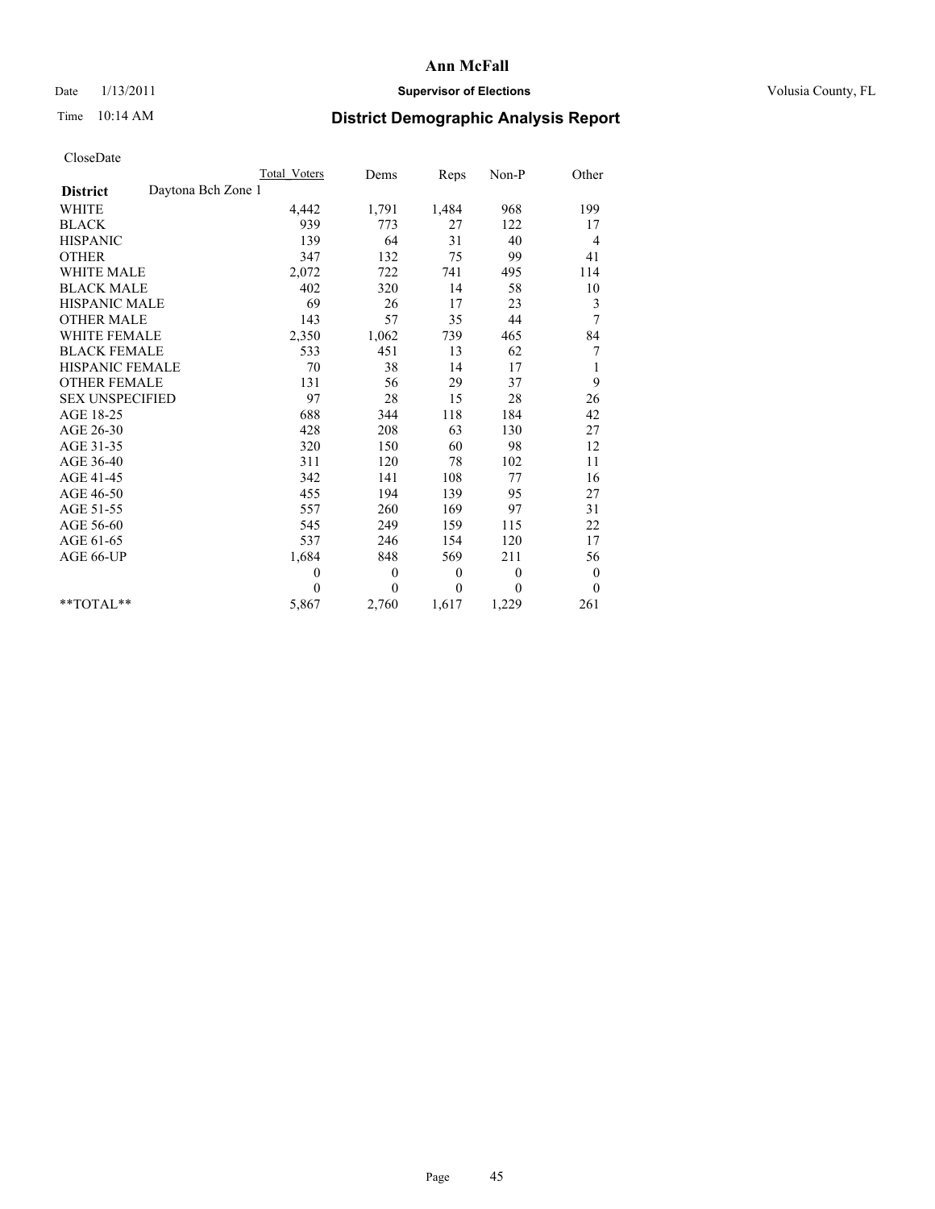# Ann McFall

Date 1/13/2011 **Supervisor of Elections** Volusia County, FL

Time 10:14 AM **District Demographic Analysis Report**

CloseDate

| | Total Voters | Dems | Reps | Non-P | Other |
|---|---|---|---|---|---|
| **District** Daytona Bch Zone 1 | | | | | |
| WHITE | 4,442 | 1,791 | 1,484 | 968 | 199 |
| BLACK | 939 | 773 | 27 | 122 | 17 |
| HISPANIC | 139 | 64 | 31 | 40 | 4 |
| OTHER | 347 | 132 | 75 | 99 | 41 |
| WHITE MALE | 2,072 | 722 | 741 | 495 | 114 |
| BLACK MALE | 402 | 320 | 14 | 58 | 10 |
| HISPANIC MALE | 69 | 26 | 17 | 23 | 3 |
| OTHER MALE | 143 | 57 | 35 | 44 | 7 |
| WHITE FEMALE | 2,350 | 1,062 | 739 | 465 | 84 |
| BLACK FEMALE | 533 | 451 | 13 | 62 | 7 |
| HISPANIC FEMALE | 70 | 38 | 14 | 17 | 1 |
| OTHER FEMALE | 131 | 56 | 29 | 37 | 9 |
| SEX UNSPECIFIED | 97 | 28 | 15 | 28 | 26 |
| AGE 18-25 | 688 | 344 | 118 | 184 | 42 |
| AGE 26-30 | 428 | 208 | 63 | 130 | 27 |
| AGE 31-35 | 320 | 150 | 60 | 98 | 12 |
| AGE 36-40 | 311 | 120 | 78 | 102 | 11 |
| AGE 41-45 | 342 | 141 | 108 | 77 | 16 |
| AGE 46-50 | 455 | 194 | 139 | 95 | 27 |
| AGE 51-55 | 557 | 260 | 169 | 97 | 31 |
| AGE 56-60 | 545 | 249 | 159 | 115 | 22 |
| AGE 61-65 | 537 | 246 | 154 | 120 | 17 |
| AGE 66-UP | 1,684 | 848 | 569 | 211 | 56 |
| | 0 | 0 | 0 | 0 | 0 |
| | 0 | 0 | 0 | 0 | 0 |
| **TOTAL** | 5,867 | 2,760 | 1,617 | 1,229 | 261 |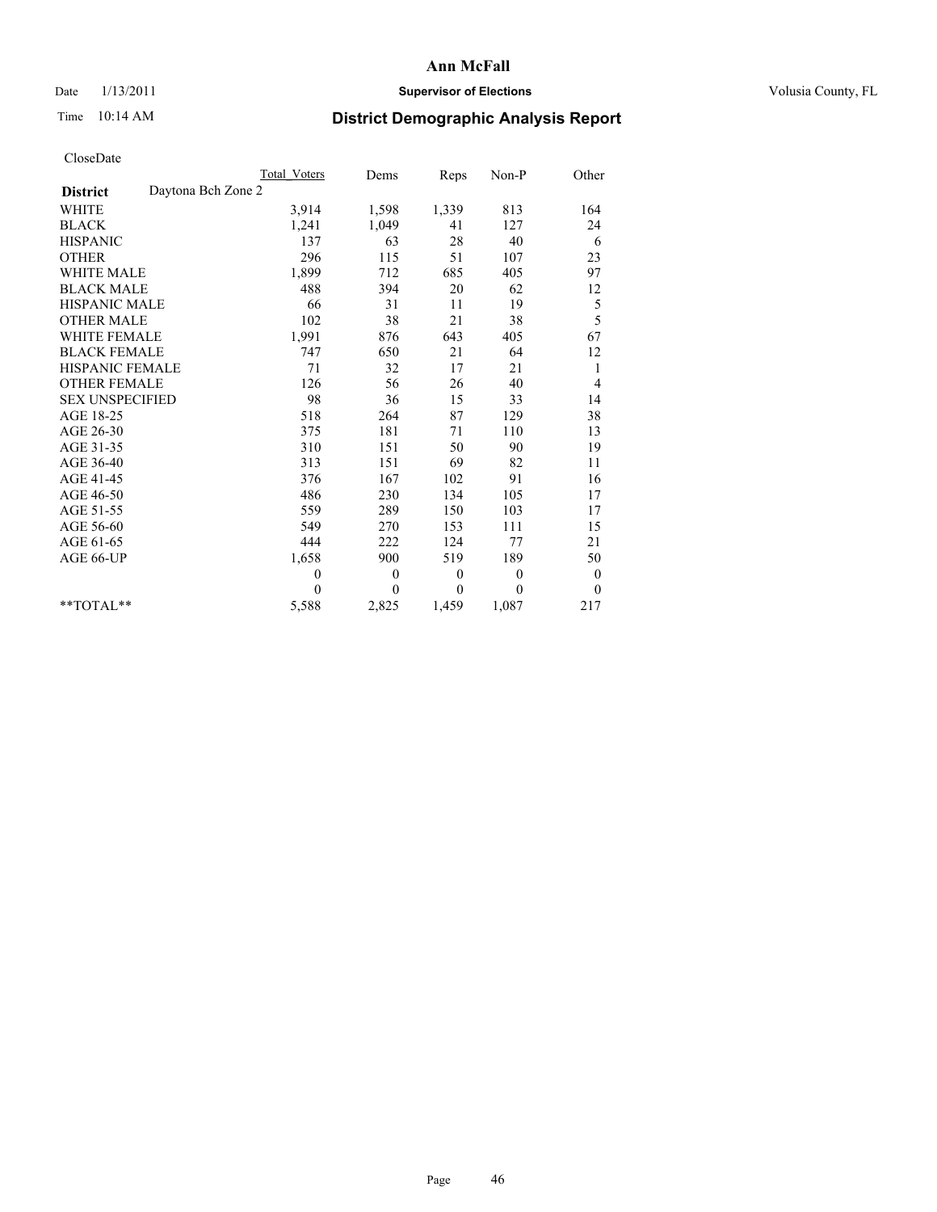**Ann McFall**

Date 1/13/2011 **Supervisor of Elections** Volusia County, FL

Time 10:14 AM **District Demographic Analysis Report**

CloseDate

| | Total Voters | Dems | Reps | Non-P | Other |
|---|---|---|---|---|---|
| **District** Daytona Bch Zone 2 | | | | | |
| WHITE | 3,914 | 1,598 | 1,339 | 813 | 164 |
| BLACK | 1,241 | 1,049 | 41 | 127 | 24 |
| HISPANIC | 137 | 63 | 28 | 40 | 6 |
| OTHER | 296 | 115 | 51 | 107 | 23 |
| WHITE MALE | 1,899 | 712 | 685 | 405 | 97 |
| BLACK MALE | 488 | 394 | 20 | 62 | 12 |
| HISPANIC MALE | 66 | 31 | 11 | 19 | 5 |
| OTHER MALE | 102 | 38 | 21 | 38 | 5 |
| WHITE FEMALE | 1,991 | 876 | 643 | 405 | 67 |
| BLACK FEMALE | 747 | 650 | 21 | 64 | 12 |
| HISPANIC FEMALE | 71 | 32 | 17 | 21 | 1 |
| OTHER FEMALE | 126 | 56 | 26 | 40 | 4 |
| SEX UNSPECIFIED | 98 | 36 | 15 | 33 | 14 |
| AGE 18-25 | 518 | 264 | 87 | 129 | 38 |
| AGE 26-30 | 375 | 181 | 71 | 110 | 13 |
| AGE 31-35 | 310 | 151 | 50 | 90 | 19 |
| AGE 36-40 | 313 | 151 | 69 | 82 | 11 |
| AGE 41-45 | 376 | 167 | 102 | 91 | 16 |
| AGE 46-50 | 486 | 230 | 134 | 105 | 17 |
| AGE 51-55 | 559 | 289 | 150 | 103 | 17 |
| AGE 56-60 | 549 | 270 | 153 | 111 | 15 |
| AGE 61-65 | 444 | 222 | 124 | 77 | 21 |
| AGE 66-UP | 1,658 | 900 | 519 | 189 | 50 |
| | 0 | 0 | 0 | 0 | 0 |
| | 0 | 0 | 0 | 0 | 0 |
| **TOTAL** | 5,588 | 2,825 | 1,459 | 1,087 | 217 |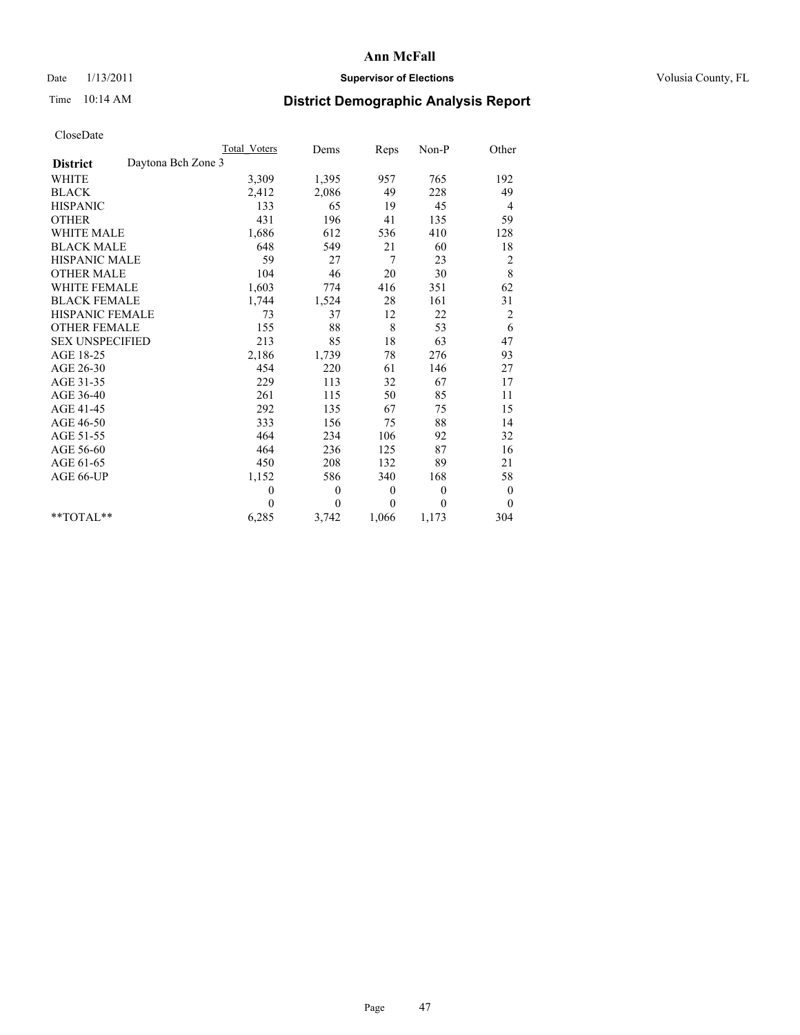# Ann McFall

Date 1/13/2011 **Supervisor of Elections** Volusia County, FL

Time 10:14 AM **District Demographic Analysis Report**

CloseDate

| | Total_Voters | Dems | Reps | Non-P | Other |
|---|---|---|---|---|---|
| **District** Daytona Bch Zone 3 | | | | | |
| WHITE | 3,309 | 1,395 | 957 | 765 | 192 |
| BLACK | 2,412 | 2,086 | 49 | 228 | 49 |
| HISPANIC | 133 | 65 | 19 | 45 | 4 |
| OTHER | 431 | 196 | 41 | 135 | 59 |
| WHITE MALE | 1,686 | 612 | 536 | 410 | 128 |
| BLACK MALE | 648 | 549 | 21 | 60 | 18 |
| HISPANIC MALE | 59 | 27 | 7 | 23 | 2 |
| OTHER MALE | 104 | 46 | 20 | 30 | 8 |
| WHITE FEMALE | 1,603 | 774 | 416 | 351 | 62 |
| BLACK FEMALE | 1,744 | 1,524 | 28 | 161 | 31 |
| HISPANIC FEMALE | 73 | 37 | 12 | 22 | 2 |
| OTHER FEMALE | 155 | 88 | 8 | 53 | 6 |
| SEX UNSPECIFIED | 213 | 85 | 18 | 63 | 47 |
| AGE 18-25 | 2,186 | 1,739 | 78 | 276 | 93 |
| AGE 26-30 | 454 | 220 | 61 | 146 | 27 |
| AGE 31-35 | 229 | 113 | 32 | 67 | 17 |
| AGE 36-40 | 261 | 115 | 50 | 85 | 11 |
| AGE 41-45 | 292 | 135 | 67 | 75 | 15 |
| AGE 46-50 | 333 | 156 | 75 | 88 | 14 |
| AGE 51-55 | 464 | 234 | 106 | 92 | 32 |
| AGE 56-60 | 464 | 236 | 125 | 87 | 16 |
| AGE 61-65 | 450 | 208 | 132 | 89 | 21 |
| AGE 66-UP | 1,152 | 586 | 340 | 168 | 58 |
| | 0 | 0 | 0 | 0 | 0 |
| | 0 | 0 | 0 | 0 | 0 |
| **TOTAL** | 6,285 | 3,742 | 1,066 | 1,173 | 304 |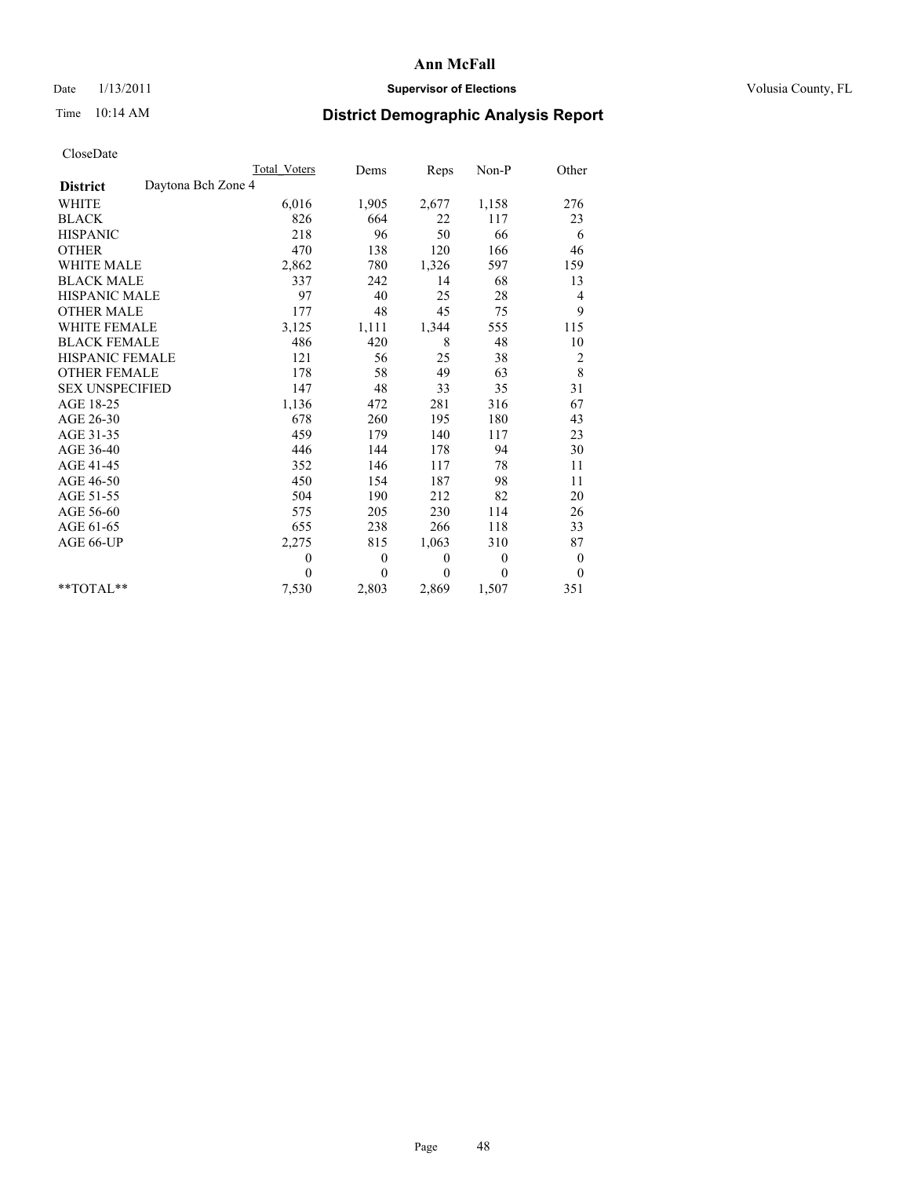# Ann McFall

Date 1/13/2011 **Supervisor of Elections** Volusia County, FL

Time 10:14 AM

## District Demographic Analysis Report

CloseDate

| | Total Voters | Dems | Reps | Non-P | Other |
|---|---|---|---|---|---|
| **District** Daytona Bch Zone 4 | | | | | |
| WHITE | 6,016 | 1,905 | 2,677 | 1,158 | 276 |
| BLACK | 826 | 664 | 22 | 117 | 23 |
| HISPANIC | 218 | 96 | 50 | 66 | 6 |
| OTHER | 470 | 138 | 120 | 166 | 46 |
| WHITE MALE | 2,862 | 780 | 1,326 | 597 | 159 |
| BLACK MALE | 337 | 242 | 14 | 68 | 13 |
| HISPANIC MALE | 97 | 40 | 25 | 28 | 4 |
| OTHER MALE | 177 | 48 | 45 | 75 | 9 |
| WHITE FEMALE | 3,125 | 1,111 | 1,344 | 555 | 115 |
| BLACK FEMALE | 486 | 420 | 8 | 48 | 10 |
| HISPANIC FEMALE | 121 | 56 | 25 | 38 | 2 |
| OTHER FEMALE | 178 | 58 | 49 | 63 | 8 |
| SEX UNSPECIFIED | 147 | 48 | 33 | 35 | 31 |
| AGE 18-25 | 1,136 | 472 | 281 | 316 | 67 |
| AGE 26-30 | 678 | 260 | 195 | 180 | 43 |
| AGE 31-35 | 459 | 179 | 140 | 117 | 23 |
| AGE 36-40 | 446 | 144 | 178 | 94 | 30 |
| AGE 41-45 | 352 | 146 | 117 | 78 | 11 |
| AGE 46-50 | 450 | 154 | 187 | 98 | 11 |
| AGE 51-55 | 504 | 190 | 212 | 82 | 20 |
| AGE 56-60 | 575 | 205 | 230 | 114 | 26 |
| AGE 61-65 | 655 | 238 | 266 | 118 | 33 |
| AGE 66-UP | 2,275 | 815 | 1,063 | 310 | 87 |
| | 0 | 0 | 0 | 0 | 0 |
| | 0 | 0 | 0 | 0 | 0 |
| **TOTAL** | 7,530 | 2,803 | 2,869 | 1,507 | 351 |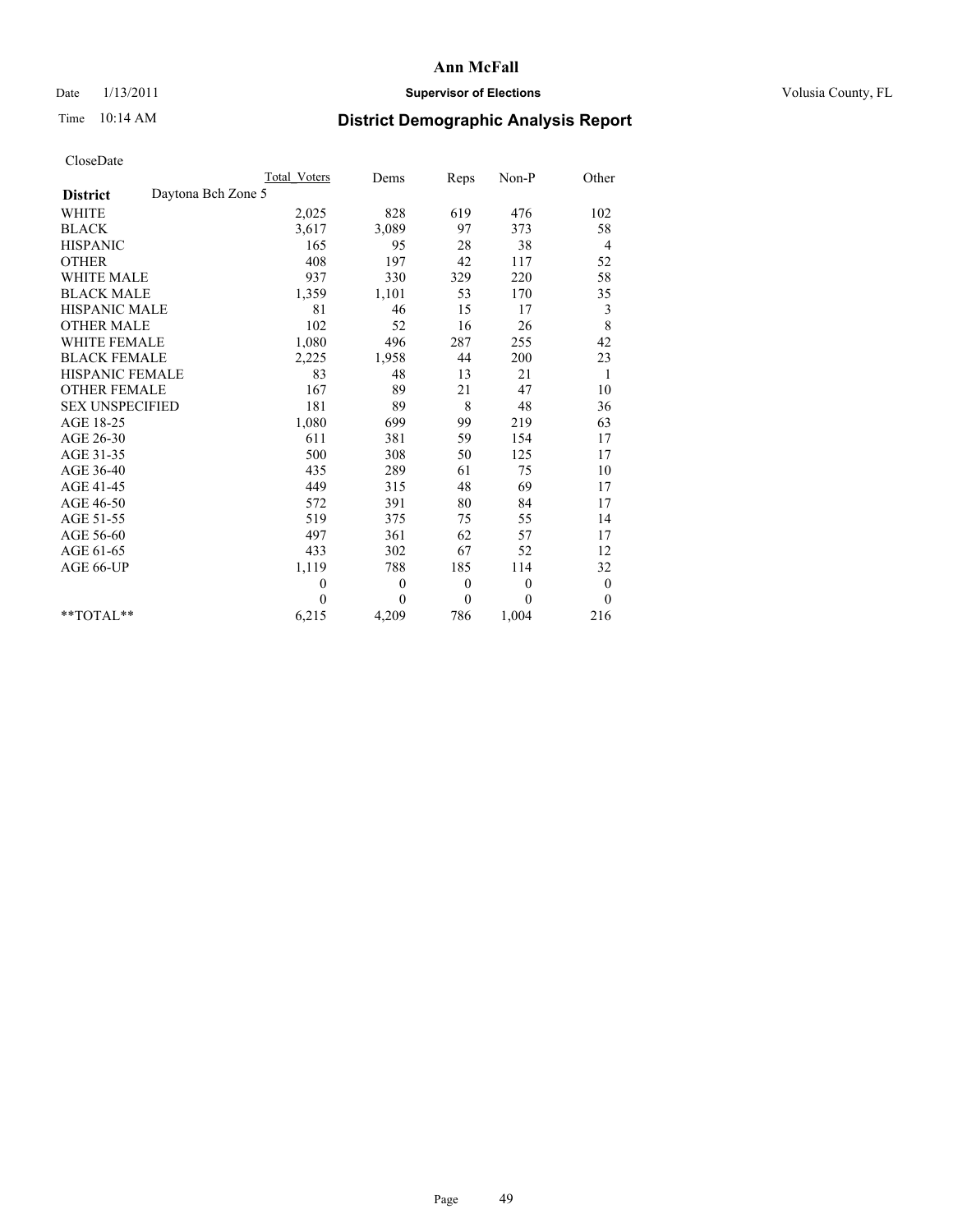**Ann McFall**

Date 1/13/2011 **Supervisor of Elections** Volusia County, FL

Time 10:14 AM

## District Demographic Analysis Report

CloseDate

| | Total Voters | Dems | Reps | Non-P | Other |
|---|---|---|---|---|---|
| **District** Daytona Bch Zone 5 | | | | | |
| WHITE | 2,025 | 828 | 619 | 476 | 102 |
| BLACK | 3,617 | 3,089 | 97 | 373 | 58 |
| HISPANIC | 165 | 95 | 28 | 38 | 4 |
| OTHER | 408 | 197 | 42 | 117 | 52 |
| WHITE MALE | 937 | 330 | 329 | 220 | 58 |
| BLACK MALE | 1,359 | 1,101 | 53 | 170 | 35 |
| HISPANIC MALE | 81 | 46 | 15 | 17 | 3 |
| OTHER MALE | 102 | 52 | 16 | 26 | 8 |
| WHITE FEMALE | 1,080 | 496 | 287 | 255 | 42 |
| BLACK FEMALE | 2,225 | 1,958 | 44 | 200 | 23 |
| HISPANIC FEMALE | 83 | 48 | 13 | 21 | 1 |
| OTHER FEMALE | 167 | 89 | 21 | 47 | 10 |
| SEX UNSPECIFIED | 181 | 89 | 8 | 48 | 36 |
| AGE 18-25 | 1,080 | 699 | 99 | 219 | 63 |
| AGE 26-30 | 611 | 381 | 59 | 154 | 17 |
| AGE 31-35 | 500 | 308 | 50 | 125 | 17 |
| AGE 36-40 | 435 | 289 | 61 | 75 | 10 |
| AGE 41-45 | 449 | 315 | 48 | 69 | 17 |
| AGE 46-50 | 572 | 391 | 80 | 84 | 17 |
| AGE 51-55 | 519 | 375 | 75 | 55 | 14 |
| AGE 56-60 | 497 | 361 | 62 | 57 | 17 |
| AGE 61-65 | 433 | 302 | 67 | 52 | 12 |
| AGE 66-UP | 1,119 | 788 | 185 | 114 | 32 |
| | 0 | 0 | 0 | 0 | 0 |
| | 0 | 0 | 0 | 0 | 0 |
| **TOTAL** | 6,215 | 4,209 | 786 | 1,004 | 216 |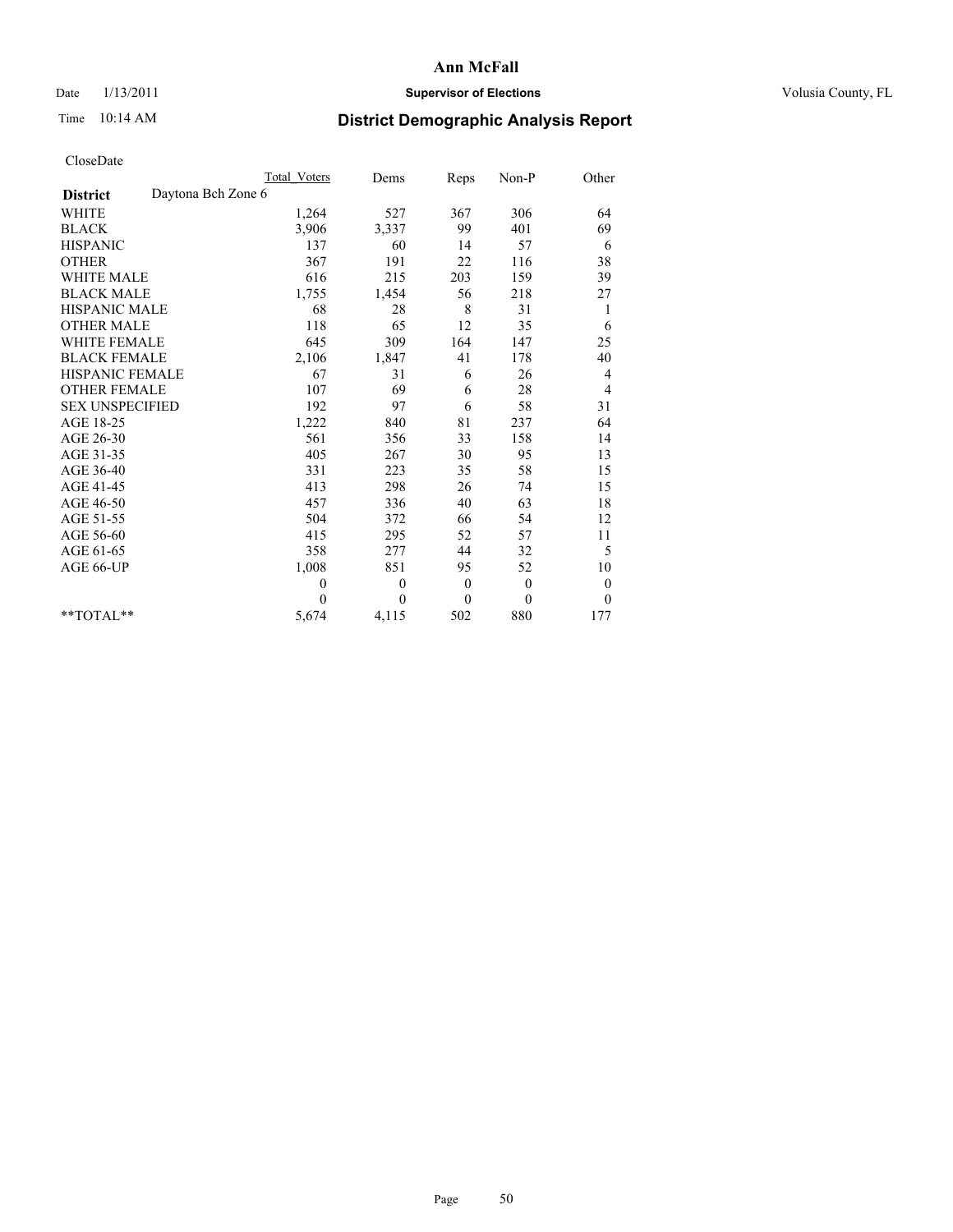**Ann McFall**

Date 1/13/2011 **Supervisor of Elections** Volusia County, FL

Time 10:14 AM **District Demographic Analysis Report**

CloseDate

| | Total Voters | Dems | Reps | Non-P | Other |
|---|---|---|---|---|---|
| **District** Daytona Bch Zone 6 | | | | | |
| WHITE | 1,264 | 527 | 367 | 306 | 64 |
| BLACK | 3,906 | 3,337 | 99 | 401 | 69 |
| HISPANIC | 137 | 60 | 14 | 57 | 6 |
| OTHER | 367 | 191 | 22 | 116 | 38 |
| WHITE MALE | 616 | 215 | 203 | 159 | 39 |
| BLACK MALE | 1,755 | 1,454 | 56 | 218 | 27 |
| HISPANIC MALE | 68 | 28 | 8 | 31 | 1 |
| OTHER MALE | 118 | 65 | 12 | 35 | 6 |
| WHITE FEMALE | 645 | 309 | 164 | 147 | 25 |
| BLACK FEMALE | 2,106 | 1,847 | 41 | 178 | 40 |
| HISPANIC FEMALE | 67 | 31 | 6 | 26 | 4 |
| OTHER FEMALE | 107 | 69 | 6 | 28 | 4 |
| SEX UNSPECIFIED | 192 | 97 | 6 | 58 | 31 |
| AGE 18-25 | 1,222 | 840 | 81 | 237 | 64 |
| AGE 26-30 | 561 | 356 | 33 | 158 | 14 |
| AGE 31-35 | 405 | 267 | 30 | 95 | 13 |
| AGE 36-40 | 331 | 223 | 35 | 58 | 15 |
| AGE 41-45 | 413 | 298 | 26 | 74 | 15 |
| AGE 46-50 | 457 | 336 | 40 | 63 | 18 |
| AGE 51-55 | 504 | 372 | 66 | 54 | 12 |
| AGE 56-60 | 415 | 295 | 52 | 57 | 11 |
| AGE 61-65 | 358 | 277 | 44 | 32 | 5 |
| AGE 66-UP | 1,008 | 851 | 95 | 52 | 10 |
| | 0 | 0 | 0 | 0 | 0 |
| | 0 | 0 | 0 | 0 | 0 |
| **TOTAL** | 5,674 | 4,115 | 502 | 880 | 177 |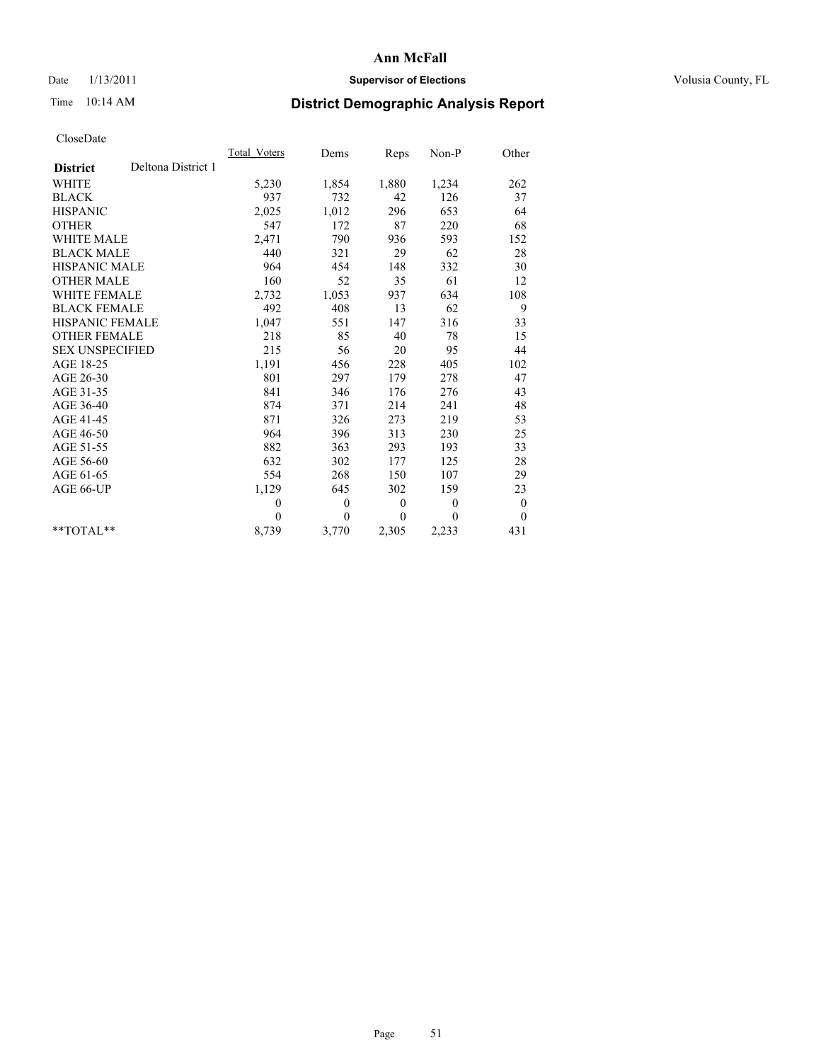**Ann McFall**

Date 1/13/2011 **Supervisor of Elections** Volusia County, FL

Time 10:14 AM **District Demographic Analysis Report**

CloseDate

| | Total_Voters | Dems | Reps | Non-P | Other |
|---|---|---|---|---|---|
| **District** Deltona District 1 | | | | | |
| WHITE | 5,230 | 1,854 | 1,880 | 1,234 | 262 |
| BLACK | 937 | 732 | 42 | 126 | 37 |
| HISPANIC | 2,025 | 1,012 | 296 | 653 | 64 |
| OTHER | 547 | 172 | 87 | 220 | 68 |
| WHITE MALE | 2,471 | 790 | 936 | 593 | 152 |
| BLACK MALE | 440 | 321 | 29 | 62 | 28 |
| HISPANIC MALE | 964 | 454 | 148 | 332 | 30 |
| OTHER MALE | 160 | 52 | 35 | 61 | 12 |
| WHITE FEMALE | 2,732 | 1,053 | 937 | 634 | 108 |
| BLACK FEMALE | 492 | 408 | 13 | 62 | 9 |
| HISPANIC FEMALE | 1,047 | 551 | 147 | 316 | 33 |
| OTHER FEMALE | 218 | 85 | 40 | 78 | 15 |
| SEX UNSPECIFIED | 215 | 56 | 20 | 95 | 44 |
| AGE 18-25 | 1,191 | 456 | 228 | 405 | 102 |
| AGE 26-30 | 801 | 297 | 179 | 278 | 47 |
| AGE 31-35 | 841 | 346 | 176 | 276 | 43 |
| AGE 36-40 | 874 | 371 | 214 | 241 | 48 |
| AGE 41-45 | 871 | 326 | 273 | 219 | 53 |
| AGE 46-50 | 964 | 396 | 313 | 230 | 25 |
| AGE 51-55 | 882 | 363 | 293 | 193 | 33 |
| AGE 56-60 | 632 | 302 | 177 | 125 | 28 |
| AGE 61-65 | 554 | 268 | 150 | 107 | 29 |
| AGE 66-UP | 1,129 | 645 | 302 | 159 | 23 |
| | 0 | 0 | 0 | 0 | 0 |
| | 0 | 0 | 0 | 0 | 0 |
| **TOTAL** | 8,739 | 3,770 | 2,305 | 2,233 | 431 |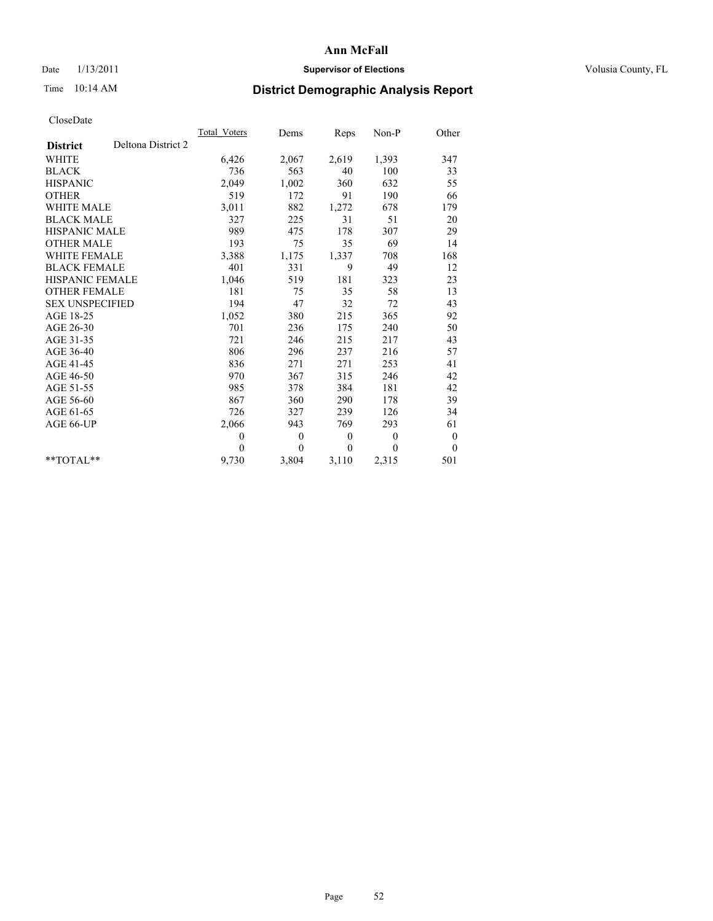**Ann McFall**

Date 1/13/2011 **Supervisor of Elections** Volusia County, FL

Time 10:14 AM

# District Demographic Analysis Report

CloseDate

| | Total_Voters | Dems | Reps | Non-P | Other |
|---|---|---|---|---|---|
| **District** Deltona District 2 | | | | | |
| WHITE | 6,426 | 2,067 | 2,619 | 1,393 | 347 |
| BLACK | 736 | 563 | 40 | 100 | 33 |
| HISPANIC | 2,049 | 1,002 | 360 | 632 | 55 |
| OTHER | 519 | 172 | 91 | 190 | 66 |
| WHITE MALE | 3,011 | 882 | 1,272 | 678 | 179 |
| BLACK MALE | 327 | 225 | 31 | 51 | 20 |
| HISPANIC MALE | 989 | 475 | 178 | 307 | 29 |
| OTHER MALE | 193 | 75 | 35 | 69 | 14 |
| WHITE FEMALE | 3,388 | 1,175 | 1,337 | 708 | 168 |
| BLACK FEMALE | 401 | 331 | 9 | 49 | 12 |
| HISPANIC FEMALE | 1,046 | 519 | 181 | 323 | 23 |
| OTHER FEMALE | 181 | 75 | 35 | 58 | 13 |
| SEX UNSPECIFIED | 194 | 47 | 32 | 72 | 43 |
| AGE 18-25 | 1,052 | 380 | 215 | 365 | 92 |
| AGE 26-30 | 701 | 236 | 175 | 240 | 50 |
| AGE 31-35 | 721 | 246 | 215 | 217 | 43 |
| AGE 36-40 | 806 | 296 | 237 | 216 | 57 |
| AGE 41-45 | 836 | 271 | 271 | 253 | 41 |
| AGE 46-50 | 970 | 367 | 315 | 246 | 42 |
| AGE 51-55 | 985 | 378 | 384 | 181 | 42 |
| AGE 56-60 | 867 | 360 | 290 | 178 | 39 |
| AGE 61-65 | 726 | 327 | 239 | 126 | 34 |
| AGE 66-UP | 2,066 | 943 | 769 | 293 | 61 |
| | 0 | 0 | 0 | 0 | 0 |
| | 0 | 0 | 0 | 0 | 0 |
| **TOTAL** | 9,730 | 3,804 | 3,110 | 2,315 | 501 |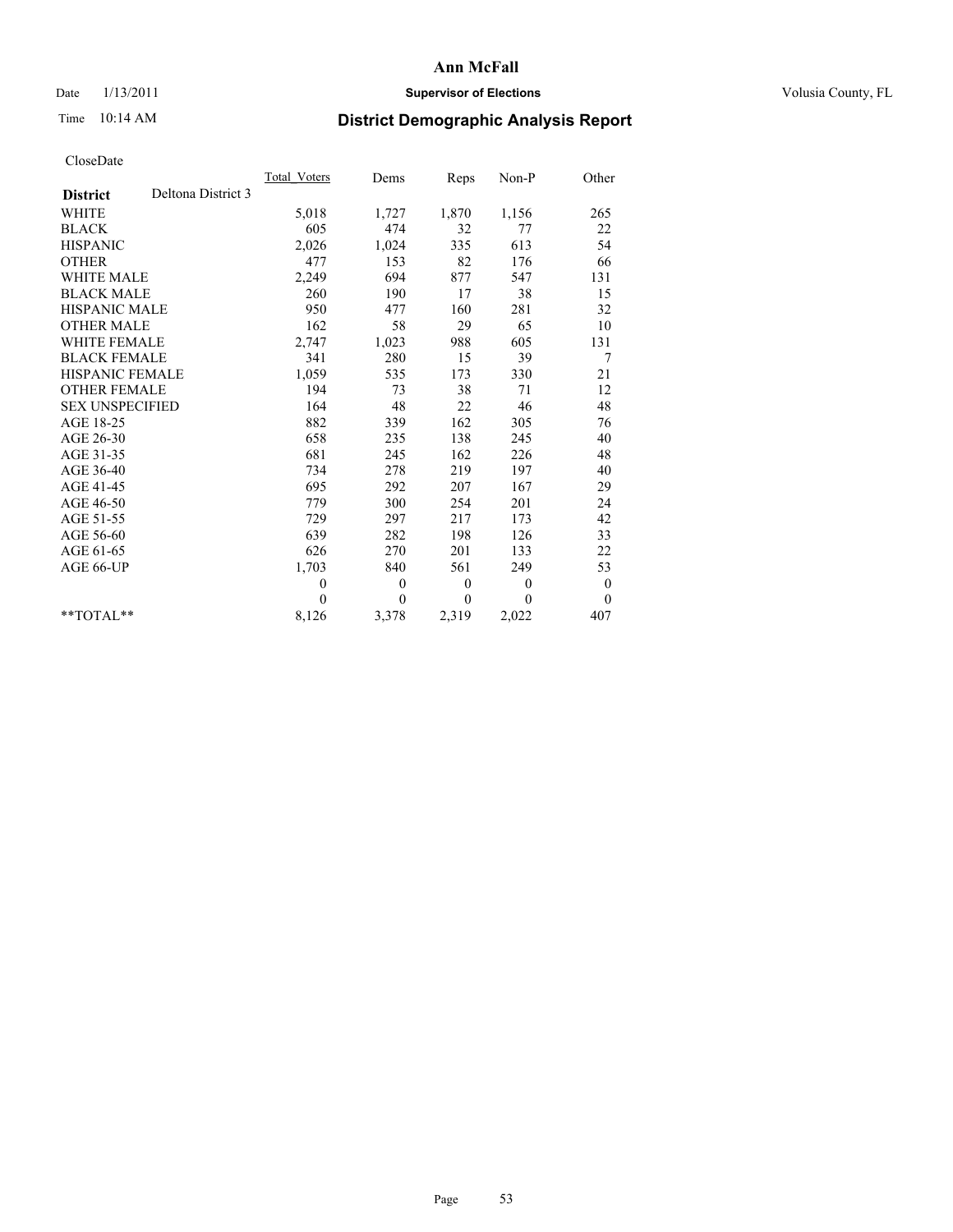**Ann McFall**

Date 1/13/2011 **Supervisor of Elections** Volusia County, FL

Time 10:14 AM

## District Demographic Analysis Report

CloseDate

| | Total_Voters | Dems | Reps | Non-P | Other |
|---|---|---|---|---|---|
| **District** Deltona District 3 | | | | | |
| WHITE | 5,018 | 1,727 | 1,870 | 1,156 | 265 |
| BLACK | 605 | 474 | 32 | 77 | 22 |
| HISPANIC | 2,026 | 1,024 | 335 | 613 | 54 |
| OTHER | 477 | 153 | 82 | 176 | 66 |
| WHITE MALE | 2,249 | 694 | 877 | 547 | 131 |
| BLACK MALE | 260 | 190 | 17 | 38 | 15 |
| HISPANIC MALE | 950 | 477 | 160 | 281 | 32 |
| OTHER MALE | 162 | 58 | 29 | 65 | 10 |
| WHITE FEMALE | 2,747 | 1,023 | 988 | 605 | 131 |
| BLACK FEMALE | 341 | 280 | 15 | 39 | 7 |
| HISPANIC FEMALE | 1,059 | 535 | 173 | 330 | 21 |
| OTHER FEMALE | 194 | 73 | 38 | 71 | 12 |
| SEX UNSPECIFIED | 164 | 48 | 22 | 46 | 48 |
| AGE 18-25 | 882 | 339 | 162 | 305 | 76 |
| AGE 26-30 | 658 | 235 | 138 | 245 | 40 |
| AGE 31-35 | 681 | 245 | 162 | 226 | 48 |
| AGE 36-40 | 734 | 278 | 219 | 197 | 40 |
| AGE 41-45 | 695 | 292 | 207 | 167 | 29 |
| AGE 46-50 | 779 | 300 | 254 | 201 | 24 |
| AGE 51-55 | 729 | 297 | 217 | 173 | 42 |
| AGE 56-60 | 639 | 282 | 198 | 126 | 33 |
| AGE 61-65 | 626 | 270 | 201 | 133 | 22 |
| AGE 66-UP | 1,703 | 840 | 561 | 249 | 53 |
| | 0 | 0 | 0 | 0 | 0 |
| | 0 | 0 | 0 | 0 | 0 |
| **TOTAL** | 8,126 | 3,378 | 2,319 | 2,022 | 407 |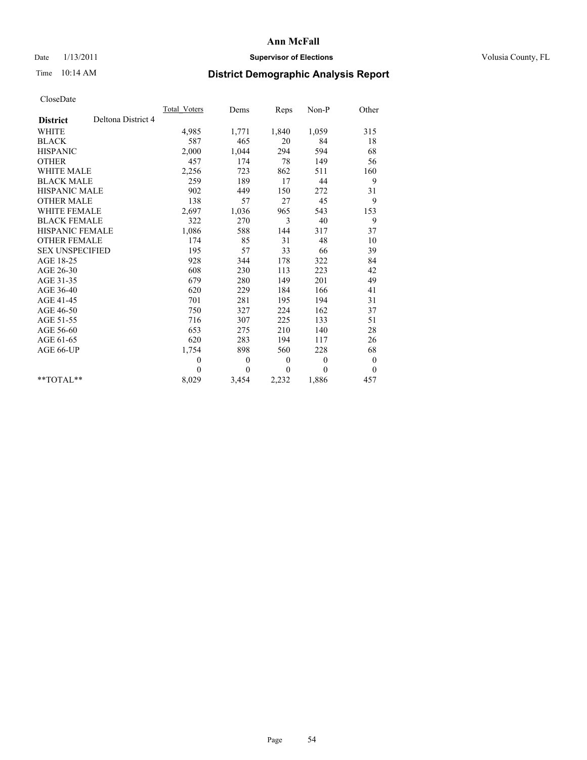**Ann McFall**

Date 1/13/2011 **Supervisor of Elections** Volusia County, FL

Time 10:14 AM **District Demographic Analysis Report**

CloseDate

| **District** Deltona District 4 | Total Voters | Dems | Reps | Non-P | Other |
|---|---|---|---|---|---|
| WHITE | 4,985 | 1,771 | 1,840 | 1,059 | 315 |
| BLACK | 587 | 465 | 20 | 84 | 18 |
| HISPANIC | 2,000 | 1,044 | 294 | 594 | 68 |
| OTHER | 457 | 174 | 78 | 149 | 56 |
| WHITE MALE | 2,256 | 723 | 862 | 511 | 160 |
| BLACK MALE | 259 | 189 | 17 | 44 | 9 |
| HISPANIC MALE | 902 | 449 | 150 | 272 | 31 |
| OTHER MALE | 138 | 57 | 27 | 45 | 9 |
| WHITE FEMALE | 2,697 | 1,036 | 965 | 543 | 153 |
| BLACK FEMALE | 322 | 270 | 3 | 40 | 9 |
| HISPANIC FEMALE | 1,086 | 588 | 144 | 317 | 37 |
| OTHER FEMALE | 174 | 85 | 31 | 48 | 10 |
| SEX UNSPECIFIED | 195 | 57 | 33 | 66 | 39 |
| AGE 18-25 | 928 | 344 | 178 | 322 | 84 |
| AGE 26-30 | 608 | 230 | 113 | 223 | 42 |
| AGE 31-35 | 679 | 280 | 149 | 201 | 49 |
| AGE 36-40 | 620 | 229 | 184 | 166 | 41 |
| AGE 41-45 | 701 | 281 | 195 | 194 | 31 |
| AGE 46-50 | 750 | 327 | 224 | 162 | 37 |
| AGE 51-55 | 716 | 307 | 225 | 133 | 51 |
| AGE 56-60 | 653 | 275 | 210 | 140 | 28 |
| AGE 61-65 | 620 | 283 | 194 | 117 | 26 |
| AGE 66-UP | 1,754 | 898 | 560 | 228 | 68 |
| | 0 | 0 | 0 | 0 | 0 |
| | 0 | 0 | 0 | 0 | 0 |
| **TOTAL** | 8,029 | 3,454 | 2,232 | 1,886 | 457 |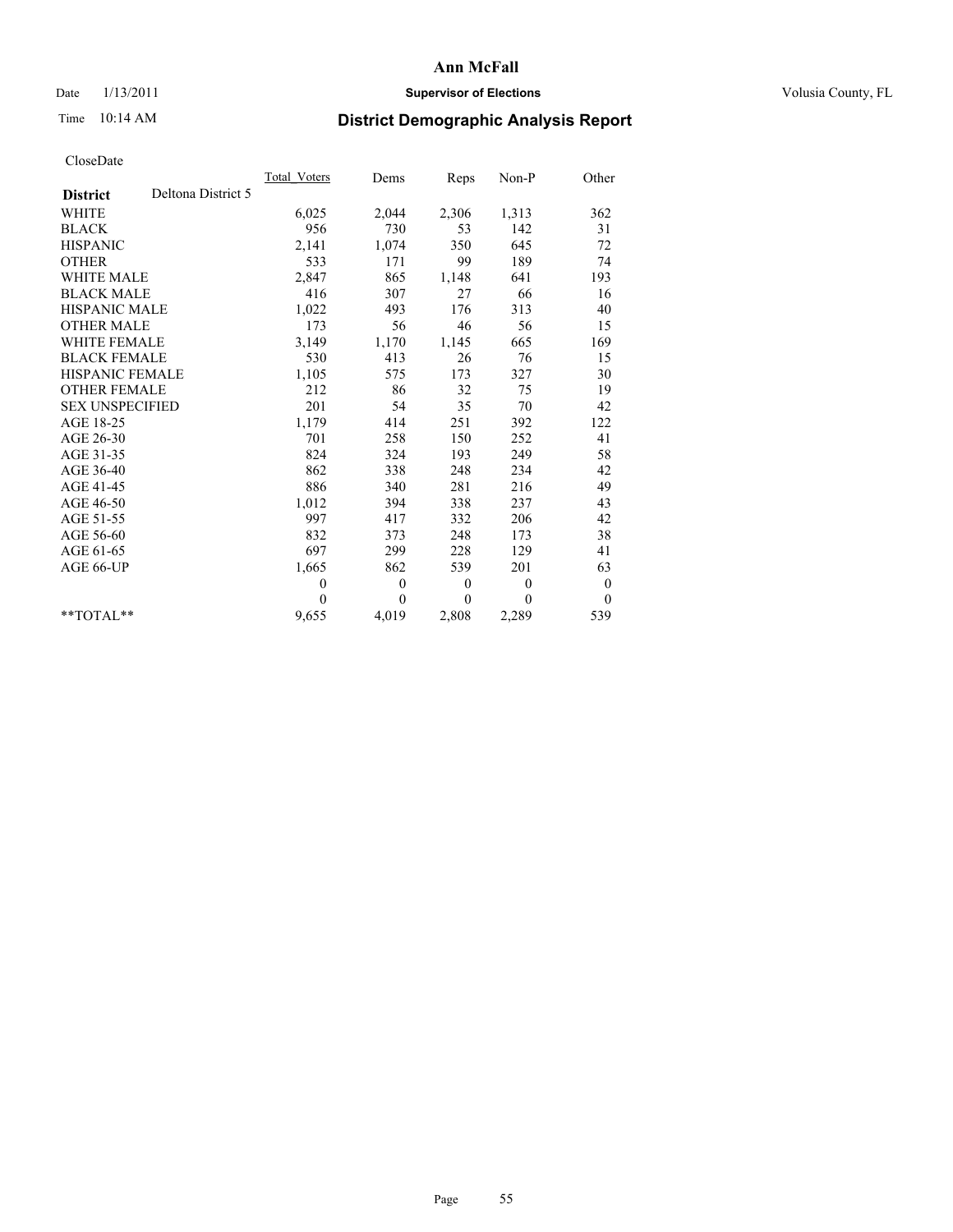# Ann McFall

Date 1/13/2011 **Supervisor of Elections** Volusia County, FL

Time 10:14 AM **District Demographic Analysis Report**

CloseDate

| | Total_Voters | Dems | Reps | Non-P | Other |
|---|---|---|---|---|---|
| **District** Deltona District 5 | | | | | |
| WHITE | 6,025 | 2,044 | 2,306 | 1,313 | 362 |
| BLACK | 956 | 730 | 53 | 142 | 31 |
| HISPANIC | 2,141 | 1,074 | 350 | 645 | 72 |
| OTHER | 533 | 171 | 99 | 189 | 74 |
| WHITE MALE | 2,847 | 865 | 1,148 | 641 | 193 |
| BLACK MALE | 416 | 307 | 27 | 66 | 16 |
| HISPANIC MALE | 1,022 | 493 | 176 | 313 | 40 |
| OTHER MALE | 173 | 56 | 46 | 56 | 15 |
| WHITE FEMALE | 3,149 | 1,170 | 1,145 | 665 | 169 |
| BLACK FEMALE | 530 | 413 | 26 | 76 | 15 |
| HISPANIC FEMALE | 1,105 | 575 | 173 | 327 | 30 |
| OTHER FEMALE | 212 | 86 | 32 | 75 | 19 |
| SEX UNSPECIFIED | 201 | 54 | 35 | 70 | 42 |
| AGE 18-25 | 1,179 | 414 | 251 | 392 | 122 |
| AGE 26-30 | 701 | 258 | 150 | 252 | 41 |
| AGE 31-35 | 824 | 324 | 193 | 249 | 58 |
| AGE 36-40 | 862 | 338 | 248 | 234 | 42 |
| AGE 41-45 | 886 | 340 | 281 | 216 | 49 |
| AGE 46-50 | 1,012 | 394 | 338 | 237 | 43 |
| AGE 51-55 | 997 | 417 | 332 | 206 | 42 |
| AGE 56-60 | 832 | 373 | 248 | 173 | 38 |
| AGE 61-65 | 697 | 299 | 228 | 129 | 41 |
| AGE 66-UP | 1,665 | 862 | 539 | 201 | 63 |
| | 0 | 0 | 0 | 0 | 0 |
| | 0 | 0 | 0 | 0 | 0 |
| **TOTAL** | 9,655 | 4,019 | 2,808 | 2,289 | 539 |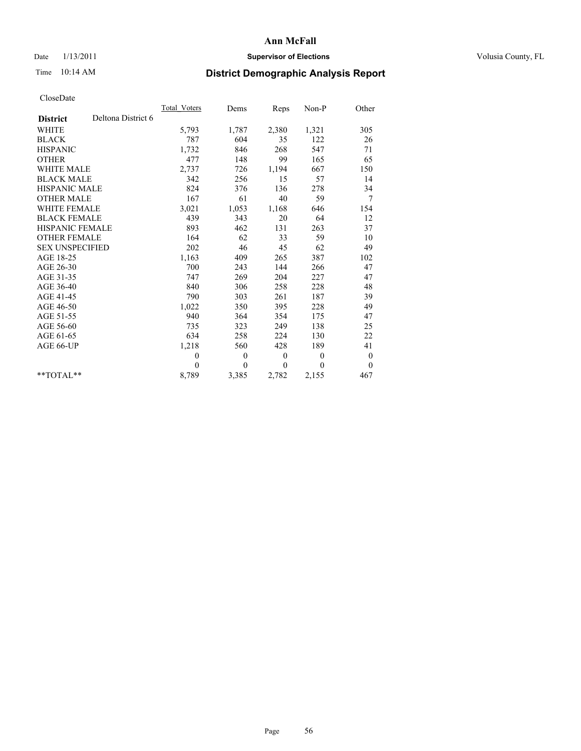# Ann McFall

Date 1/13/2011 **Supervisor of Elections** Volusia County, FL

Time 10:14 AM **District Demographic Analysis Report**

CloseDate

| **District** Deltona District 6 | Total_Voters | Dems | Reps | Non-P | Other |
|---|---|---|---|---|---|
| WHITE | 5,793 | 1,787 | 2,380 | 1,321 | 305 |
| BLACK | 787 | 604 | 35 | 122 | 26 |
| HISPANIC | 1,732 | 846 | 268 | 547 | 71 |
| OTHER | 477 | 148 | 99 | 165 | 65 |
| WHITE MALE | 2,737 | 726 | 1,194 | 667 | 150 |
| BLACK MALE | 342 | 256 | 15 | 57 | 14 |
| HISPANIC MALE | 824 | 376 | 136 | 278 | 34 |
| OTHER MALE | 167 | 61 | 40 | 59 | 7 |
| WHITE FEMALE | 3,021 | 1,053 | 1,168 | 646 | 154 |
| BLACK FEMALE | 439 | 343 | 20 | 64 | 12 |
| HISPANIC FEMALE | 893 | 462 | 131 | 263 | 37 |
| OTHER FEMALE | 164 | 62 | 33 | 59 | 10 |
| SEX UNSPECIFIED | 202 | 46 | 45 | 62 | 49 |
| AGE 18-25 | 1,163 | 409 | 265 | 387 | 102 |
| AGE 26-30 | 700 | 243 | 144 | 266 | 47 |
| AGE 31-35 | 747 | 269 | 204 | 227 | 47 |
| AGE 36-40 | 840 | 306 | 258 | 228 | 48 |
| AGE 41-45 | 790 | 303 | 261 | 187 | 39 |
| AGE 46-50 | 1,022 | 350 | 395 | 228 | 49 |
| AGE 51-55 | 940 | 364 | 354 | 175 | 47 |
| AGE 56-60 | 735 | 323 | 249 | 138 | 25 |
| AGE 61-65 | 634 | 258 | 224 | 130 | 22 |
| AGE 66-UP | 1,218 | 560 | 428 | 189 | 41 |
| | 0 | 0 | 0 | 0 | 0 |
| | 0 | 0 | 0 | 0 | 0 |
| **TOTAL** | 8,789 | 3,385 | 2,782 | 2,155 | 467 |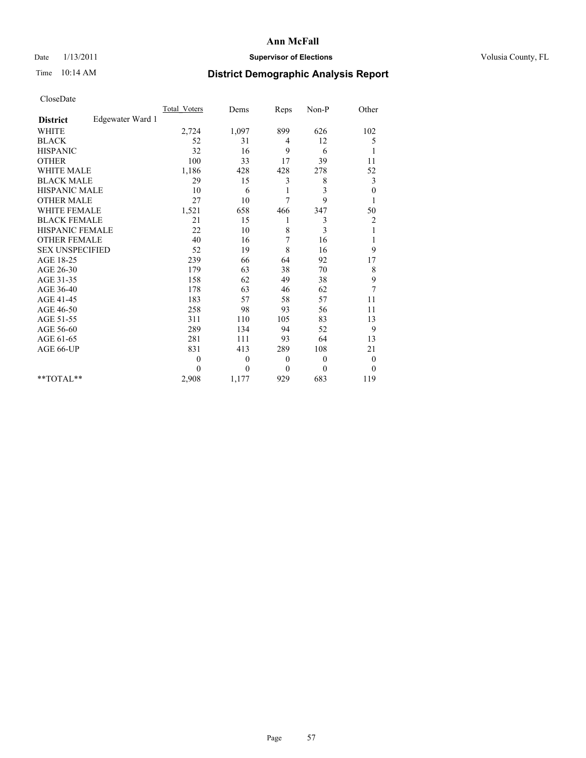# Ann McFall

Date 1/13/2011 **Supervisor of Elections** Volusia County, FL

Time 10:14 AM **District Demographic Analysis Report**

CloseDate

| **District** Edgewater Ward 1 | Total_Voters | Dems | Reps | Non-P | Other |
|---|---|---|---|---|---|
| WHITE | 2,724 | 1,097 | 899 | 626 | 102 |
| BLACK | 52 | 31 | 4 | 12 | 5 |
| HISPANIC | 32 | 16 | 9 | 6 | 1 |
| OTHER | 100 | 33 | 17 | 39 | 11 |
| WHITE MALE | 1,186 | 428 | 428 | 278 | 52 |
| BLACK MALE | 29 | 15 | 3 | 8 | 3 |
| HISPANIC MALE | 10 | 6 | 1 | 3 | 0 |
| OTHER MALE | 27 | 10 | 7 | 9 | 1 |
| WHITE FEMALE | 1,521 | 658 | 466 | 347 | 50 |
| BLACK FEMALE | 21 | 15 | 1 | 3 | 2 |
| HISPANIC FEMALE | 22 | 10 | 8 | 3 | 1 |
| OTHER FEMALE | 40 | 16 | 7 | 16 | 1 |
| SEX UNSPECIFIED | 52 | 19 | 8 | 16 | 9 |
| AGE 18-25 | 239 | 66 | 64 | 92 | 17 |
| AGE 26-30 | 179 | 63 | 38 | 70 | 8 |
| AGE 31-35 | 158 | 62 | 49 | 38 | 9 |
| AGE 36-40 | 178 | 63 | 46 | 62 | 7 |
| AGE 41-45 | 183 | 57 | 58 | 57 | 11 |
| AGE 46-50 | 258 | 98 | 93 | 56 | 11 |
| AGE 51-55 | 311 | 110 | 105 | 83 | 13 |
| AGE 56-60 | 289 | 134 | 94 | 52 | 9 |
| AGE 61-65 | 281 | 111 | 93 | 64 | 13 |
| AGE 66-UP | 831 | 413 | 289 | 108 | 21 |
| | 0 | 0 | 0 | 0 | 0 |
| | 0 | 0 | 0 | 0 | 0 |
| **TOTAL** | 2,908 | 1,177 | 929 | 683 | 119 |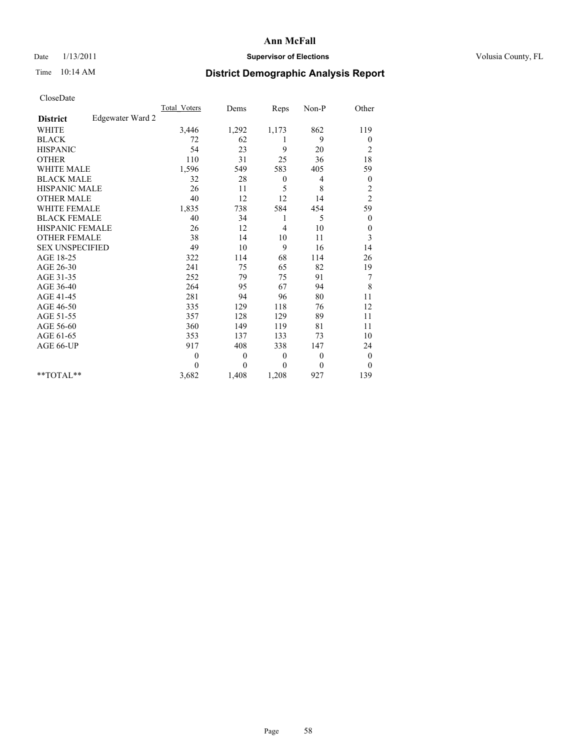**Ann McFall**

Date 1/13/2011 **Supervisor of Elections** Volusia County, FL

Time 10:14 AM

## District Demographic Analysis Report

CloseDate

| | Total_Voters | Dems | Reps | Non-P | Other |
|---|---|---|---|---|---|
| **District** Edgewater Ward 2 | | | | | |
| WHITE | 3,446 | 1,292 | 1,173 | 862 | 119 |
| BLACK | 72 | 62 | 1 | 9 | 0 |
| HISPANIC | 54 | 23 | 9 | 20 | 2 |
| OTHER | 110 | 31 | 25 | 36 | 18 |
| WHITE MALE | 1,596 | 549 | 583 | 405 | 59 |
| BLACK MALE | 32 | 28 | 0 | 4 | 0 |
| HISPANIC MALE | 26 | 11 | 5 | 8 | 2 |
| OTHER MALE | 40 | 12 | 12 | 14 | 2 |
| WHITE FEMALE | 1,835 | 738 | 584 | 454 | 59 |
| BLACK FEMALE | 40 | 34 | 1 | 5 | 0 |
| HISPANIC FEMALE | 26 | 12 | 4 | 10 | 0 |
| OTHER FEMALE | 38 | 14 | 10 | 11 | 3 |
| SEX UNSPECIFIED | 49 | 10 | 9 | 16 | 14 |
| AGE 18-25 | 322 | 114 | 68 | 114 | 26 |
| AGE 26-30 | 241 | 75 | 65 | 82 | 19 |
| AGE 31-35 | 252 | 79 | 75 | 91 | 7 |
| AGE 36-40 | 264 | 95 | 67 | 94 | 8 |
| AGE 41-45 | 281 | 94 | 96 | 80 | 11 |
| AGE 46-50 | 335 | 129 | 118 | 76 | 12 |
| AGE 51-55 | 357 | 128 | 129 | 89 | 11 |
| AGE 56-60 | 360 | 149 | 119 | 81 | 11 |
| AGE 61-65 | 353 | 137 | 133 | 73 | 10 |
| AGE 66-UP | 917 | 408 | 338 | 147 | 24 |
| | 0 | 0 | 0 | 0 | 0 |
| | 0 | 0 | 0 | 0 | 0 |
| **TOTAL** | 3,682 | 1,408 | 1,208 | 927 | 139 |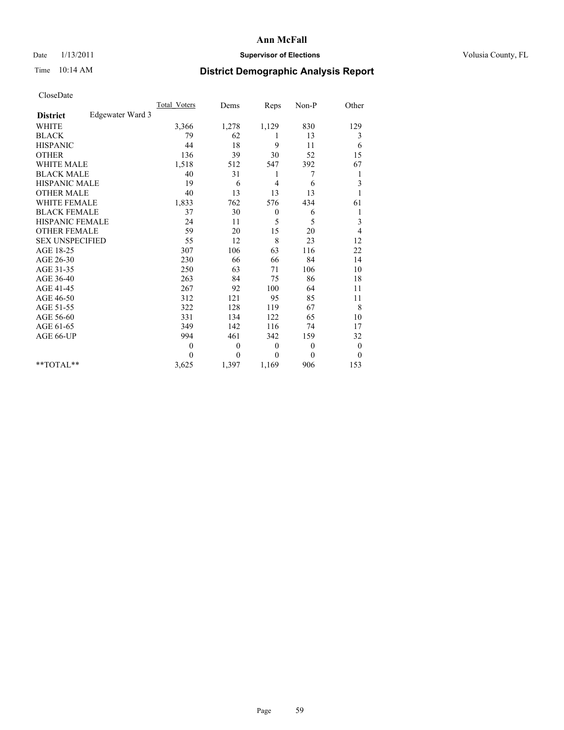**Ann McFall**

Date 1/13/2011 **Supervisor of Elections** Volusia County, FL

Time 10:14 AM **District Demographic Analysis Report**

CloseDate

| | Total_Voters | Dems | Reps | Non-P | Other |
|---|---|---|---|---|---|
| **District** Edgewater Ward 3 | | | | | |
| WHITE | 3,366 | 1,278 | 1,129 | 830 | 129 |
| BLACK | 79 | 62 | 1 | 13 | 3 |
| HISPANIC | 44 | 18 | 9 | 11 | 6 |
| OTHER | 136 | 39 | 30 | 52 | 15 |
| WHITE MALE | 1,518 | 512 | 547 | 392 | 67 |
| BLACK MALE | 40 | 31 | 1 | 7 | 1 |
| HISPANIC MALE | 19 | 6 | 4 | 6 | 3 |
| OTHER MALE | 40 | 13 | 13 | 13 | 1 |
| WHITE FEMALE | 1,833 | 762 | 576 | 434 | 61 |
| BLACK FEMALE | 37 | 30 | 0 | 6 | 1 |
| HISPANIC FEMALE | 24 | 11 | 5 | 5 | 3 |
| OTHER FEMALE | 59 | 20 | 15 | 20 | 4 |
| SEX UNSPECIFIED | 55 | 12 | 8 | 23 | 12 |
| AGE 18-25 | 307 | 106 | 63 | 116 | 22 |
| AGE 26-30 | 230 | 66 | 66 | 84 | 14 |
| AGE 31-35 | 250 | 63 | 71 | 106 | 10 |
| AGE 36-40 | 263 | 84 | 75 | 86 | 18 |
| AGE 41-45 | 267 | 92 | 100 | 64 | 11 |
| AGE 46-50 | 312 | 121 | 95 | 85 | 11 |
| AGE 51-55 | 322 | 128 | 119 | 67 | 8 |
| AGE 56-60 | 331 | 134 | 122 | 65 | 10 |
| AGE 61-65 | 349 | 142 | 116 | 74 | 17 |
| AGE 66-UP | 994 | 461 | 342 | 159 | 32 |
| | 0 | 0 | 0 | 0 | 0 |
| | 0 | 0 | 0 | 0 | 0 |
| **TOTAL** | 3,625 | 1,397 | 1,169 | 906 | 153 |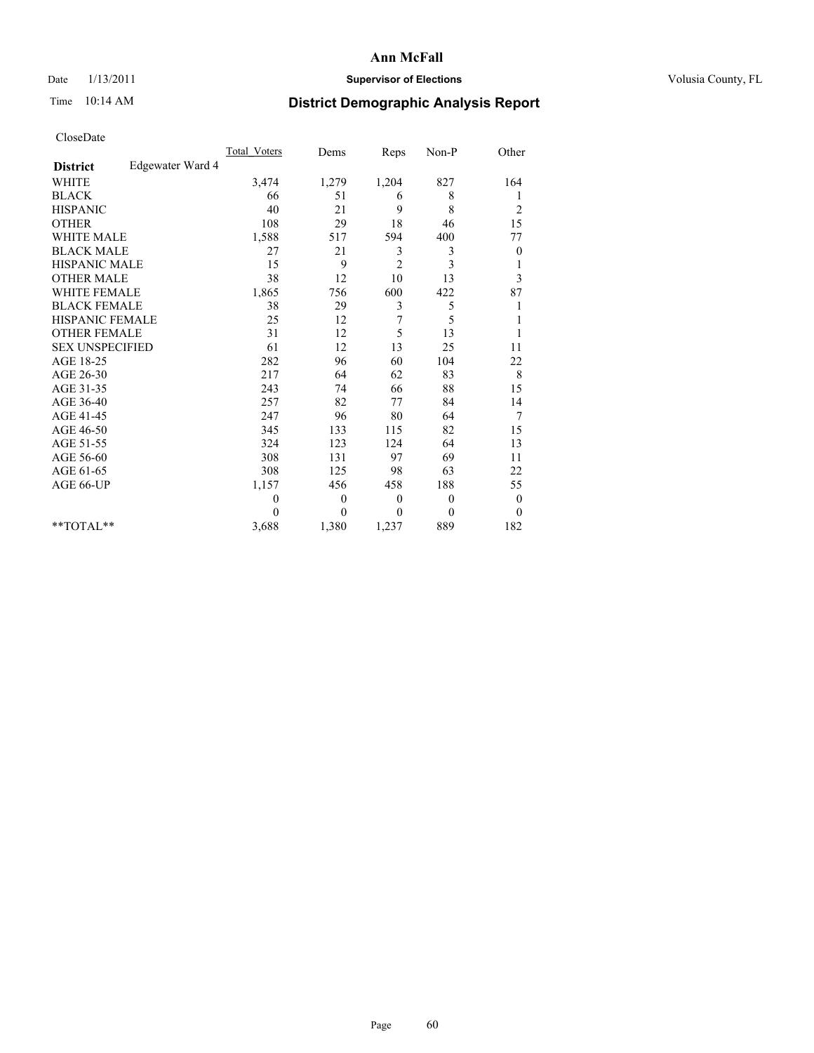# Ann McFall

Date 1/13/2011 **Supervisor of Elections** Volusia County, FL

Time 10:14 AM **District Demographic Analysis Report**

CloseDate

| | Total_Voters | Dems | Reps | Non-P | Other |
|---|---|---|---|---|---|
| **District** Edgewater Ward 4 | | | | | |
| WHITE | 3,474 | 1,279 | 1,204 | 827 | 164 |
| BLACK | 66 | 51 | 6 | 8 | 1 |
| HISPANIC | 40 | 21 | 9 | 8 | 2 |
| OTHER | 108 | 29 | 18 | 46 | 15 |
| WHITE MALE | 1,588 | 517 | 594 | 400 | 77 |
| BLACK MALE | 27 | 21 | 3 | 3 | 0 |
| HISPANIC MALE | 15 | 9 | 2 | 3 | 1 |
| OTHER MALE | 38 | 12 | 10 | 13 | 3 |
| WHITE FEMALE | 1,865 | 756 | 600 | 422 | 87 |
| BLACK FEMALE | 38 | 29 | 3 | 5 | 1 |
| HISPANIC FEMALE | 25 | 12 | 7 | 5 | 1 |
| OTHER FEMALE | 31 | 12 | 5 | 13 | 1 |
| SEX UNSPECIFIED | 61 | 12 | 13 | 25 | 11 |
| AGE 18-25 | 282 | 96 | 60 | 104 | 22 |
| AGE 26-30 | 217 | 64 | 62 | 83 | 8 |
| AGE 31-35 | 243 | 74 | 66 | 88 | 15 |
| AGE 36-40 | 257 | 82 | 77 | 84 | 14 |
| AGE 41-45 | 247 | 96 | 80 | 64 | 7 |
| AGE 46-50 | 345 | 133 | 115 | 82 | 15 |
| AGE 51-55 | 324 | 123 | 124 | 64 | 13 |
| AGE 56-60 | 308 | 131 | 97 | 69 | 11 |
| AGE 61-65 | 308 | 125 | 98 | 63 | 22 |
| AGE 66-UP | 1,157 | 456 | 458 | 188 | 55 |
| | 0 | 0 | 0 | 0 | 0 |
| | 0 | 0 | 0 | 0 | 0 |
| **TOTAL** | 3,688 | 1,380 | 1,237 | 889 | 182 |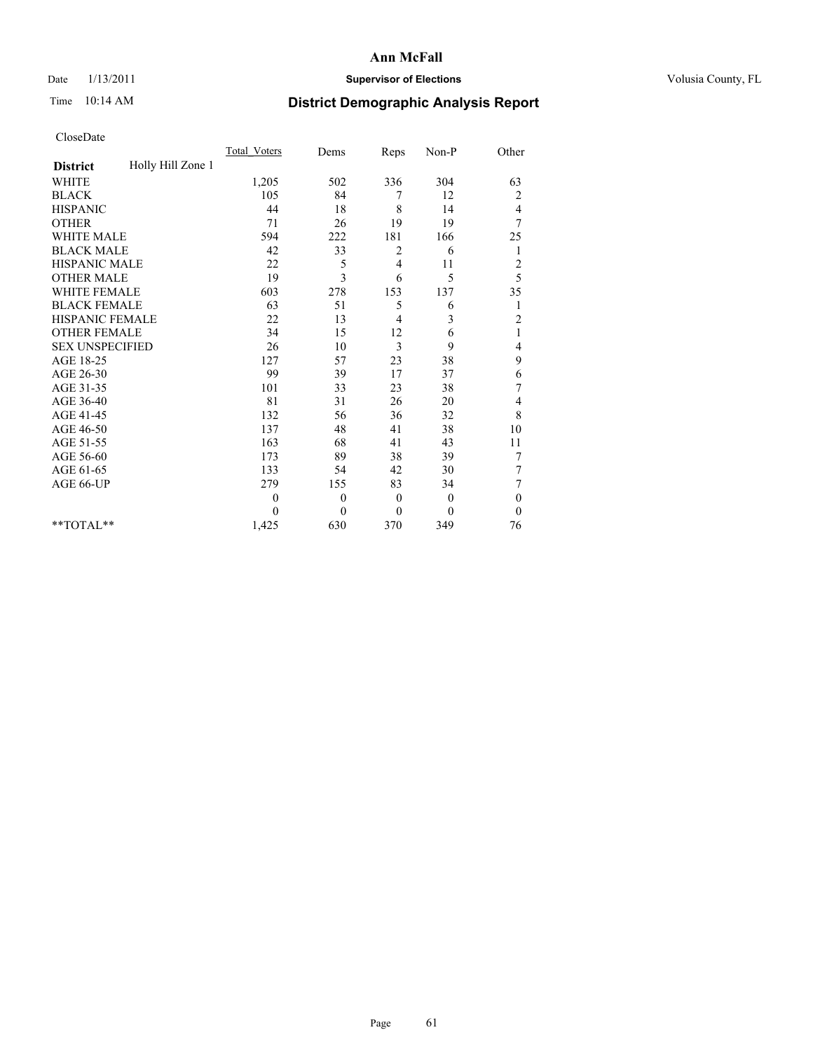**Ann McFall**

Date 1/13/2011 **Supervisor of Elections** Volusia County, FL

Time 10:14 AM

# District Demographic Analysis Report

CloseDate

| | Total_Voters | Dems | Reps | Non-P | Other |
|---|---|---|---|---|---|
| **District** Holly Hill Zone 1 | | | | | |
| WHITE | 1,205 | 502 | 336 | 304 | 63 |
| BLACK | 105 | 84 | 7 | 12 | 2 |
| HISPANIC | 44 | 18 | 8 | 14 | 4 |
| OTHER | 71 | 26 | 19 | 19 | 7 |
| WHITE MALE | 594 | 222 | 181 | 166 | 25 |
| BLACK MALE | 42 | 33 | 2 | 6 | 1 |
| HISPANIC MALE | 22 | 5 | 4 | 11 | 2 |
| OTHER MALE | 19 | 3 | 6 | 5 | 5 |
| WHITE FEMALE | 603 | 278 | 153 | 137 | 35 |
| BLACK FEMALE | 63 | 51 | 5 | 6 | 1 |
| HISPANIC FEMALE | 22 | 13 | 4 | 3 | 2 |
| OTHER FEMALE | 34 | 15 | 12 | 6 | 1 |
| SEX UNSPECIFIED | 26 | 10 | 3 | 9 | 4 |
| AGE 18-25 | 127 | 57 | 23 | 38 | 9 |
| AGE 26-30 | 99 | 39 | 17 | 37 | 6 |
| AGE 31-35 | 101 | 33 | 23 | 38 | 7 |
| AGE 36-40 | 81 | 31 | 26 | 20 | 4 |
| AGE 41-45 | 132 | 56 | 36 | 32 | 8 |
| AGE 46-50 | 137 | 48 | 41 | 38 | 10 |
| AGE 51-55 | 163 | 68 | 41 | 43 | 11 |
| AGE 56-60 | 173 | 89 | 38 | 39 | 7 |
| AGE 61-65 | 133 | 54 | 42 | 30 | 7 |
| AGE 66-UP | 279 | 155 | 83 | 34 | 7 |
| | 0 | 0 | 0 | 0 | 0 |
| | 0 | 0 | 0 | 0 | 0 |
| **TOTAL** | 1,425 | 630 | 370 | 349 | 76 |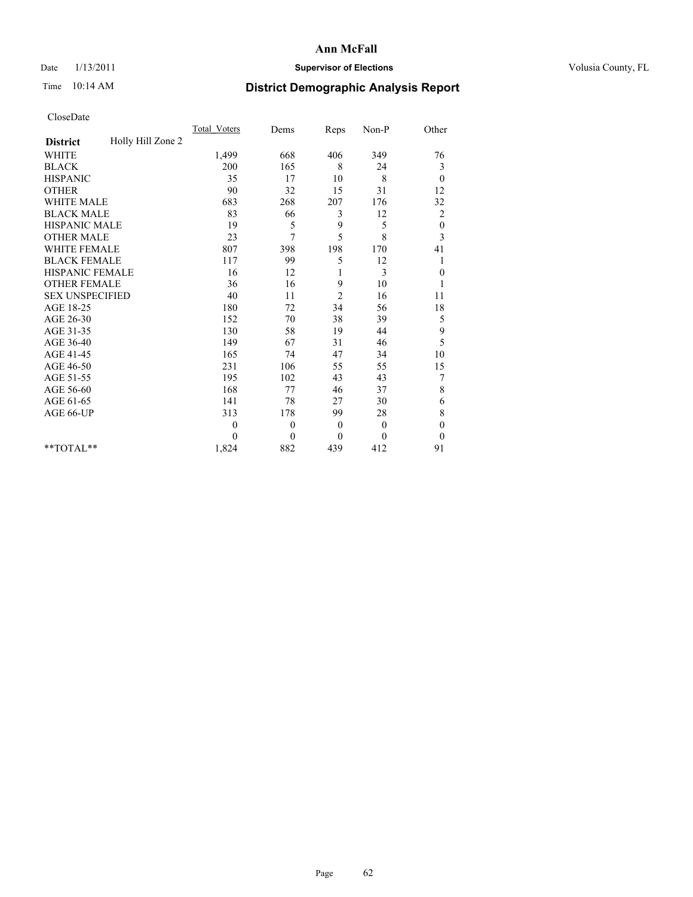# Ann McFall

Date 1/13/2011 **Supervisor of Elections** Volusia County, FL

Time 10:14 AM

## District Demographic Analysis Report

CloseDate

| | Total_Voters | Dems | Reps | Non-P | Other |
|---|---|---|---|---|---|
| **District** Holly Hill Zone 2 | | | | | |
| WHITE | 1,499 | 668 | 406 | 349 | 76 |
| BLACK | 200 | 165 | 8 | 24 | 3 |
| HISPANIC | 35 | 17 | 10 | 8 | 0 |
| OTHER | 90 | 32 | 15 | 31 | 12 |
| WHITE MALE | 683 | 268 | 207 | 176 | 32 |
| BLACK MALE | 83 | 66 | 3 | 12 | 2 |
| HISPANIC MALE | 19 | 5 | 9 | 5 | 0 |
| OTHER MALE | 23 | 7 | 5 | 8 | 3 |
| WHITE FEMALE | 807 | 398 | 198 | 170 | 41 |
| BLACK FEMALE | 117 | 99 | 5 | 12 | 1 |
| HISPANIC FEMALE | 16 | 12 | 1 | 3 | 0 |
| OTHER FEMALE | 36 | 16 | 9 | 10 | 1 |
| SEX UNSPECIFIED | 40 | 11 | 2 | 16 | 11 |
| AGE 18-25 | 180 | 72 | 34 | 56 | 18 |
| AGE 26-30 | 152 | 70 | 38 | 39 | 5 |
| AGE 31-35 | 130 | 58 | 19 | 44 | 9 |
| AGE 36-40 | 149 | 67 | 31 | 46 | 5 |
| AGE 41-45 | 165 | 74 | 47 | 34 | 10 |
| AGE 46-50 | 231 | 106 | 55 | 55 | 15 |
| AGE 51-55 | 195 | 102 | 43 | 43 | 7 |
| AGE 56-60 | 168 | 77 | 46 | 37 | 8 |
| AGE 61-65 | 141 | 78 | 27 | 30 | 6 |
| AGE 66-UP | 313 | 178 | 99 | 28 | 8 |
| | 0 | 0 | 0 | 0 | 0 |
| | 0 | 0 | 0 | 0 | 0 |
| **TOTAL** | 1,824 | 882 | 439 | 412 | 91 |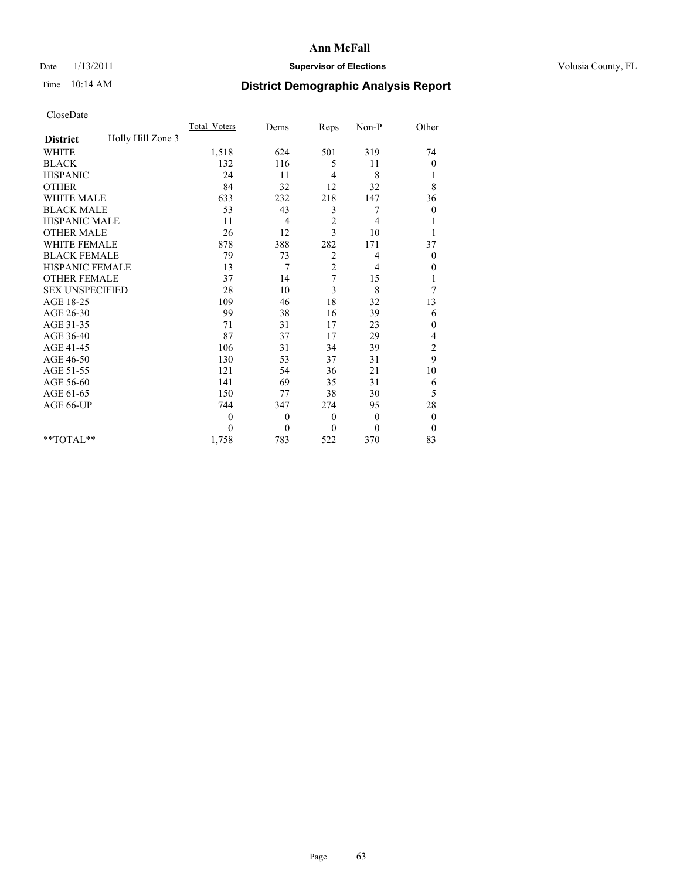# Ann McFall

Date 1/13/2011 **Supervisor of Elections** Volusia County, FL

Time 10:14 AM **District Demographic Analysis Report**

CloseDate

| **District** Holly Hill Zone 3 | Total_Voters | Dems | Reps | Non-P | Other |
|---|---|---|---|---|---|
| WHITE | 1,518 | 624 | 501 | 319 | 74 |
| BLACK | 132 | 116 | 5 | 11 | 0 |
| HISPANIC | 24 | 11 | 4 | 8 | 1 |
| OTHER | 84 | 32 | 12 | 32 | 8 |
| WHITE MALE | 633 | 232 | 218 | 147 | 36 |
| BLACK MALE | 53 | 43 | 3 | 7 | 0 |
| HISPANIC MALE | 11 | 4 | 2 | 4 | 1 |
| OTHER MALE | 26 | 12 | 3 | 10 | 1 |
| WHITE FEMALE | 878 | 388 | 282 | 171 | 37 |
| BLACK FEMALE | 79 | 73 | 2 | 4 | 0 |
| HISPANIC FEMALE | 13 | 7 | 2 | 4 | 0 |
| OTHER FEMALE | 37 | 14 | 7 | 15 | 1 |
| SEX UNSPECIFIED | 28 | 10 | 3 | 8 | 7 |
| AGE 18-25 | 109 | 46 | 18 | 32 | 13 |
| AGE 26-30 | 99 | 38 | 16 | 39 | 6 |
| AGE 31-35 | 71 | 31 | 17 | 23 | 0 |
| AGE 36-40 | 87 | 37 | 17 | 29 | 4 |
| AGE 41-45 | 106 | 31 | 34 | 39 | 2 |
| AGE 46-50 | 130 | 53 | 37 | 31 | 9 |
| AGE 51-55 | 121 | 54 | 36 | 21 | 10 |
| AGE 56-60 | 141 | 69 | 35 | 31 | 6 |
| AGE 61-65 | 150 | 77 | 38 | 30 | 5 |
| AGE 66-UP | 744 | 347 | 274 | 95 | 28 |
| | 0 | 0 | 0 | 0 | 0 |
| | 0 | 0 | 0 | 0 | 0 |
| **TOTAL** | 1,758 | 783 | 522 | 370 | 83 |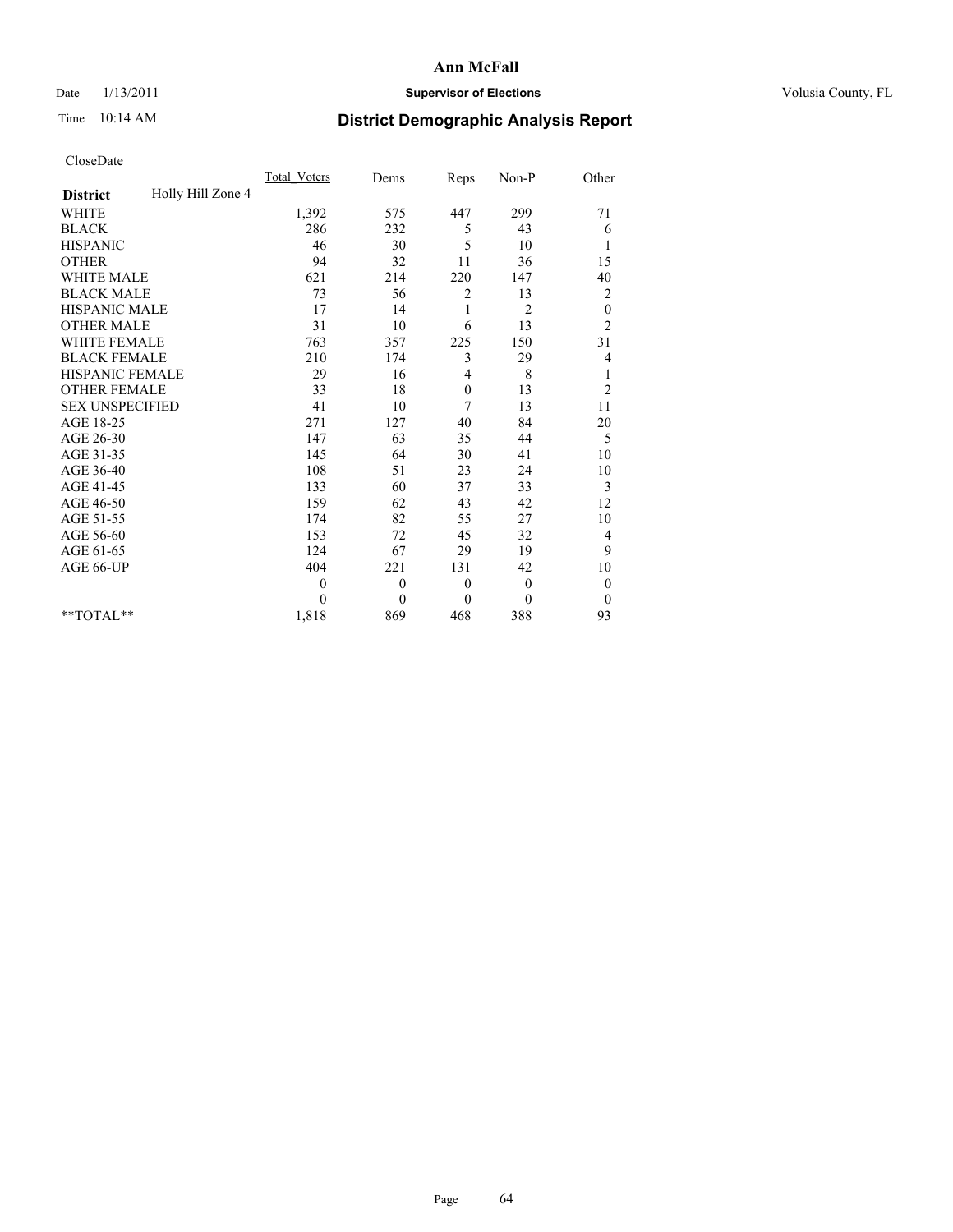CloseDate

| | Total_Voters | Dems | Reps | Non-P | Other |
|---|---|---|---|---|---|
| **District** Holly Hill Zone 4 | | | | | |
| WHITE | 1,392 | 575 | 447 | 299 | 71 |
| BLACK | 286 | 232 | 5 | 43 | 6 |
| HISPANIC | 46 | 30 | 5 | 10 | 1 |
| OTHER | 94 | 32 | 11 | 36 | 15 |
| WHITE MALE | 621 | 214 | 220 | 147 | 40 |
| BLACK MALE | 73 | 56 | 2 | 13 | 2 |
| HISPANIC MALE | 17 | 14 | 1 | 2 | 0 |
| OTHER MALE | 31 | 10 | 6 | 13 | 2 |
| WHITE FEMALE | 763 | 357 | 225 | 150 | 31 |
| BLACK FEMALE | 210 | 174 | 3 | 29 | 4 |
| HISPANIC FEMALE | 29 | 16 | 4 | 8 | 1 |
| OTHER FEMALE | 33 | 18 | 0 | 13 | 2 |
| SEX UNSPECIFIED | 41 | 10 | 7 | 13 | 11 |
| AGE 18-25 | 271 | 127 | 40 | 84 | 20 |
| AGE 26-30 | 147 | 63 | 35 | 44 | 5 |
| AGE 31-35 | 145 | 64 | 30 | 41 | 10 |
| AGE 36-40 | 108 | 51 | 23 | 24 | 10 |
| AGE 41-45 | 133 | 60 | 37 | 33 | 3 |
| AGE 46-50 | 159 | 62 | 43 | 42 | 12 |
| AGE 51-55 | 174 | 82 | 55 | 27 | 10 |
| AGE 56-60 | 153 | 72 | 45 | 32 | 4 |
| AGE 61-65 | 124 | 67 | 29 | 19 | 9 |
| AGE 66-UP | 404 | 221 | 131 | 42 | 10 |
| | 0 | 0 | 0 | 0 | 0 |
| | 0 | 0 | 0 | 0 | 0 |
| **TOTAL** | 1,818 | 869 | 468 | 388 | 93 |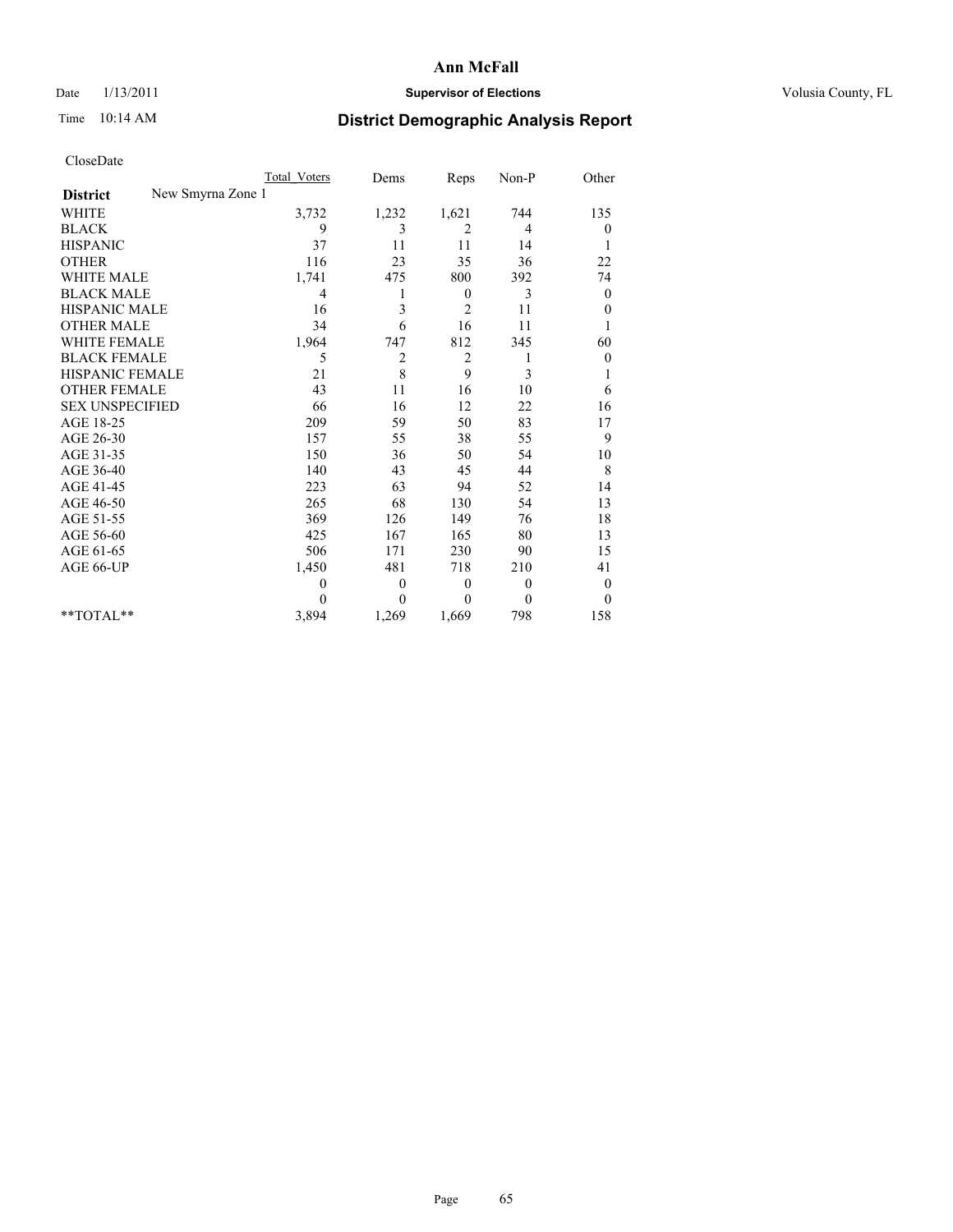# Ann McFall

Date 1/13/2011 **Supervisor of Elections** Volusia County, FL

Time 10:14 AM

## District Demographic Analysis Report

CloseDate

| | Total_Voters | Dems | Reps | Non-P | Other |
|---|---|---|---|---|---|
| **District** New Smyrna Zone 1 | | | | | |
| WHITE | 3,732 | 1,232 | 1,621 | 744 | 135 |
| BLACK | 9 | 3 | 2 | 4 | 0 |
| HISPANIC | 37 | 11 | 11 | 14 | 1 |
| OTHER | 116 | 23 | 35 | 36 | 22 |
| WHITE MALE | 1,741 | 475 | 800 | 392 | 74 |
| BLACK MALE | 4 | 1 | 0 | 3 | 0 |
| HISPANIC MALE | 16 | 3 | 2 | 11 | 0 |
| OTHER MALE | 34 | 6 | 16 | 11 | 1 |
| WHITE FEMALE | 1,964 | 747 | 812 | 345 | 60 |
| BLACK FEMALE | 5 | 2 | 2 | 1 | 0 |
| HISPANIC FEMALE | 21 | 8 | 9 | 3 | 1 |
| OTHER FEMALE | 43 | 11 | 16 | 10 | 6 |
| SEX UNSPECIFIED | 66 | 16 | 12 | 22 | 16 |
| AGE 18-25 | 209 | 59 | 50 | 83 | 17 |
| AGE 26-30 | 157 | 55 | 38 | 55 | 9 |
| AGE 31-35 | 150 | 36 | 50 | 54 | 10 |
| AGE 36-40 | 140 | 43 | 45 | 44 | 8 |
| AGE 41-45 | 223 | 63 | 94 | 52 | 14 |
| AGE 46-50 | 265 | 68 | 130 | 54 | 13 |
| AGE 51-55 | 369 | 126 | 149 | 76 | 18 |
| AGE 56-60 | 425 | 167 | 165 | 80 | 13 |
| AGE 61-65 | 506 | 171 | 230 | 90 | 15 |
| AGE 66-UP | 1,450 | 481 | 718 | 210 | 41 |
| | 0 | 0 | 0 | 0 | 0 |
| | 0 | 0 | 0 | 0 | 0 |
| **TOTAL** | 3,894 | 1,269 | 1,669 | 798 | 158 |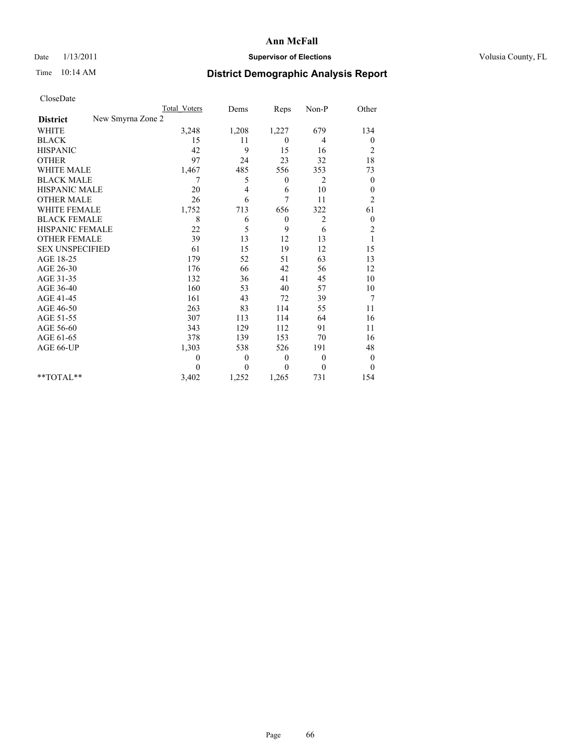# Ann McFall

Date 1/13/2011 **Supervisor of Elections** Volusia County, FL

Time 10:14 AM

## District Demographic Analysis Report

CloseDate

| | Total Voters | Dems | Reps | Non-P | Other |
|---|---|---|---|---|---|
| **District** New Smyrna Zone 2 | | | | | |
| WHITE | 3,248 | 1,208 | 1,227 | 679 | 134 |
| BLACK | 15 | 11 | 0 | 4 | 0 |
| HISPANIC | 42 | 9 | 15 | 16 | 2 |
| OTHER | 97 | 24 | 23 | 32 | 18 |
| WHITE MALE | 1,467 | 485 | 556 | 353 | 73 |
| BLACK MALE | 7 | 5 | 0 | 2 | 0 |
| HISPANIC MALE | 20 | 4 | 6 | 10 | 0 |
| OTHER MALE | 26 | 6 | 7 | 11 | 2 |
| WHITE FEMALE | 1,752 | 713 | 656 | 322 | 61 |
| BLACK FEMALE | 8 | 6 | 0 | 2 | 0 |
| HISPANIC FEMALE | 22 | 5 | 9 | 6 | 2 |
| OTHER FEMALE | 39 | 13 | 12 | 13 | 1 |
| SEX UNSPECIFIED | 61 | 15 | 19 | 12 | 15 |
| AGE 18-25 | 179 | 52 | 51 | 63 | 13 |
| AGE 26-30 | 176 | 66 | 42 | 56 | 12 |
| AGE 31-35 | 132 | 36 | 41 | 45 | 10 |
| AGE 36-40 | 160 | 53 | 40 | 57 | 10 |
| AGE 41-45 | 161 | 43 | 72 | 39 | 7 |
| AGE 46-50 | 263 | 83 | 114 | 55 | 11 |
| AGE 51-55 | 307 | 113 | 114 | 64 | 16 |
| AGE 56-60 | 343 | 129 | 112 | 91 | 11 |
| AGE 61-65 | 378 | 139 | 153 | 70 | 16 |
| AGE 66-UP | 1,303 | 538 | 526 | 191 | 48 |
| | 0 | 0 | 0 | 0 | 0 |
| | 0 | 0 | 0 | 0 | 0 |
| **TOTAL** | 3,402 | 1,252 | 1,265 | 731 | 154 |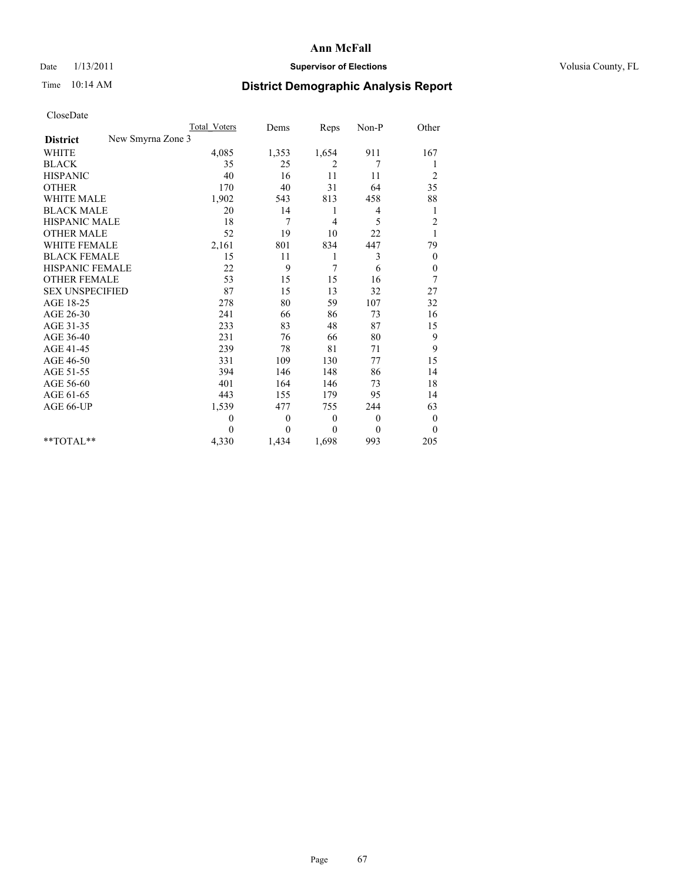**Ann McFall**

Date 1/13/2011 **Supervisor of Elections** Volusia County, FL

Time 10:14 AM

## District Demographic Analysis Report

CloseDate

| | Total_Voters | Dems | Reps | Non-P | Other |
|---|---|---|---|---|---|
| **District** New Smyrna Zone 3 | | | | | |
| WHITE | 4,085 | 1,353 | 1,654 | 911 | 167 |
| BLACK | 35 | 25 | 2 | 7 | 1 |
| HISPANIC | 40 | 16 | 11 | 11 | 2 |
| OTHER | 170 | 40 | 31 | 64 | 35 |
| WHITE MALE | 1,902 | 543 | 813 | 458 | 88 |
| BLACK MALE | 20 | 14 | 1 | 4 | 1 |
| HISPANIC MALE | 18 | 7 | 4 | 5 | 2 |
| OTHER MALE | 52 | 19 | 10 | 22 | 1 |
| WHITE FEMALE | 2,161 | 801 | 834 | 447 | 79 |
| BLACK FEMALE | 15 | 11 | 1 | 3 | 0 |
| HISPANIC FEMALE | 22 | 9 | 7 | 6 | 0 |
| OTHER FEMALE | 53 | 15 | 15 | 16 | 7 |
| SEX UNSPECIFIED | 87 | 15 | 13 | 32 | 27 |
| AGE 18-25 | 278 | 80 | 59 | 107 | 32 |
| AGE 26-30 | 241 | 66 | 86 | 73 | 16 |
| AGE 31-35 | 233 | 83 | 48 | 87 | 15 |
| AGE 36-40 | 231 | 76 | 66 | 80 | 9 |
| AGE 41-45 | 239 | 78 | 81 | 71 | 9 |
| AGE 46-50 | 331 | 109 | 130 | 77 | 15 |
| AGE 51-55 | 394 | 146 | 148 | 86 | 14 |
| AGE 56-60 | 401 | 164 | 146 | 73 | 18 |
| AGE 61-65 | 443 | 155 | 179 | 95 | 14 |
| AGE 66-UP | 1,539 | 477 | 755 | 244 | 63 |
| | 0 | 0 | 0 | 0 | 0 |
| | 0 | 0 | 0 | 0 | 0 |
| **TOTAL** | 4,330 | 1,434 | 1,698 | 993 | 205 |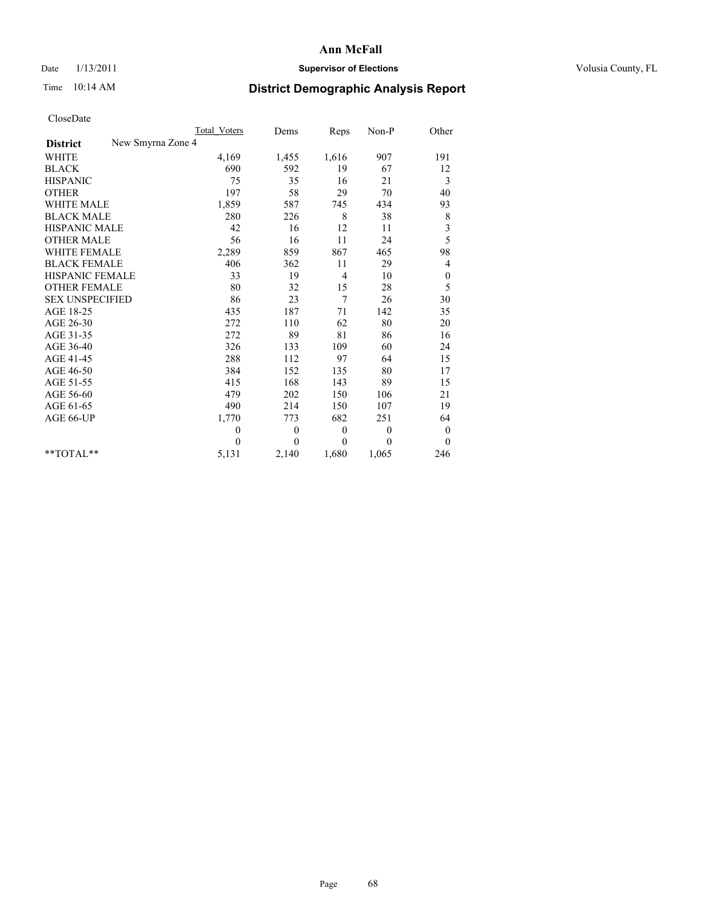Date 1/13/2011

Time 10:14 AM

# Ann McFall

## Supervisor of Elections

Volusia County, FL

## District Demographic Analysis Report

CloseDate

| | Total_Voters | Dems | Reps | Non-P | Other |
|---|---|---|---|---|---|
| **District** New Smyrna Zone 4 | | | | | |
| WHITE | 4,169 | 1,455 | 1,616 | 907 | 191 |
| BLACK | 690 | 592 | 19 | 67 | 12 |
| HISPANIC | 75 | 35 | 16 | 21 | 3 |
| OTHER | 197 | 58 | 29 | 70 | 40 |
| WHITE MALE | 1,859 | 587 | 745 | 434 | 93 |
| BLACK MALE | 280 | 226 | 8 | 38 | 8 |
| HISPANIC MALE | 42 | 16 | 12 | 11 | 3 |
| OTHER MALE | 56 | 16 | 11 | 24 | 5 |
| WHITE FEMALE | 2,289 | 859 | 867 | 465 | 98 |
| BLACK FEMALE | 406 | 362 | 11 | 29 | 4 |
| HISPANIC FEMALE | 33 | 19 | 4 | 10 | 0 |
| OTHER FEMALE | 80 | 32 | 15 | 28 | 5 |
| SEX UNSPECIFIED | 86 | 23 | 7 | 26 | 30 |
| AGE 18-25 | 435 | 187 | 71 | 142 | 35 |
| AGE 26-30 | 272 | 110 | 62 | 80 | 20 |
| AGE 31-35 | 272 | 89 | 81 | 86 | 16 |
| AGE 36-40 | 326 | 133 | 109 | 60 | 24 |
| AGE 41-45 | 288 | 112 | 97 | 64 | 15 |
| AGE 46-50 | 384 | 152 | 135 | 80 | 17 |
| AGE 51-55 | 415 | 168 | 143 | 89 | 15 |
| AGE 56-60 | 479 | 202 | 150 | 106 | 21 |
| AGE 61-65 | 490 | 214 | 150 | 107 | 19 |
| AGE 66-UP | 1,770 | 773 | 682 | 251 | 64 |
| | 0 | 0 | 0 | 0 | 0 |
| | 0 | 0 | 0 | 0 | 0 |
| **TOTAL** | 5,131 | 2,140 | 1,680 | 1,065 | 246 |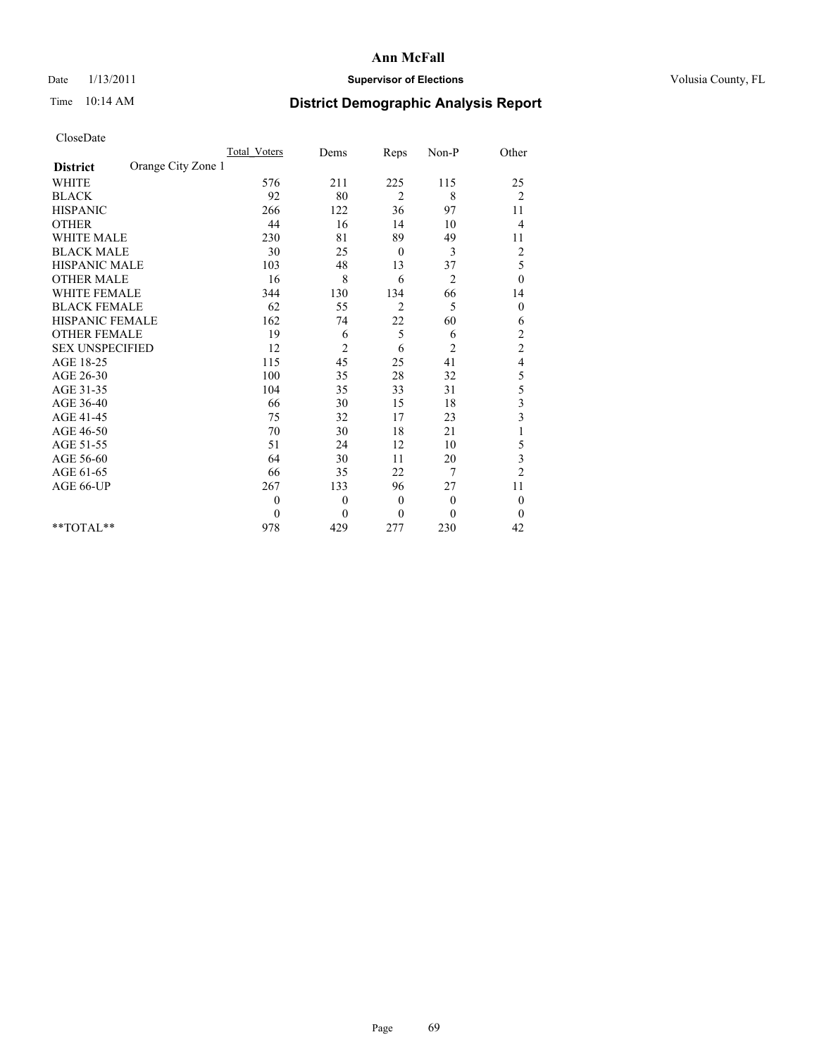**Ann McFall**

Date 1/13/2011 **Supervisor of Elections** Volusia County, FL

Time 10:14 AM

## District Demographic Analysis Report

CloseDate

| | Total_Voters | Dems | Reps | Non-P | Other |
|---|---|---|---|---|---|
| **District** Orange City Zone 1 | | | | | |
| WHITE | 576 | 211 | 225 | 115 | 25 |
| BLACK | 92 | 80 | 2 | 8 | 2 |
| HISPANIC | 266 | 122 | 36 | 97 | 11 |
| OTHER | 44 | 16 | 14 | 10 | 4 |
| WHITE MALE | 230 | 81 | 89 | 49 | 11 |
| BLACK MALE | 30 | 25 | 0 | 3 | 2 |
| HISPANIC MALE | 103 | 48 | 13 | 37 | 5 |
| OTHER MALE | 16 | 8 | 6 | 2 | 0 |
| WHITE FEMALE | 344 | 130 | 134 | 66 | 14 |
| BLACK FEMALE | 62 | 55 | 2 | 5 | 0 |
| HISPANIC FEMALE | 162 | 74 | 22 | 60 | 6 |
| OTHER FEMALE | 19 | 6 | 5 | 6 | 2 |
| SEX UNSPECIFIED | 12 | 2 | 6 | 2 | 2 |
| AGE 18-25 | 115 | 45 | 25 | 41 | 4 |
| AGE 26-30 | 100 | 35 | 28 | 32 | 5 |
| AGE 31-35 | 104 | 35 | 33 | 31 | 5 |
| AGE 36-40 | 66 | 30 | 15 | 18 | 3 |
| AGE 41-45 | 75 | 32 | 17 | 23 | 3 |
| AGE 46-50 | 70 | 30 | 18 | 21 | 1 |
| AGE 51-55 | 51 | 24 | 12 | 10 | 5 |
| AGE 56-60 | 64 | 30 | 11 | 20 | 3 |
| AGE 61-65 | 66 | 35 | 22 | 7 | 2 |
| AGE 66-UP | 267 | 133 | 96 | 27 | 11 |
| | 0 | 0 | 0 | 0 | 0 |
| | 0 | 0 | 0 | 0 | 0 |
| **TOTAL** | 978 | 429 | 277 | 230 | 42 |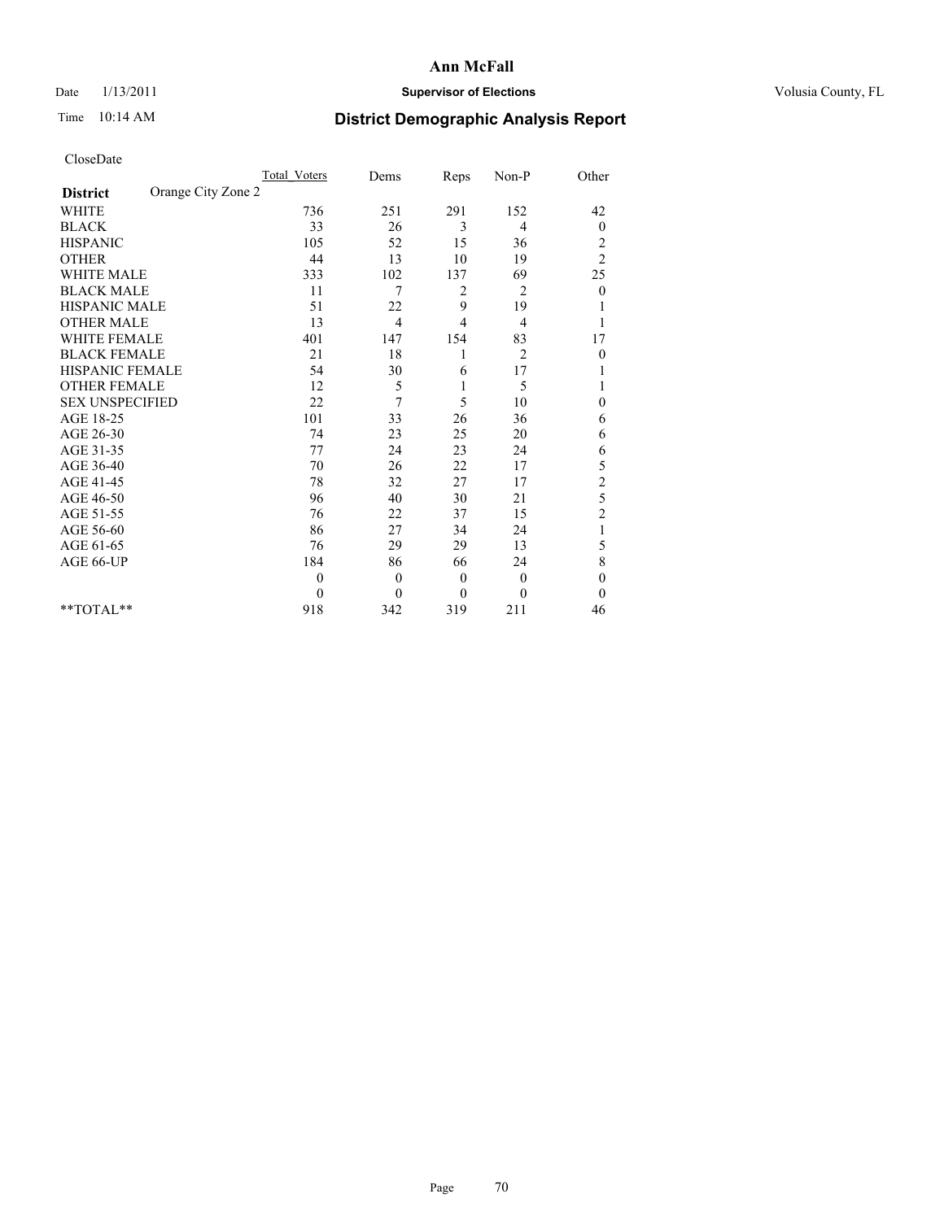**Ann McFall**

Date 1/13/2011 **Supervisor of Elections** Volusia County, FL

Time 10:14 AM

## District Demographic Analysis Report

CloseDate

| | Total_Voters | Dems | Reps | Non-P | Other |
|---|---|---|---|---|---|
| **District** Orange City Zone 2 | | | | | |
| WHITE | 736 | 251 | 291 | 152 | 42 |
| BLACK | 33 | 26 | 3 | 4 | 0 |
| HISPANIC | 105 | 52 | 15 | 36 | 2 |
| OTHER | 44 | 13 | 10 | 19 | 2 |
| WHITE MALE | 333 | 102 | 137 | 69 | 25 |
| BLACK MALE | 11 | 7 | 2 | 2 | 0 |
| HISPANIC MALE | 51 | 22 | 9 | 19 | 1 |
| OTHER MALE | 13 | 4 | 4 | 4 | 1 |
| WHITE FEMALE | 401 | 147 | 154 | 83 | 17 |
| BLACK FEMALE | 21 | 18 | 1 | 2 | 0 |
| HISPANIC FEMALE | 54 | 30 | 6 | 17 | 1 |
| OTHER FEMALE | 12 | 5 | 1 | 5 | 1 |
| SEX UNSPECIFIED | 22 | 7 | 5 | 10 | 0 |
| AGE 18-25 | 101 | 33 | 26 | 36 | 6 |
| AGE 26-30 | 74 | 23 | 25 | 20 | 6 |
| AGE 31-35 | 77 | 24 | 23 | 24 | 6 |
| AGE 36-40 | 70 | 26 | 22 | 17 | 5 |
| AGE 41-45 | 78 | 32 | 27 | 17 | 2 |
| AGE 46-50 | 96 | 40 | 30 | 21 | 5 |
| AGE 51-55 | 76 | 22 | 37 | 15 | 2 |
| AGE 56-60 | 86 | 27 | 34 | 24 | 1 |
| AGE 61-65 | 76 | 29 | 29 | 13 | 5 |
| AGE 66-UP | 184 | 86 | 66 | 24 | 8 |
| | 0 | 0 | 0 | 0 | 0 |
| | 0 | 0 | 0 | 0 | 0 |
| **TOTAL** | 918 | 342 | 319 | 211 | 46 |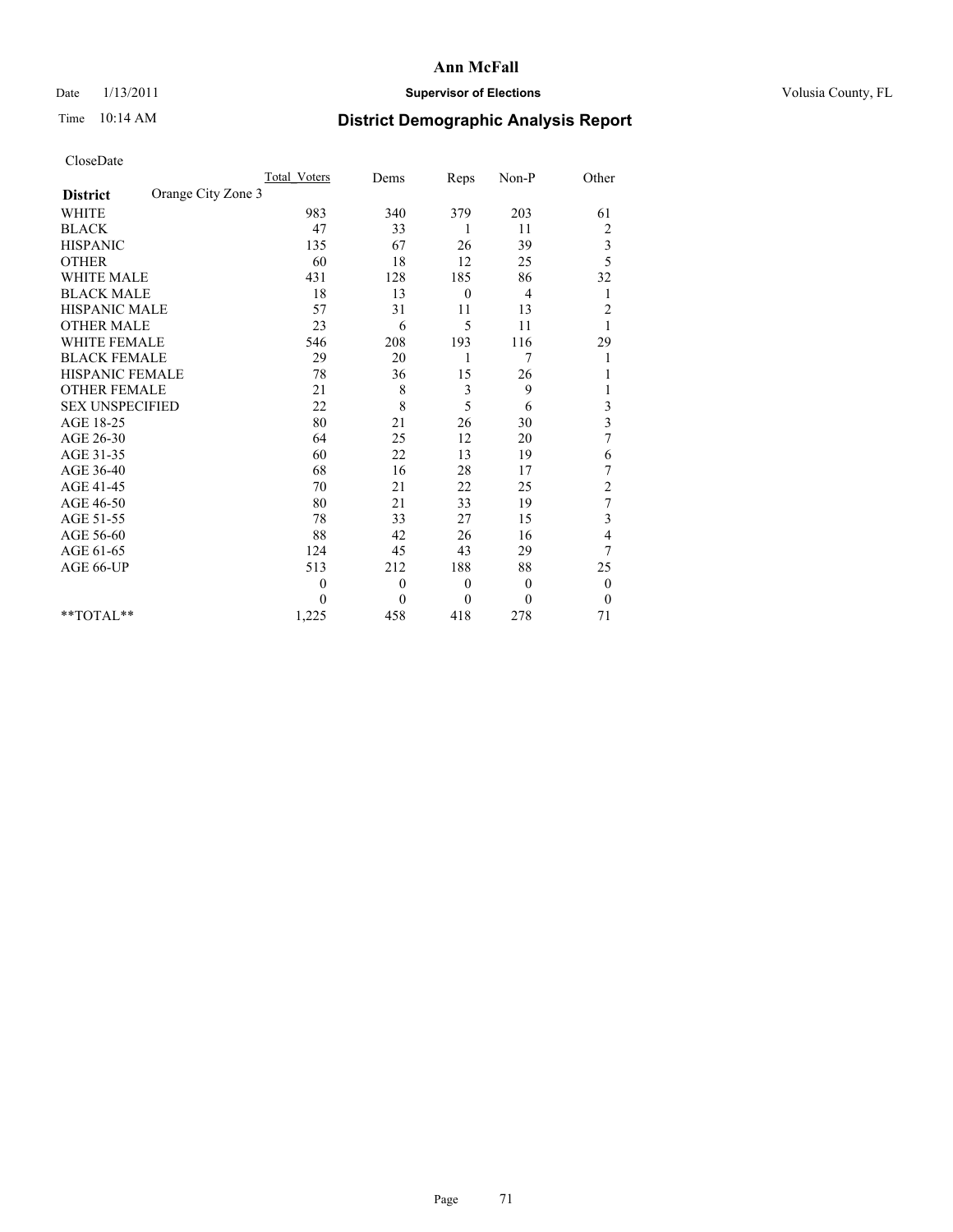# Ann McFall

Date 1/13/2011 **Supervisor of Elections** Volusia County, FL

Time 10:14 AM **District Demographic Analysis Report**

CloseDate

| **District** Orange City Zone 3 | Total_Voters | Dems | Reps | Non-P | Other |
|---|---|---|---|---|---|
| WHITE | 983 | 340 | 379 | 203 | 61 |
| BLACK | 47 | 33 | 1 | 11 | 2 |
| HISPANIC | 135 | 67 | 26 | 39 | 3 |
| OTHER | 60 | 18 | 12 | 25 | 5 |
| WHITE MALE | 431 | 128 | 185 | 86 | 32 |
| BLACK MALE | 18 | 13 | 0 | 4 | 1 |
| HISPANIC MALE | 57 | 31 | 11 | 13 | 2 |
| OTHER MALE | 23 | 6 | 5 | 11 | 1 |
| WHITE FEMALE | 546 | 208 | 193 | 116 | 29 |
| BLACK FEMALE | 29 | 20 | 1 | 7 | 1 |
| HISPANIC FEMALE | 78 | 36 | 15 | 26 | 1 |
| OTHER FEMALE | 21 | 8 | 3 | 9 | 1 |
| SEX UNSPECIFIED | 22 | 8 | 5 | 6 | 3 |
| AGE 18-25 | 80 | 21 | 26 | 30 | 3 |
| AGE 26-30 | 64 | 25 | 12 | 20 | 7 |
| AGE 31-35 | 60 | 22 | 13 | 19 | 6 |
| AGE 36-40 | 68 | 16 | 28 | 17 | 7 |
| AGE 41-45 | 70 | 21 | 22 | 25 | 2 |
| AGE 46-50 | 80 | 21 | 33 | 19 | 7 |
| AGE 51-55 | 78 | 33 | 27 | 15 | 3 |
| AGE 56-60 | 88 | 42 | 26 | 16 | 4 |
| AGE 61-65 | 124 | 45 | 43 | 29 | 7 |
| AGE 66-UP | 513 | 212 | 188 | 88 | 25 |
| | 0 | 0 | 0 | 0 | 0 |
| | 0 | 0 | 0 | 0 | 0 |
| **TOTAL** | 1,225 | 458 | 418 | 278 | 71 |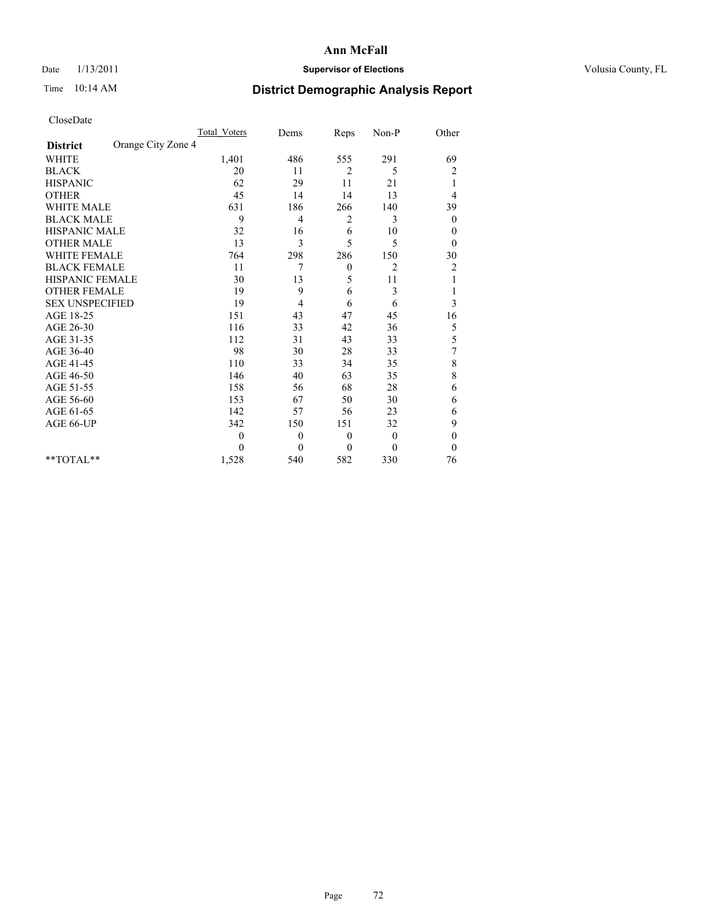# Ann McFall

Date 1/13/2011 **Supervisor of Elections** Volusia County, FL

Time 10:14 AM **District Demographic Analysis Report**

CloseDate

| | Total_Voters | Dems | Reps | Non-P | Other |
|---|---|---|---|---|---|
| **District** Orange City Zone 4 | | | | | |
| WHITE | 1,401 | 486 | 555 | 291 | 69 |
| BLACK | 20 | 11 | 2 | 5 | 2 |
| HISPANIC | 62 | 29 | 11 | 21 | 1 |
| OTHER | 45 | 14 | 14 | 13 | 4 |
| WHITE MALE | 631 | 186 | 266 | 140 | 39 |
| BLACK MALE | 9 | 4 | 2 | 3 | 0 |
| HISPANIC MALE | 32 | 16 | 6 | 10 | 0 |
| OTHER MALE | 13 | 3 | 5 | 5 | 0 |
| WHITE FEMALE | 764 | 298 | 286 | 150 | 30 |
| BLACK FEMALE | 11 | 7 | 0 | 2 | 2 |
| HISPANIC FEMALE | 30 | 13 | 5 | 11 | 1 |
| OTHER FEMALE | 19 | 9 | 6 | 3 | 1 |
| SEX UNSPECIFIED | 19 | 4 | 6 | 6 | 3 |
| AGE 18-25 | 151 | 43 | 47 | 45 | 16 |
| AGE 26-30 | 116 | 33 | 42 | 36 | 5 |
| AGE 31-35 | 112 | 31 | 43 | 33 | 5 |
| AGE 36-40 | 98 | 30 | 28 | 33 | 7 |
| AGE 41-45 | 110 | 33 | 34 | 35 | 8 |
| AGE 46-50 | 146 | 40 | 63 | 35 | 8 |
| AGE 51-55 | 158 | 56 | 68 | 28 | 6 |
| AGE 56-60 | 153 | 67 | 50 | 30 | 6 |
| AGE 61-65 | 142 | 57 | 56 | 23 | 6 |
| AGE 66-UP | 342 | 150 | 151 | 32 | 9 |
| | 0 | 0 | 0 | 0 | 0 |
| | 0 | 0 | 0 | 0 | 0 |
| **TOTAL** | 1,528 | 540 | 582 | 330 | 76 |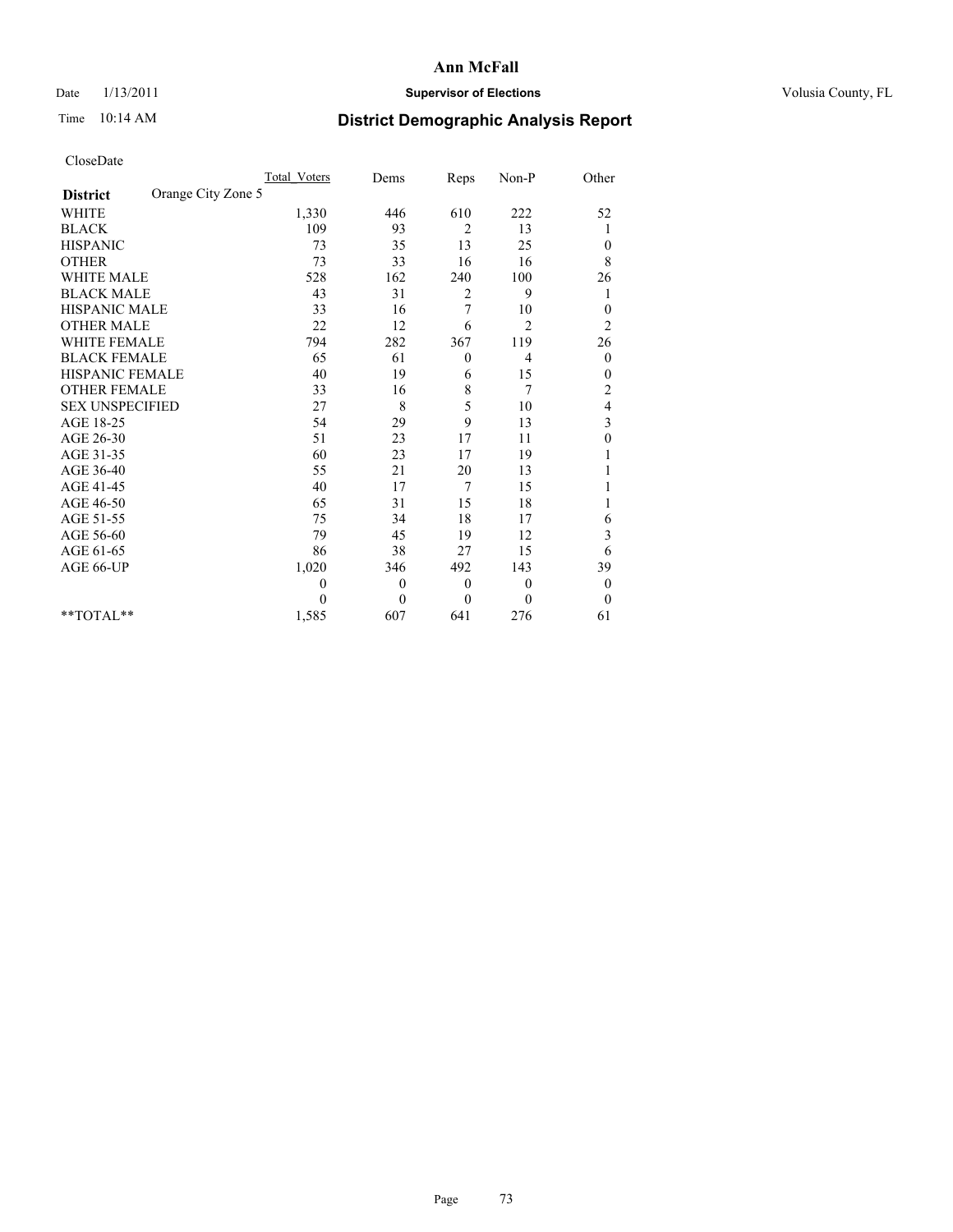# Ann McFall

Date 1/13/2011 **Supervisor of Elections** Volusia County, FL

Time 10:14 AM

## District Demographic Analysis Report

CloseDate

| | Total_Voters | Dems | Reps | Non-P | Other |
|---|---|---|---|---|---|
| **District** Orange City Zone 5 | | | | | |
| WHITE | 1,330 | 446 | 610 | 222 | 52 |
| BLACK | 109 | 93 | 2 | 13 | 1 |
| HISPANIC | 73 | 35 | 13 | 25 | 0 |
| OTHER | 73 | 33 | 16 | 16 | 8 |
| WHITE MALE | 528 | 162 | 240 | 100 | 26 |
| BLACK MALE | 43 | 31 | 2 | 9 | 1 |
| HISPANIC MALE | 33 | 16 | 7 | 10 | 0 |
| OTHER MALE | 22 | 12 | 6 | 2 | 2 |
| WHITE FEMALE | 794 | 282 | 367 | 119 | 26 |
| BLACK FEMALE | 65 | 61 | 0 | 4 | 0 |
| HISPANIC FEMALE | 40 | 19 | 6 | 15 | 0 |
| OTHER FEMALE | 33 | 16 | 8 | 7 | 2 |
| SEX UNSPECIFIED | 27 | 8 | 5 | 10 | 4 |
| AGE 18-25 | 54 | 29 | 9 | 13 | 3 |
| AGE 26-30 | 51 | 23 | 17 | 11 | 0 |
| AGE 31-35 | 60 | 23 | 17 | 19 | 1 |
| AGE 36-40 | 55 | 21 | 20 | 13 | 1 |
| AGE 41-45 | 40 | 17 | 7 | 15 | 1 |
| AGE 46-50 | 65 | 31 | 15 | 18 | 1 |
| AGE 51-55 | 75 | 34 | 18 | 17 | 6 |
| AGE 56-60 | 79 | 45 | 19 | 12 | 3 |
| AGE 61-65 | 86 | 38 | 27 | 15 | 6 |
| AGE 66-UP | 1,020 | 346 | 492 | 143 | 39 |
| | 0 | 0 | 0 | 0 | 0 |
| | 0 | 0 | 0 | 0 | 0 |
| **TOTAL** | 1,585 | 607 | 641 | 276 | 61 |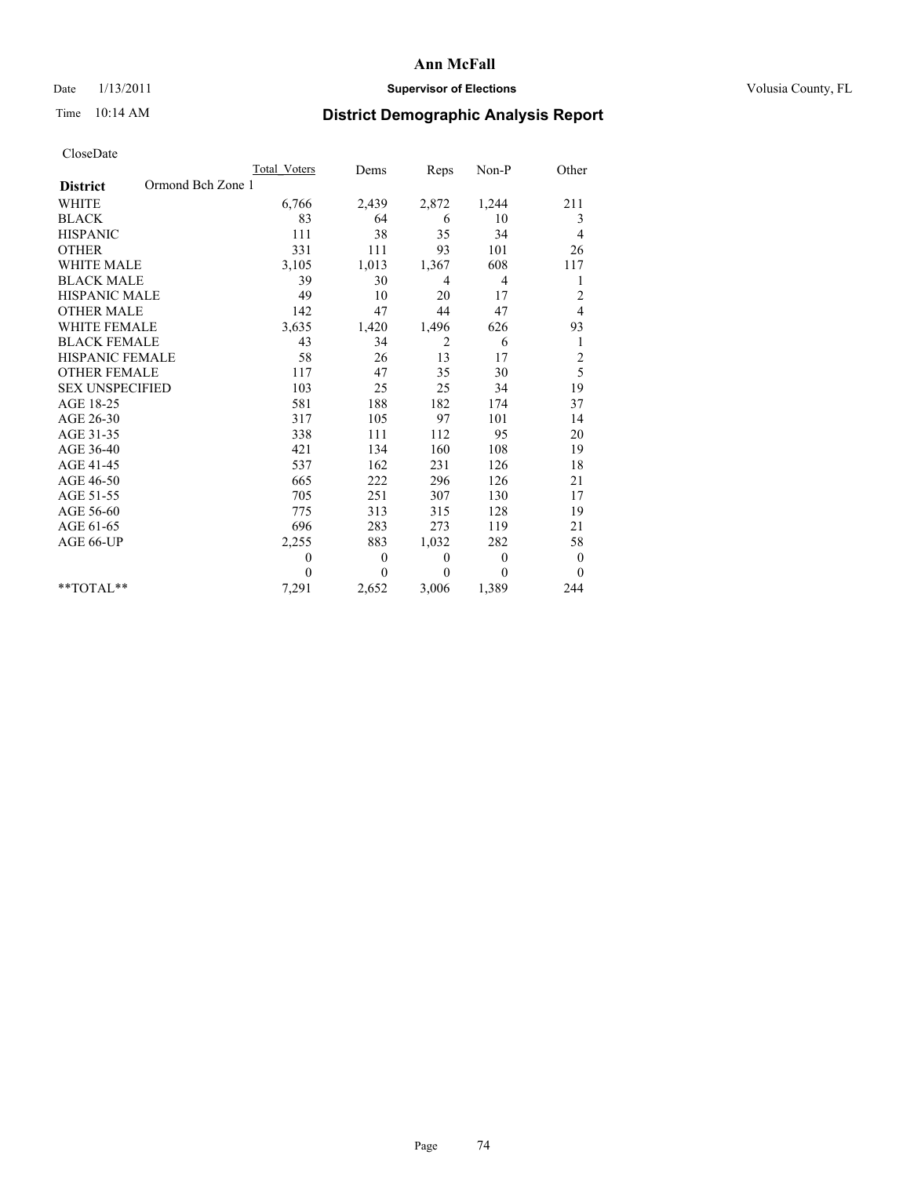Ann McFall

Date 1/13/2011 **Supervisor of Elections** Volusia County, FL

Time 10:14 AM

## District Demographic Analysis Report

CloseDate

| **District** Ormond Bch Zone 1 | Total_Voters | Dems | Reps | Non-P | Other |
|---|---|---|---|---|---|
| WHITE | 6,766 | 2,439 | 2,872 | 1,244 | 211 |
| BLACK | 83 | 64 | 6 | 10 | 3 |
| HISPANIC | 111 | 38 | 35 | 34 | 4 |
| OTHER | 331 | 111 | 93 | 101 | 26 |
| WHITE MALE | 3,105 | 1,013 | 1,367 | 608 | 117 |
| BLACK MALE | 39 | 30 | 4 | 4 | 1 |
| HISPANIC MALE | 49 | 10 | 20 | 17 | 2 |
| OTHER MALE | 142 | 47 | 44 | 47 | 4 |
| WHITE FEMALE | 3,635 | 1,420 | 1,496 | 626 | 93 |
| BLACK FEMALE | 43 | 34 | 2 | 6 | 1 |
| HISPANIC FEMALE | 58 | 26 | 13 | 17 | 2 |
| OTHER FEMALE | 117 | 47 | 35 | 30 | 5 |
| SEX UNSPECIFIED | 103 | 25 | 25 | 34 | 19 |
| AGE 18-25 | 581 | 188 | 182 | 174 | 37 |
| AGE 26-30 | 317 | 105 | 97 | 101 | 14 |
| AGE 31-35 | 338 | 111 | 112 | 95 | 20 |
| AGE 36-40 | 421 | 134 | 160 | 108 | 19 |
| AGE 41-45 | 537 | 162 | 231 | 126 | 18 |
| AGE 46-50 | 665 | 222 | 296 | 126 | 21 |
| AGE 51-55 | 705 | 251 | 307 | 130 | 17 |
| AGE 56-60 | 775 | 313 | 315 | 128 | 19 |
| AGE 61-65 | 696 | 283 | 273 | 119 | 21 |
| AGE 66-UP | 2,255 | 883 | 1,032 | 282 | 58 |
| | 0 | 0 | 0 | 0 | 0 |
| | 0 | 0 | 0 | 0 | 0 |
| **TOTAL** | 7,291 | 2,652 | 3,006 | 1,389 | 244 |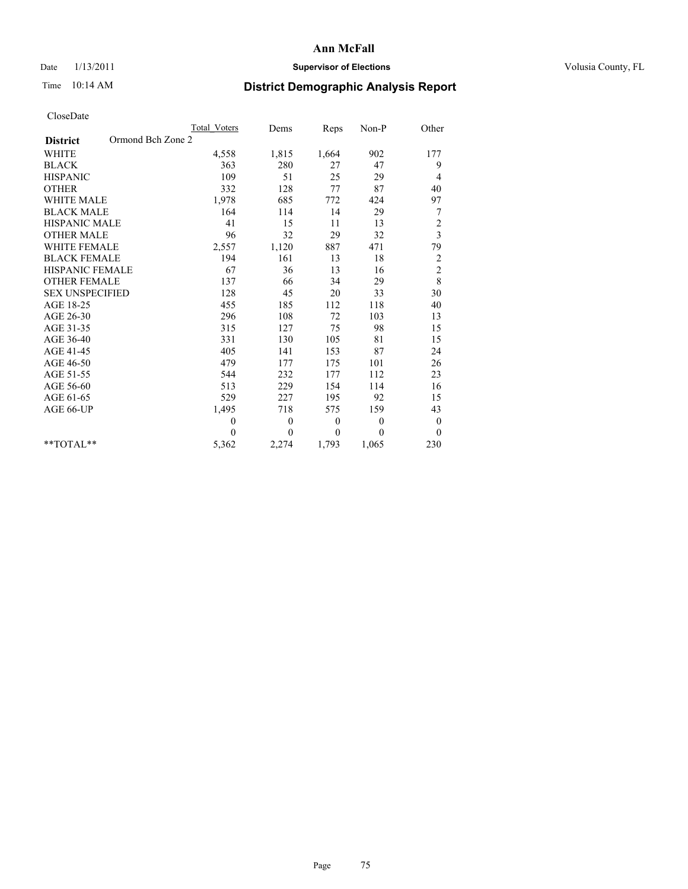# Ann McFall

Date 1/13/2011 **Supervisor of Elections** Volusia County, FL

Time 10:14 AM

## District Demographic Analysis Report

CloseDate

| | Total Voters | Dems | Reps | Non-P | Other |
|---|---|---|---|---|---|
| **District** Ormond Bch Zone 2 | | | | | |
| WHITE | 4,558 | 1,815 | 1,664 | 902 | 177 |
| BLACK | 363 | 280 | 27 | 47 | 9 |
| HISPANIC | 109 | 51 | 25 | 29 | 4 |
| OTHER | 332 | 128 | 77 | 87 | 40 |
| WHITE MALE | 1,978 | 685 | 772 | 424 | 97 |
| BLACK MALE | 164 | 114 | 14 | 29 | 7 |
| HISPANIC MALE | 41 | 15 | 11 | 13 | 2 |
| OTHER MALE | 96 | 32 | 29 | 32 | 3 |
| WHITE FEMALE | 2,557 | 1,120 | 887 | 471 | 79 |
| BLACK FEMALE | 194 | 161 | 13 | 18 | 2 |
| HISPANIC FEMALE | 67 | 36 | 13 | 16 | 2 |
| OTHER FEMALE | 137 | 66 | 34 | 29 | 8 |
| SEX UNSPECIFIED | 128 | 45 | 20 | 33 | 30 |
| AGE 18-25 | 455 | 185 | 112 | 118 | 40 |
| AGE 26-30 | 296 | 108 | 72 | 103 | 13 |
| AGE 31-35 | 315 | 127 | 75 | 98 | 15 |
| AGE 36-40 | 331 | 130 | 105 | 81 | 15 |
| AGE 41-45 | 405 | 141 | 153 | 87 | 24 |
| AGE 46-50 | 479 | 177 | 175 | 101 | 26 |
| AGE 51-55 | 544 | 232 | 177 | 112 | 23 |
| AGE 56-60 | 513 | 229 | 154 | 114 | 16 |
| AGE 61-65 | 529 | 227 | 195 | 92 | 15 |
| AGE 66-UP | 1,495 | 718 | 575 | 159 | 43 |
| | 0 | 0 | 0 | 0 | 0 |
| | 0 | 0 | 0 | 0 | 0 |
| **TOTAL** | 5,362 | 2,274 | 1,793 | 1,065 | 230 |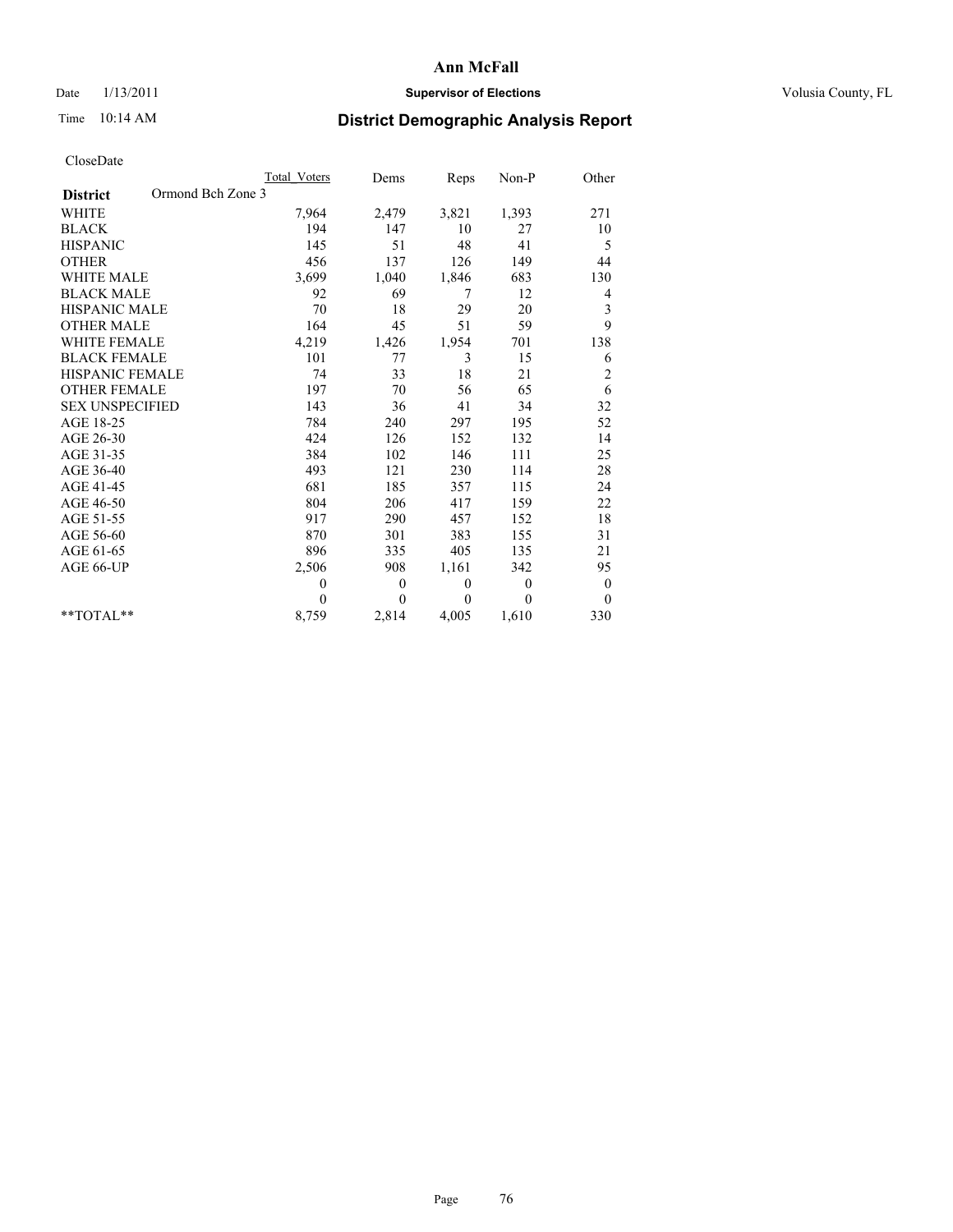# Ann McFall

Date 1/13/2011 **Supervisor of Elections** Volusia County, FL

Time 10:14 AM **District Demographic Analysis Report**

CloseDate

| | Total_Voters | Dems | Reps | Non-P | Other |
|---|---|---|---|---|---|
| **District** Ormond Bch Zone 3 | | | | | |
| WHITE | 7,964 | 2,479 | 3,821 | 1,393 | 271 |
| BLACK | 194 | 147 | 10 | 27 | 10 |
| HISPANIC | 145 | 51 | 48 | 41 | 5 |
| OTHER | 456 | 137 | 126 | 149 | 44 |
| WHITE MALE | 3,699 | 1,040 | 1,846 | 683 | 130 |
| BLACK MALE | 92 | 69 | 7 | 12 | 4 |
| HISPANIC MALE | 70 | 18 | 29 | 20 | 3 |
| OTHER MALE | 164 | 45 | 51 | 59 | 9 |
| WHITE FEMALE | 4,219 | 1,426 | 1,954 | 701 | 138 |
| BLACK FEMALE | 101 | 77 | 3 | 15 | 6 |
| HISPANIC FEMALE | 74 | 33 | 18 | 21 | 2 |
| OTHER FEMALE | 197 | 70 | 56 | 65 | 6 |
| SEX UNSPECIFIED | 143 | 36 | 41 | 34 | 32 |
| AGE 18-25 | 784 | 240 | 297 | 195 | 52 |
| AGE 26-30 | 424 | 126 | 152 | 132 | 14 |
| AGE 31-35 | 384 | 102 | 146 | 111 | 25 |
| AGE 36-40 | 493 | 121 | 230 | 114 | 28 |
| AGE 41-45 | 681 | 185 | 357 | 115 | 24 |
| AGE 46-50 | 804 | 206 | 417 | 159 | 22 |
| AGE 51-55 | 917 | 290 | 457 | 152 | 18 |
| AGE 56-60 | 870 | 301 | 383 | 155 | 31 |
| AGE 61-65 | 896 | 335 | 405 | 135 | 21 |
| AGE 66-UP | 2,506 | 908 | 1,161 | 342 | 95 |
| | 0 | 0 | 0 | 0 | 0 |
| | 0 | 0 | 0 | 0 | 0 |
| **TOTAL** | 8,759 | 2,814 | 4,005 | 1,610 | 330 |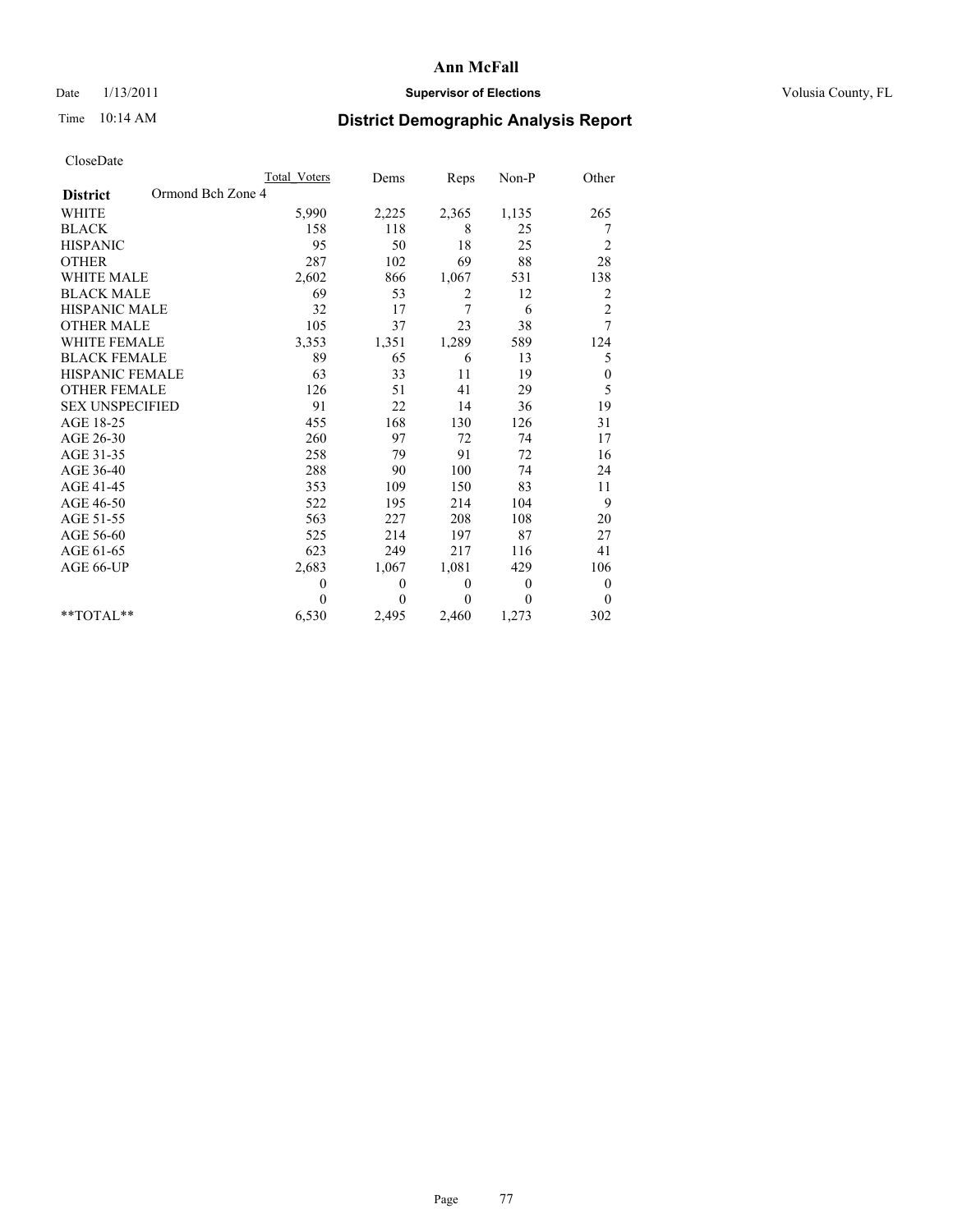# Ann McFall

Date 1/13/2011 **Supervisor of Elections** Volusia County, FL

Time 10:14 AM

## District Demographic Analysis Report

CloseDate

| | Total_Voters | Dems | Reps | Non-P | Other |
|---|---|---|---|---|---|
| **District** Ormond Bch Zone 4 | | | | | |
| WHITE | 5,990 | 2,225 | 2,365 | 1,135 | 265 |
| BLACK | 158 | 118 | 8 | 25 | 7 |
| HISPANIC | 95 | 50 | 18 | 25 | 2 |
| OTHER | 287 | 102 | 69 | 88 | 28 |
| WHITE MALE | 2,602 | 866 | 1,067 | 531 | 138 |
| BLACK MALE | 69 | 53 | 2 | 12 | 2 |
| HISPANIC MALE | 32 | 17 | 7 | 6 | 2 |
| OTHER MALE | 105 | 37 | 23 | 38 | 7 |
| WHITE FEMALE | 3,353 | 1,351 | 1,289 | 589 | 124 |
| BLACK FEMALE | 89 | 65 | 6 | 13 | 5 |
| HISPANIC FEMALE | 63 | 33 | 11 | 19 | 0 |
| OTHER FEMALE | 126 | 51 | 41 | 29 | 5 |
| SEX UNSPECIFIED | 91 | 22 | 14 | 36 | 19 |
| AGE 18-25 | 455 | 168 | 130 | 126 | 31 |
| AGE 26-30 | 260 | 97 | 72 | 74 | 17 |
| AGE 31-35 | 258 | 79 | 91 | 72 | 16 |
| AGE 36-40 | 288 | 90 | 100 | 74 | 24 |
| AGE 41-45 | 353 | 109 | 150 | 83 | 11 |
| AGE 46-50 | 522 | 195 | 214 | 104 | 9 |
| AGE 51-55 | 563 | 227 | 208 | 108 | 20 |
| AGE 56-60 | 525 | 214 | 197 | 87 | 27 |
| AGE 61-65 | 623 | 249 | 217 | 116 | 41 |
| AGE 66-UP | 2,683 | 1,067 | 1,081 | 429 | 106 |
| | 0 | 0 | 0 | 0 | 0 |
| | 0 | 0 | 0 | 0 | 0 |
| **TOTAL** | 6,530 | 2,495 | 2,460 | 1,273 | 302 |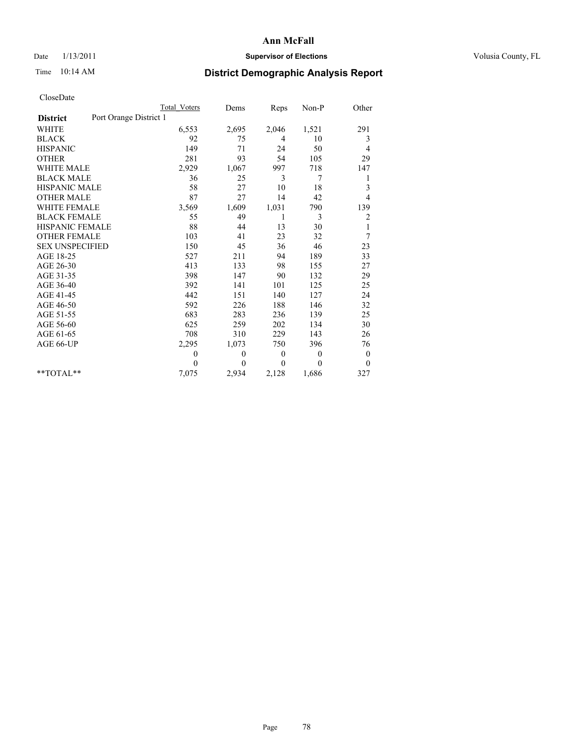**Ann McFall**

Date 1/13/2011 **Supervisor of Elections** Volusia County, FL

Time 10:14 AM **District Demographic Analysis Report**

CloseDate

| | Total Voters | Dems | Reps | Non-P | Other |
|---|---|---|---|---|---|
| **District** Port Orange District 1 | | | | | |
| WHITE | 6,553 | 2,695 | 2,046 | 1,521 | 291 |
| BLACK | 92 | 75 | 4 | 10 | 3 |
| HISPANIC | 149 | 71 | 24 | 50 | 4 |
| OTHER | 281 | 93 | 54 | 105 | 29 |
| WHITE MALE | 2,929 | 1,067 | 997 | 718 | 147 |
| BLACK MALE | 36 | 25 | 3 | 7 | 1 |
| HISPANIC MALE | 58 | 27 | 10 | 18 | 3 |
| OTHER MALE | 87 | 27 | 14 | 42 | 4 |
| WHITE FEMALE | 3,569 | 1,609 | 1,031 | 790 | 139 |
| BLACK FEMALE | 55 | 49 | 1 | 3 | 2 |
| HISPANIC FEMALE | 88 | 44 | 13 | 30 | 1 |
| OTHER FEMALE | 103 | 41 | 23 | 32 | 7 |
| SEX UNSPECIFIED | 150 | 45 | 36 | 46 | 23 |
| AGE 18-25 | 527 | 211 | 94 | 189 | 33 |
| AGE 26-30 | 413 | 133 | 98 | 155 | 27 |
| AGE 31-35 | 398 | 147 | 90 | 132 | 29 |
| AGE 36-40 | 392 | 141 | 101 | 125 | 25 |
| AGE 41-45 | 442 | 151 | 140 | 127 | 24 |
| AGE 46-50 | 592 | 226 | 188 | 146 | 32 |
| AGE 51-55 | 683 | 283 | 236 | 139 | 25 |
| AGE 56-60 | 625 | 259 | 202 | 134 | 30 |
| AGE 61-65 | 708 | 310 | 229 | 143 | 26 |
| AGE 66-UP | 2,295 | 1,073 | 750 | 396 | 76 |
| | 0 | 0 | 0 | 0 | 0 |
| | 0 | 0 | 0 | 0 | 0 |
| **TOTAL** | 7,075 | 2,934 | 2,128 | 1,686 | 327 |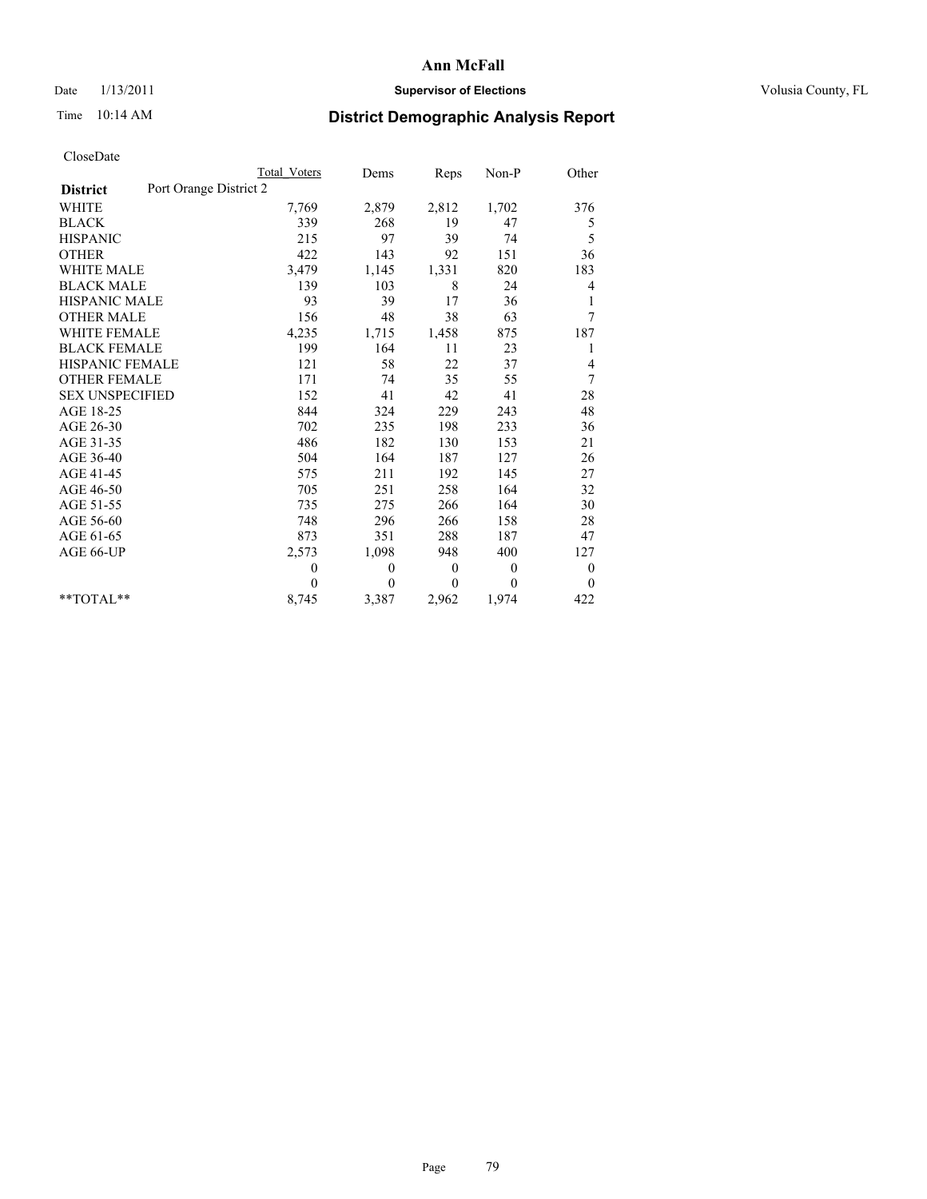# Ann McFall

Date 1/13/2011 **Supervisor of Elections** Volusia County, FL

Time 10:14 AM **District Demographic Analysis Report**

CloseDate

| | Total Voters | Dems | Reps | Non-P | Other |
|---|---|---|---|---|---|
| **District** Port Orange District 2 | | | | | |
| WHITE | 7,769 | 2,879 | 2,812 | 1,702 | 376 |
| BLACK | 339 | 268 | 19 | 47 | 5 |
| HISPANIC | 215 | 97 | 39 | 74 | 5 |
| OTHER | 422 | 143 | 92 | 151 | 36 |
| WHITE MALE | 3,479 | 1,145 | 1,331 | 820 | 183 |
| BLACK MALE | 139 | 103 | 8 | 24 | 4 |
| HISPANIC MALE | 93 | 39 | 17 | 36 | 1 |
| OTHER MALE | 156 | 48 | 38 | 63 | 7 |
| WHITE FEMALE | 4,235 | 1,715 | 1,458 | 875 | 187 |
| BLACK FEMALE | 199 | 164 | 11 | 23 | 1 |
| HISPANIC FEMALE | 121 | 58 | 22 | 37 | 4 |
| OTHER FEMALE | 171 | 74 | 35 | 55 | 7 |
| SEX UNSPECIFIED | 152 | 41 | 42 | 41 | 28 |
| AGE 18-25 | 844 | 324 | 229 | 243 | 48 |
| AGE 26-30 | 702 | 235 | 198 | 233 | 36 |
| AGE 31-35 | 486 | 182 | 130 | 153 | 21 |
| AGE 36-40 | 504 | 164 | 187 | 127 | 26 |
| AGE 41-45 | 575 | 211 | 192 | 145 | 27 |
| AGE 46-50 | 705 | 251 | 258 | 164 | 32 |
| AGE 51-55 | 735 | 275 | 266 | 164 | 30 |
| AGE 56-60 | 748 | 296 | 266 | 158 | 28 |
| AGE 61-65 | 873 | 351 | 288 | 187 | 47 |
| AGE 66-UP | 2,573 | 1,098 | 948 | 400 | 127 |
| | 0 | 0 | 0 | 0 | 0 |
| | 0 | 0 | 0 | 0 | 0 |
| **TOTAL** | 8,745 | 3,387 | 2,962 | 1,974 | 422 |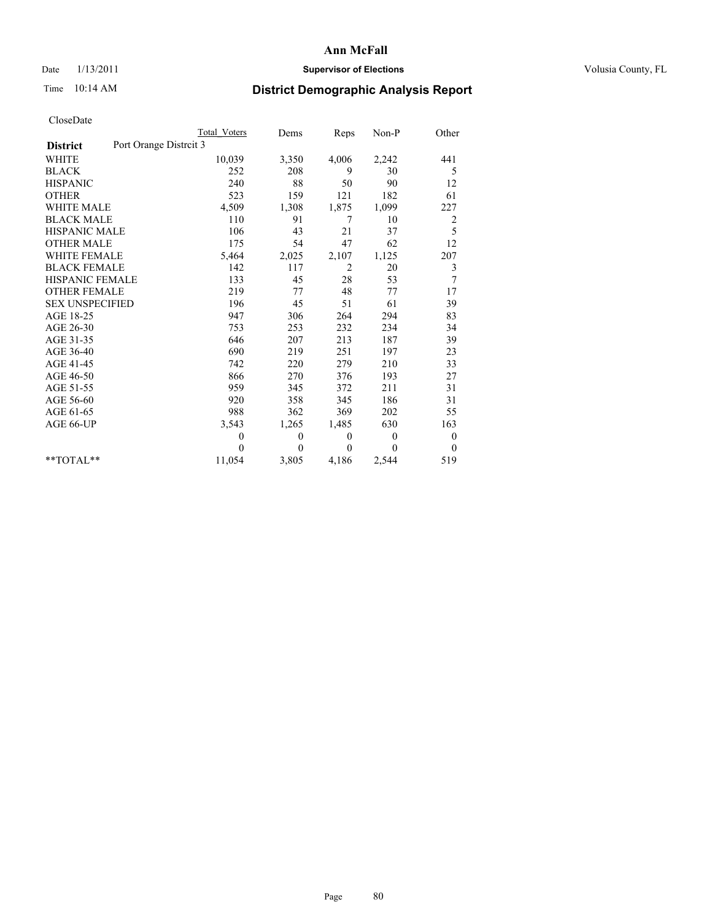# Ann McFall

Date 1/13/2011 **Supervisor of Elections** Volusia County, FL

Time 10:14 AM **District Demographic Analysis Report**

CloseDate

| | Total Voters | Dems | Reps | Non-P | Other |
|---|---|---|---|---|---|
| **District** Port Orange Distrcit 3 | | | | | |
| WHITE | 10,039 | 3,350 | 4,006 | 2,242 | 441 |
| BLACK | 252 | 208 | 9 | 30 | 5 |
| HISPANIC | 240 | 88 | 50 | 90 | 12 |
| OTHER | 523 | 159 | 121 | 182 | 61 |
| WHITE MALE | 4,509 | 1,308 | 1,875 | 1,099 | 227 |
| BLACK MALE | 110 | 91 | 7 | 10 | 2 |
| HISPANIC MALE | 106 | 43 | 21 | 37 | 5 |
| OTHER MALE | 175 | 54 | 47 | 62 | 12 |
| WHITE FEMALE | 5,464 | 2,025 | 2,107 | 1,125 | 207 |
| BLACK FEMALE | 142 | 117 | 2 | 20 | 3 |
| HISPANIC FEMALE | 133 | 45 | 28 | 53 | 7 |
| OTHER FEMALE | 219 | 77 | 48 | 77 | 17 |
| SEX UNSPECIFIED | 196 | 45 | 51 | 61 | 39 |
| AGE 18-25 | 947 | 306 | 264 | 294 | 83 |
| AGE 26-30 | 753 | 253 | 232 | 234 | 34 |
| AGE 31-35 | 646 | 207 | 213 | 187 | 39 |
| AGE 36-40 | 690 | 219 | 251 | 197 | 23 |
| AGE 41-45 | 742 | 220 | 279 | 210 | 33 |
| AGE 46-50 | 866 | 270 | 376 | 193 | 27 |
| AGE 51-55 | 959 | 345 | 372 | 211 | 31 |
| AGE 56-60 | 920 | 358 | 345 | 186 | 31 |
| AGE 61-65 | 988 | 362 | 369 | 202 | 55 |
| AGE 66-UP | 3,543 | 1,265 | 1,485 | 630 | 163 |
| | 0 | 0 | 0 | 0 | 0 |
| | 0 | 0 | 0 | 0 | 0 |
| **TOTAL** | 11,054 | 3,805 | 4,186 | 2,544 | 519 |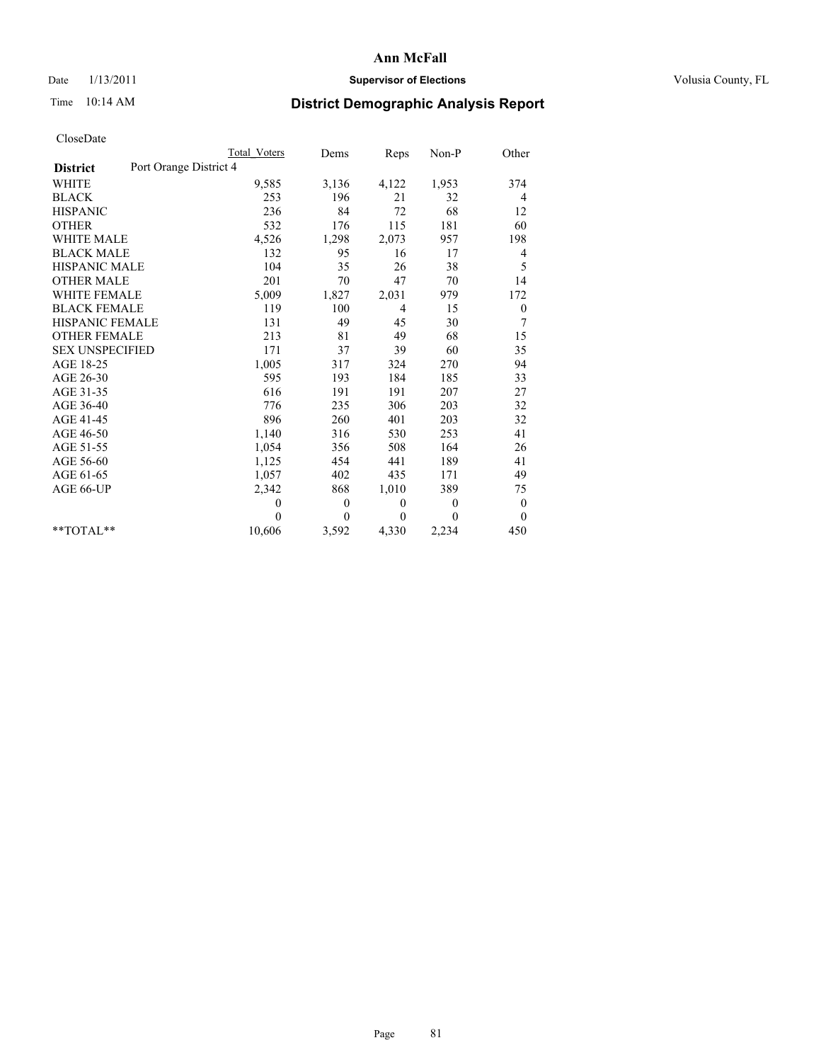# Ann McFall

Date 1/13/2011 **Supervisor of Elections** Volusia County, FL

Time 10:14 AM **District Demographic Analysis Report**

CloseDate

| | Total Voters | Dems | Reps | Non-P | Other |
|---|---|---|---|---|---|
| **District** Port Orange District 4 | | | | | |
| WHITE | 9,585 | 3,136 | 4,122 | 1,953 | 374 |
| BLACK | 253 | 196 | 21 | 32 | 4 |
| HISPANIC | 236 | 84 | 72 | 68 | 12 |
| OTHER | 532 | 176 | 115 | 181 | 60 |
| WHITE MALE | 4,526 | 1,298 | 2,073 | 957 | 198 |
| BLACK MALE | 132 | 95 | 16 | 17 | 4 |
| HISPANIC MALE | 104 | 35 | 26 | 38 | 5 |
| OTHER MALE | 201 | 70 | 47 | 70 | 14 |
| WHITE FEMALE | 5,009 | 1,827 | 2,031 | 979 | 172 |
| BLACK FEMALE | 119 | 100 | 4 | 15 | 0 |
| HISPANIC FEMALE | 131 | 49 | 45 | 30 | 7 |
| OTHER FEMALE | 213 | 81 | 49 | 68 | 15 |
| SEX UNSPECIFIED | 171 | 37 | 39 | 60 | 35 |
| AGE 18-25 | 1,005 | 317 | 324 | 270 | 94 |
| AGE 26-30 | 595 | 193 | 184 | 185 | 33 |
| AGE 31-35 | 616 | 191 | 191 | 207 | 27 |
| AGE 36-40 | 776 | 235 | 306 | 203 | 32 |
| AGE 41-45 | 896 | 260 | 401 | 203 | 32 |
| AGE 46-50 | 1,140 | 316 | 530 | 253 | 41 |
| AGE 51-55 | 1,054 | 356 | 508 | 164 | 26 |
| AGE 56-60 | 1,125 | 454 | 441 | 189 | 41 |
| AGE 61-65 | 1,057 | 402 | 435 | 171 | 49 |
| AGE 66-UP | 2,342 | 868 | 1,010 | 389 | 75 |
| | 0 | 0 | 0 | 0 | 0 |
| | 0 | 0 | 0 | 0 | 0 |
| **TOTAL** | 10,606 | 3,592 | 4,330 | 2,234 | 450 |